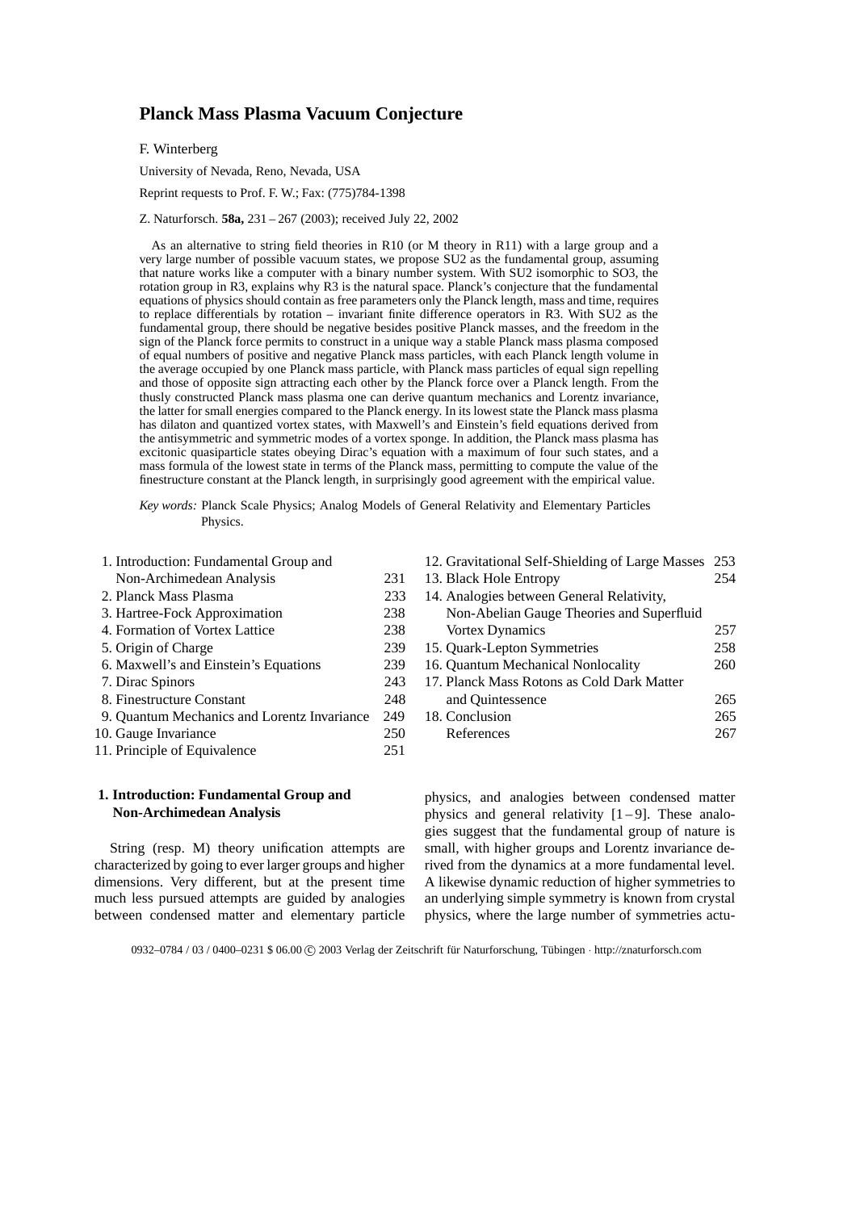# Planck Mass Plasma Vacuum Conjecture

F. Winterberg

University of Nevada, Reno, Nevada, USA

Reprint requests to Prof. F. W.; Fax: (775)784-1398

Z. Naturforsch. **58a,** 231 – 267 (2003); received July 22, 2002

As an alternative to string field theories in R10 (or M theory in R11) with a large group and a very large number of possible vacuum states, we propose SU2 as the fundamental group, assuming that nature works like a computer with a binary number system. With SU2 isomorphic to SO3, the rotation group in R3, explains why R3 is the natural space. Planck's conjecture that the fundamental equations of physics should contain as free parameters only the Planck length, mass and time, requires to replace differentials by rotation – invariant finite difference operators in R3. With SU2 as the fundamental group, there should be negative besides positive Planck masses, and the freedom in the sign of the Planck force permits to construct in a unique way a stable Planck mass plasma composed of equal numbers of positive and negative Planck mass particles, with each Planck length volume in the average occupied by one Planck mass particle, with Planck mass particles of equal sign repelling and those of opposite sign attracting each other by the Planck force over a Planck length. From the thusly constructed Planck mass plasma one can derive quantum mechanics and Lorentz invariance, the latter for small energies compared to the Planck energy. In its lowest state the Planck mass plasma has dilaton and quantized vortex states, with Maxwell's and Einstein's field equations derived from the antisymmetric and symmetric modes of a vortex sponge. In addition, the Planck mass plasma has excitonic quasiparticle states obeying Dirac's equation with a maximum of four such states, and a mass formula of the lowest state in terms of the Planck mass, permitting to compute the value of the finestructure constant at the Planck length, in surprisingly good agreement with the empirical value.

*Key words:* Planck Scale Physics; Analog Models of General Relativity and Elementary Particles Physics.

| | |
|---|---|
| 1. Introduction: Fundamental Group and Non-Archimedean Analysis | 231 |
| 2. Planck Mass Plasma | 233 |
| 3. Hartree-Fock Approximation | 238 |
| 4. Formation of Vortex Lattice | 238 |
| 5. Origin of Charge | 239 |
| 6. Maxwell's and Einstein's Equations | 239 |
| 7. Dirac Spinors | 243 |
| 8. Finestructure Constant | 248 |
| 9. Quantum Mechanics and Lorentz Invariance | 249 |
| 10. Gauge Invariance | 250 |
| 11. Principle of Equivalence | 251 |
| 12. Gravitational Self-Shielding of Large Masses | 253 |
| 13. Black Hole Entropy | 254 |
| 14. Analogies between General Relativity, Non-Abelian Gauge Theories and Superfluid Vortex Dynamics | 257 |
| 15. Quark-Lepton Symmetries | 258 |
| 16. Quantum Mechanical Nonlocality | 260 |
| 17. Planck Mass Rotons as Cold Dark Matter and Quintessence | 265 |
| 18. Conclusion | 265 |
| References | 267 |

## 1. Introduction: Fundamental Group and Non-Archimedean Analysis

String (resp. M) theory unification attempts are characterized by going to ever larger groups and higher dimensions. Very different, but at the present time much less pursued attempts are guided by analogies between condensed matter and elementary particle physics, and analogies between condensed matter physics and general relativity [1 – 9]. These analogies suggest that the fundamental group of nature is small, with higher groups and Lorentz invariance derived from the dynamics at a more fundamental level. A likewise dynamic reduction of higher symmetries to an underlying simple symmetry is known from crystal physics, where the large number of symmetries actu-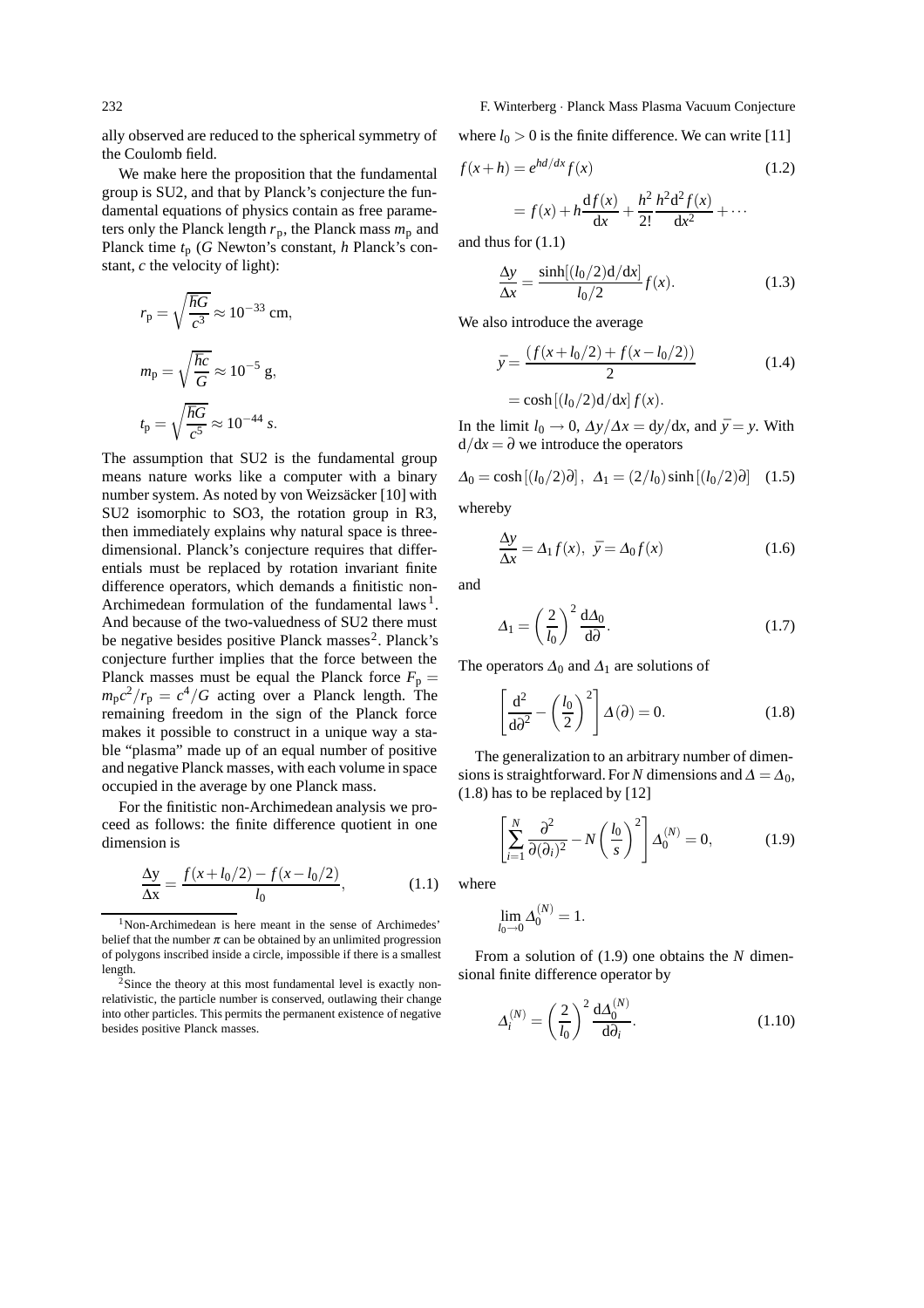ally observed are reduced to the spherical symmetry of the Coulomb field.

We make here the proposition that the fundamental group is SU2, and that by Planck's conjecture the fundamental equations of physics contain as free parameters only the Planck length $r_\text{p}$, the Planck mass $m_\text{p}$ and Planck time $t_\text{p}$ ($G$ Newton's constant, $h$ Planck's constant, $c$ the velocity of light):

$$r_\text{p} = \sqrt{\frac{\hbar G}{c^3}} \approx 10^{-33}\text{ cm},$$

$$m_\text{p} = \sqrt{\frac{\hbar c}{G}} \approx 10^{-5}\text{ g},$$

$$t_\text{p} = \sqrt{\frac{\hbar G}{c^5}} \approx 10^{-44}\ s.$$

The assumption that SU2 is the fundamental group means nature works like a computer with a binary number system. As noted by von Weizsäcker [10] with SU2 isomorphic to SO3, the rotation group in R3, then immediately explains why natural space is three-dimensional. Planck's conjecture requires that differentials must be replaced by rotation invariant finite difference operators, which demands a finitistic non-Archimedean formulation of the fundamental laws[1]. And because of the two-valuedness of SU2 there must be negative besides positive Planck masses[2]. Planck's conjecture further implies that the force between the Planck masses must be equal the Planck force $F_\text{p} = m_\text{p}c^2/r_\text{p} = c^4/G$ acting over a Planck length. The remaining freedom in the sign of the Planck force makes it possible to construct in a unique way a stable "plasma" made up of an equal number of positive and negative Planck masses, with each volume in space occupied in the average by one Planck mass.

For the finitistic non-Archimedean analysis we proceed as follows: the finite difference quotient in one dimension is

$$\frac{\Delta \text{y}}{\Delta \text{x}} = \frac{f(x+l_0/2) - f(x-l_0/2)}{l_0}, \tag{1.1}$$

where $l_0 > 0$ is the finite difference. We can write [11]

$$f(x+h) = e^{hd/dx} f(x) \tag{1.2}$$

$$= f(x) + h\frac{\text{d}f(x)}{\text{d}x} + \frac{h^2}{2!}\frac{h^2\text{d}^2 f(x)}{\text{d}x^2} + \cdots$$

and thus for (1.1)

$$\frac{\Delta y}{\Delta x} = \frac{\sinh[(l_0/2)\text{d}/\text{d}x]}{l_0/2} f(x). \tag{1.3}$$

We also introduce the average

$$\bar{y} = \frac{(f(x+l_0/2) + f(x-l_0/2))}{2} \tag{1.4}$$

$$= \cosh\left[(l_0/2)\text{d}/\text{d}x\right] f(x).$$

In the limit $l_0 \to 0$, $\Delta y/\Delta x = \text{d}y/\text{d}x$, and $\bar{y} = y$. With $\text{d}/\text{d}x = \partial$ we introduce the operators

$$\Delta_0 = \cosh\left[(l_0/2)\partial\right],\ \ \Delta_1 = (2/l_0)\sinh\left[(l_0/2)\partial\right] \tag{1.5}$$

whereby

$$\frac{\Delta y}{\Delta x} = \Delta_1 f(x),\ \ \bar{y} = \Delta_0 f(x) \tag{1.6}$$

and

$$\Delta_1 = \left(\frac{2}{l_0}\right)^2 \frac{\text{d}\Delta_0}{\text{d}\partial}. \tag{1.7}$$

The operators $\Delta_0$ and $\Delta_1$ are solutions of

$$\left[\frac{\text{d}^2}{\text{d}\partial^2} - \left(\frac{l_0}{2}\right)^2\right]\Delta(\partial) = 0. \tag{1.8}$$

The generalization to an arbitrary number of dimensions is straightforward. For $N$ dimensions and $\Delta = \Delta_0$, (1.8) has to be replaced by [12]

$$\left[\sum_{i=1}^{N} \frac{\partial^2}{\partial(\partial_i)^2} - N\left(\frac{l_0}{s}\right)^2\right]\Delta_0^{(N)} = 0, \tag{1.9}$$

where

$$\lim_{l_0 \to 0} \Delta_0^{(N)} = 1.$$

From a solution of (1.9) one obtains the $N$ dimensional finite difference operator by

$$\Delta_i^{(N)} = \left(\frac{2}{l_0}\right)^2 \frac{\text{d}\Delta_0^{(N)}}{\text{d}\partial_i}. \tag{1.10}$$

---

[1] Non-Archimedean is here meant in the sense of Archimedes' belief that the number $\pi$ can be obtained by an unlimited progression of polygons inscribed inside a circle, impossible if there is a smallest length.

[2] Since the theory at this most fundamental level is exactly non-relativistic, the particle number is conserved, outlawing their change into other particles. This permits the permanent existence of negative besides positive Planck masses.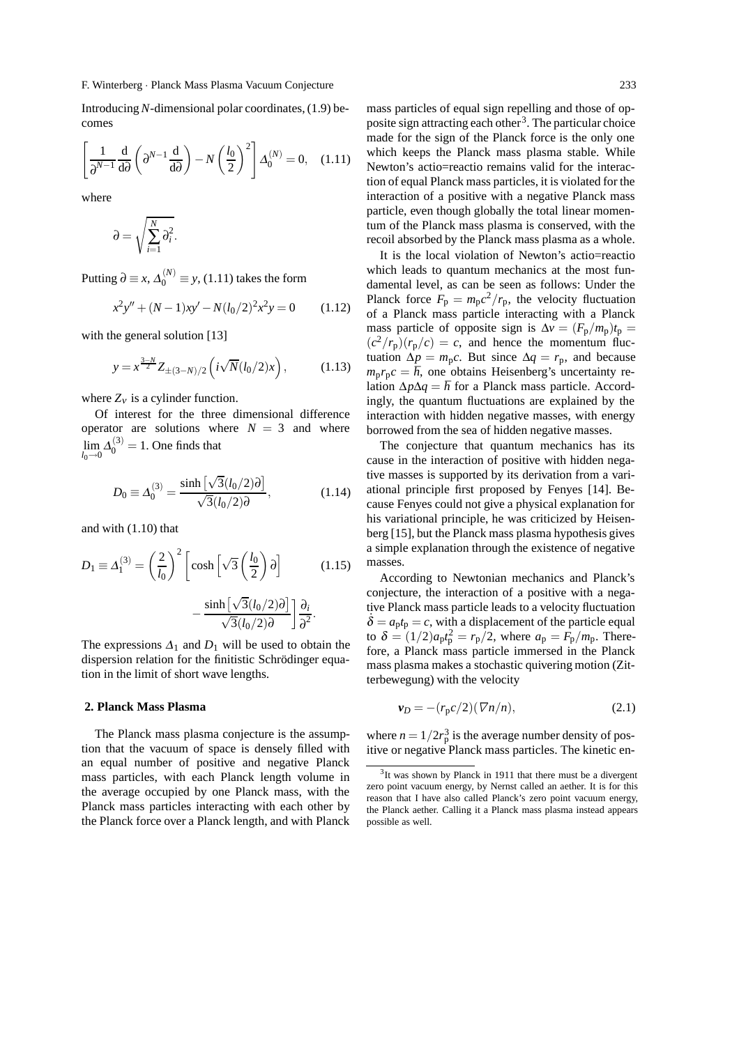Introducing $N$-dimensional polar coordinates, (1.9) becomes

$$\left[\frac{1}{\partial^{N-1}}\frac{\mathrm{d}}{\mathrm{d}\partial}\left(\partial^{N-1}\frac{\mathrm{d}}{\mathrm{d}\partial}\right)-N\left(\frac{l_0}{2}\right)^2\right]\Delta_0^{(N)}=0, \quad (1.11)$$

where

$$\partial=\sqrt{\sum_{i=1}^{N}\partial_i^2}.$$

Putting $\partial \equiv x$, $\Delta_0^{(N)} \equiv y$, (1.11) takes the form

$$x^2y''+(N-1)xy'-N(l_0/2)^2x^2y=0 \quad (1.12)$$

with the general solution [13]

$$y=x^{\frac{3-N}{2}}Z_{\pm(3-N)/2}\left(i\sqrt{N}(l_0/2)x\right), \quad (1.13)$$

where $Z_\nu$ is a cylinder function.

Of interest for the three dimensional difference operator are solutions where $N=3$ and where $\lim\limits_{l_0\to 0}\Delta_0^{(3)}=1$. One finds that

$$D_0\equiv\Delta_0^{(3)}=\frac{\sinh\left[\sqrt{3}(l_0/2)\partial\right]}{\sqrt{3}(l_0/2)\partial}, \quad (1.14)$$

and with (1.10) that

$$D_1\equiv\Delta_1^{(3)}=\left(\frac{2}{l_0}\right)^2\left[\cosh\left[\sqrt{3}\left(\frac{l_0}{2}\right)\partial\right]-\frac{\sinh\left[\sqrt{3}(l_0/2)\partial\right]}{\sqrt{3}(l_0/2)\partial}\right]\frac{\partial_i}{\partial^2}. \quad (1.15)$$

The expressions $\Delta_1$ and $D_1$ will be used to obtain the dispersion relation for the finitistic Schrödinger equation in the limit of short wave lengths.

## 2. Planck Mass Plasma

The Planck mass plasma conjecture is the assumption that the vacuum of space is densely filled with an equal number of positive and negative Planck mass particles, with each Planck length volume in the average occupied by one Planck mass, with the Planck mass particles interacting with each other by the Planck force over a Planck length, and with Planck mass particles of equal sign repelling and those of opposite sign attracting each other[3]. The particular choice made for the sign of the Planck force is the only one which keeps the Planck mass plasma stable. While Newton's actio=reactio remains valid for the interaction of equal Planck mass particles, it is violated for the interaction of a positive with a negative Planck mass particle, even though globally the total linear momentum of the Planck mass plasma is conserved, with the recoil absorbed by the Planck mass plasma as a whole.

It is the local violation of Newton's actio=reactio which leads to quantum mechanics at the most fundamental level, as can be seen as follows: Under the Planck force $F_\mathrm{p}=m_\mathrm{p}c^2/r_\mathrm{p}$, the velocity fluctuation of a Planck mass particle interacting with a Planck mass particle of opposite sign is $\Delta v=(F_\mathrm{p}/m_\mathrm{p})t_\mathrm{p}=(c^2/r_\mathrm{p})(r_\mathrm{p}/c)=c$, and hence the momentum fluctuation $\Delta p=m_\mathrm{p}c$. But since $\Delta q=r_\mathrm{p}$, and because $m_\mathrm{p}r_\mathrm{p}c=\hbar$, one obtains Heisenberg's uncertainty relation $\Delta p\Delta q=\hbar$ for a Planck mass particle. Accordingly, the quantum fluctuations are explained by the interaction with hidden negative masses, with energy borrowed from the sea of hidden negative masses.

The conjecture that quantum mechanics has its cause in the interaction of positive with hidden negative masses is supported by its derivation from a variational principle first proposed by Fenyes [14]. Because Fenyes could not give a physical explanation for his variational principle, he was criticized by Heisenberg [15], but the Planck mass plasma hypothesis gives a simple explanation through the existence of negative masses.

According to Newtonian mechanics and Planck's conjecture, the interaction of a positive with a negative Planck mass particle leads to a velocity fluctuation $\delta=a_\mathrm{p}t_\mathrm{p}=c$, with a displacement of the particle equal to $\delta=(1/2)a_\mathrm{p}t_\mathrm{p}^2=r_\mathrm{p}/2$, where $a_\mathrm{p}=F_\mathrm{p}/m_\mathrm{p}$. Therefore, a Planck mass particle immersed in the Planck mass plasma makes a stochastic quivering motion (Zitterbewegung) with the velocity

$$\boldsymbol{v}_D=-(r_\mathrm{p}c/2)(\nabla n/n), \quad (2.1)$$

where $n=1/2r_\mathrm{p}^3$ is the average number density of positive or negative Planck mass particles. The kinetic en-

[3] It was shown by Planck in 1911 that there must be a divergent zero point vacuum energy, by Nernst called an aether. It is for this reason that I have also called Planck's zero point vacuum energy, the Planck aether. Calling it a Planck mass plasma instead appears possible as well.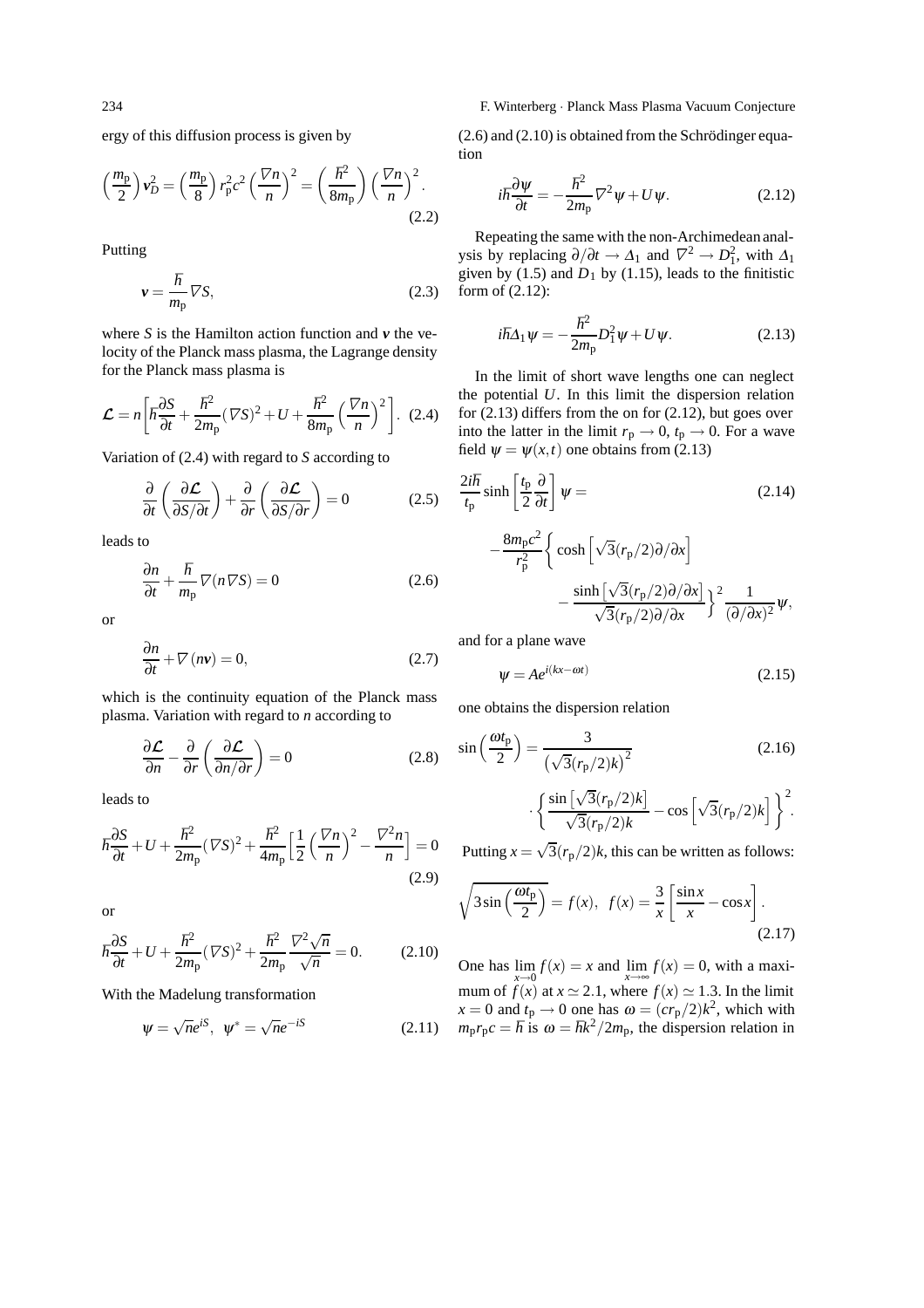ergy of this diffusion process is given by

$$\left(\frac{m_p}{2}\right) v_D^2 = \left(\frac{m_p}{8}\right) r_p^2 c^2 \left(\frac{\nabla n}{n}\right)^2 = \left(\frac{\hbar^2}{8m_p}\right)\left(\frac{\nabla n}{n}\right)^2. \tag{2.2}$$

Putting

$$\boldsymbol{v} = \frac{\hbar}{m_p}\nabla S, \tag{2.3}$$

where $S$ is the Hamilton action function and $\boldsymbol{v}$ the velocity of the Planck mass plasma, the Lagrange density for the Planck mass plasma is

$$\mathcal{L} = n\left[\hbar\frac{\partial S}{\partial t} + \frac{\hbar^2}{2m_p}(\nabla S)^2 + U + \frac{\hbar^2}{8m_p}\left(\frac{\nabla n}{n}\right)^2\right]. \tag{2.4}$$

Variation of (2.4) with regard to $S$ according to

$$\frac{\partial}{\partial t}\left(\frac{\partial \mathcal{L}}{\partial S/\partial t}\right) + \frac{\partial}{\partial r}\left(\frac{\partial \mathcal{L}}{\partial S/\partial r}\right) = 0 \tag{2.5}$$

leads to

$$\frac{\partial n}{\partial t} + \frac{\hbar}{m_p}\nabla(n\nabla S) = 0 \tag{2.6}$$

or

$$\frac{\partial n}{\partial t} + \nabla(n\boldsymbol{v}) = 0, \tag{2.7}$$

which is the continuity equation of the Planck mass plasma. Variation with regard to $n$ according to

$$\frac{\partial \mathcal{L}}{\partial n} - \frac{\partial}{\partial r}\left(\frac{\partial \mathcal{L}}{\partial n/\partial r}\right) = 0 \tag{2.8}$$

leads to

$$\hbar\frac{\partial S}{\partial t} + U + \frac{\hbar^2}{2m_p}(\nabla S)^2 + \frac{\hbar^2}{4m_p}\left[\frac{1}{2}\left(\frac{\nabla n}{n}\right)^2 - \frac{\nabla^2 n}{n}\right] = 0 \tag{2.9}$$

or

$$\hbar\frac{\partial S}{\partial t} + U + \frac{\hbar^2}{2m_p}(\nabla S)^2 + \frac{\hbar^2}{2m_p}\frac{\nabla^2\sqrt{n}}{\sqrt{n}} = 0. \tag{2.10}$$

With the Madelung transformation

$$\psi = \sqrt{n}e^{iS}, \quad \psi^* = \sqrt{n}e^{-iS} \tag{2.11}$$

(2.6) and (2.10) is obtained from the Schrödinger equation

$$i\hbar\frac{\partial \psi}{\partial t} = -\frac{\hbar^2}{2m_p}\nabla^2\psi + U\psi. \tag{2.12}$$

Repeating the same with the non-Archimedean analysis by replacing $\partial/\partial t \to \Delta_1$ and $\nabla^2 \to D_1^2$, with $\Delta_1$ given by (1.5) and $D_1$ by (1.15), leads to the finitistic form of (2.12):

$$i\hbar\Delta_1\psi = -\frac{\hbar^2}{2m_p}D_1^2\psi + U\psi. \tag{2.13}$$

In the limit of short wave lengths one can neglect the potential $U$. In this limit the dispersion relation for (2.13) differs from the on for (2.12), but goes over into the latter in the limit $r_p \to 0$, $t_p \to 0$. For a wave field $\psi = \psi(x,t)$ one obtains from (2.13)

$$\frac{2i\hbar}{t_p}\sinh\left[\frac{t_p}{2}\frac{\partial}{\partial t}\right]\psi = \tag{2.14}$$

$$-\frac{8m_p c^2}{r_p^2}\left\{\cosh\left[\sqrt{3}(r_p/2)\partial/\partial x\right] - \frac{\sinh\left[\sqrt{3}(r_p/2)\partial/\partial x\right]}{\sqrt{3}(r_p/2)\partial/\partial x}\right\}^2\frac{1}{(\partial/\partial x)^2}\psi,$$

and for a plane wave

$$\psi = Ae^{i(kx-\omega t)} \tag{2.15}$$

one obtains the dispersion relation

$$\sin\left(\frac{\omega t_p}{2}\right) = \frac{3}{\left(\sqrt{3}(r_p/2)k\right)^2} \tag{2.16}$$

$$\cdot\left\{\frac{\sin\left[\sqrt{3}(r_p/2)k\right]}{\sqrt{3}(r_p/2)k} - \cos\left[\sqrt{3}(r_p/2)k\right]\right\}^2.$$

Putting $x = \sqrt{3}(r_p/2)k$, this can be written as follows:

$$\sqrt{3\sin\left(\frac{\omega t_p}{2}\right)} = f(x), \quad f(x) = \frac{3}{x}\left[\frac{\sin x}{x} - \cos x\right]. \tag{2.17}$$

One has $\lim_{x\to 0} f(x) = x$ and $\lim_{x\to\infty} f(x) = 0$, with a maximum of $f(x)$ at $x \simeq 2.1$, where $f(x) \simeq 1.3$. In the limit $x = 0$ and $t_p \to 0$ one has $\omega = (cr_p/2)k^2$, which with $m_p r_p c = \hbar$ is $\omega = \hbar k^2/2m_p$, the dispersion relation in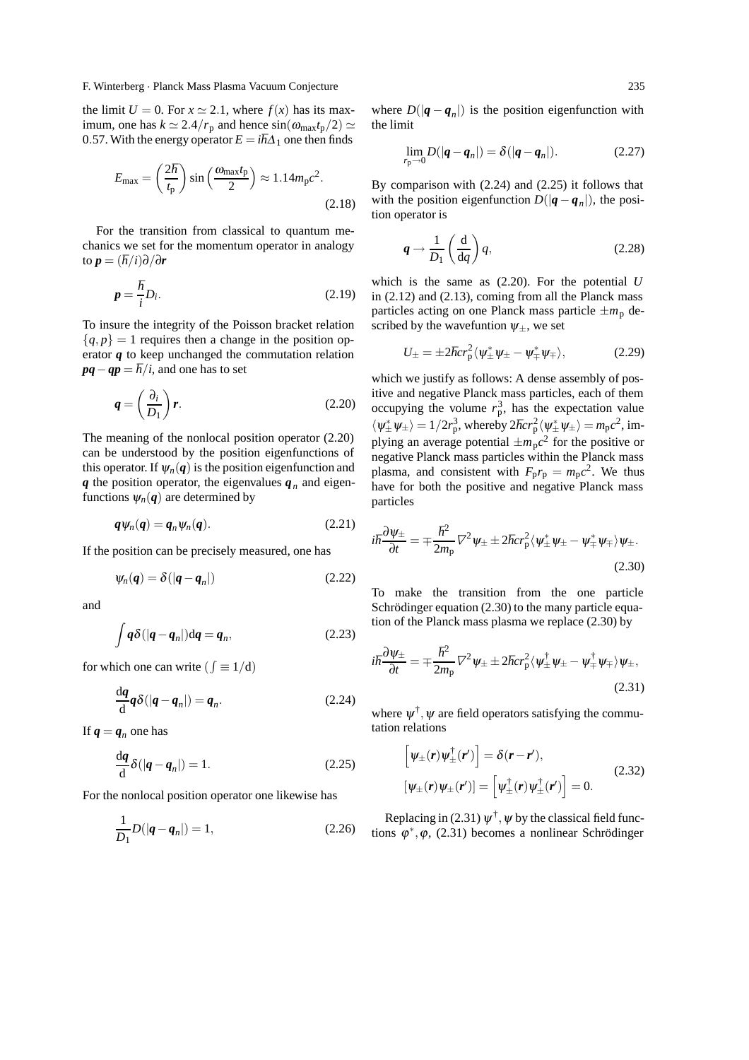the limit $U = 0$. For $x \simeq 2.1$, where $f(x)$ has its maximum, one has $k \simeq 2.4/r_\mathrm{p}$ and hence $\sin(\omega_\mathrm{max} t_\mathrm{p}/2) \simeq 0.57$. With the energy operator $E = i\hbar\Delta_1$ one then finds

$$E_\mathrm{max} = \left(\frac{2\hbar}{t_\mathrm{p}}\right)\sin\left(\frac{\omega_\mathrm{max} t_\mathrm{p}}{2}\right) \approx 1.14 m_\mathrm{p} c^2. \tag{2.18}$$

For the transition from classical to quantum mechanics we set for the momentum operator in analogy to $\boldsymbol{p} = (\hbar/i)\partial/\partial\boldsymbol{r}$

$$\boldsymbol{p} = \frac{\hbar}{i} D_i. \tag{2.19}$$

To insure the integrity of the Poisson bracket relation $\{q,p\} = 1$ requires then a change in the position operator $\boldsymbol{q}$ to keep unchanged the commutation relation $\boldsymbol{pq} - \boldsymbol{qp} = \hbar/i$, and one has to set

$$\boldsymbol{q} = \left(\frac{\partial_i}{D_1}\right)\boldsymbol{r}. \tag{2.20}$$

The meaning of the nonlocal position operator (2.20) can be understood by the position eigenfunctions of this operator. If $\psi_n(\boldsymbol{q})$ is the position eigenfunction and $\boldsymbol{q}$ the position operator, the eigenvalues $\boldsymbol{q}_n$ and eigenfunctions $\psi_n(\boldsymbol{q})$ are determined by

$$\boldsymbol{q}\psi_n(\boldsymbol{q}) = \boldsymbol{q}_n \psi_n(\boldsymbol{q}). \tag{2.21}$$

If the position can be precisely measured, one has

$$\psi_n(\boldsymbol{q}) = \delta(|\boldsymbol{q} - \boldsymbol{q}_n|) \tag{2.22}$$

and

$$\int \boldsymbol{q}\delta(|\boldsymbol{q} - \boldsymbol{q}_n|)\mathrm{d}\boldsymbol{q} = \boldsymbol{q}_n, \tag{2.23}$$

for which one can write ($\int \equiv 1/\mathrm{d}$)

$$\frac{\mathrm{d}\boldsymbol{q}}{\mathrm{d}}\boldsymbol{q}\delta(|\boldsymbol{q} - \boldsymbol{q}_n|) = \boldsymbol{q}_n. \tag{2.24}$$

If $\boldsymbol{q} = \boldsymbol{q}_n$ one has

$$\frac{\mathrm{d}\boldsymbol{q}}{\mathrm{d}}\delta(|\boldsymbol{q} - \boldsymbol{q}_n|) = 1. \tag{2.25}$$

For the nonlocal position operator one likewise has

$$\frac{1}{D_1} D(|\boldsymbol{q} - \boldsymbol{q}_n|) = 1, \tag{2.26}$$

where $D(|\boldsymbol{q} - \boldsymbol{q}_n|)$ is the position eigenfunction with the limit

$$\lim_{r_\mathrm{p}\to 0} D(|\boldsymbol{q} - \boldsymbol{q}_n|) = \delta(|\boldsymbol{q} - \boldsymbol{q}_n|). \tag{2.27}$$

By comparison with (2.24) and (2.25) it follows that with the position eigenfunction $D(|\boldsymbol{q} - \boldsymbol{q}_n|)$, the position operator is

$$\boldsymbol{q} \to \frac{1}{D_1}\left(\frac{\mathrm{d}}{\mathrm{d}q}\right) q, \tag{2.28}$$

which is the same as (2.20). For the potential $U$ in (2.12) and (2.13), coming from all the Planck mass particles acting on one Planck mass particle $\pm m_\mathrm{p}$ described by the wavefuntion $\psi_\pm$, we set

$$U_\pm = \pm 2\hbar c r_\mathrm{p}^2 \langle \psi_\pm^* \psi_\pm - \psi_\mp^* \psi_\mp \rangle, \tag{2.29}$$

which we justify as follows: A dense assembly of positive and negative Planck mass particles, each of them occupying the volume $r_\mathrm{p}^3$, has the expectation value $\langle \psi_\pm^* \psi_\pm \rangle = 1/2r_\mathrm{p}^3$, whereby $2\hbar c r_\mathrm{p}^2 \langle \psi_\pm^* \psi_\pm \rangle = m_\mathrm{p} c^2$, implying an average potential $\pm m_\mathrm{p} c^2$ for the positive or negative Planck mass particles within the Planck mass plasma, and consistent with $F_\mathrm{p} r_\mathrm{p} = m_\mathrm{p} c^2$. We thus have for both the positive and negative Planck mass particles

$$i\hbar\frac{\partial \psi_\pm}{\partial t} = \mp\frac{\hbar^2}{2m_\mathrm{p}}\nabla^2\psi_\pm \pm 2\hbar c r_\mathrm{p}^2 \langle \psi_\pm^* \psi_\pm - \psi_\mp^* \psi_\mp \rangle \psi_\pm. \tag{2.30}$$

To make the transition from the one particle Schrödinger equation (2.30) to the many particle equation of the Planck mass plasma we replace (2.30) by

$$i\hbar\frac{\partial \psi_\pm}{\partial t} = \mp\frac{\hbar^2}{2m_\mathrm{p}}\nabla^2\psi_\pm \pm 2\hbar c r_\mathrm{p}^2 \langle \psi_\pm^\dagger \psi_\pm - \psi_\mp^\dagger \psi_\mp \rangle \psi_\pm, \tag{2.31}$$

where $\psi^\dagger, \psi$ are field operators satisfying the commutation relations

$$\begin{aligned} \left[\psi_\pm(\boldsymbol{r})\psi_\pm^\dagger(\boldsymbol{r}')\right] &= \delta(\boldsymbol{r} - \boldsymbol{r}'), \\ \left[\psi_\pm(\boldsymbol{r})\psi_\pm(\boldsymbol{r}')\right] &= \left[\psi_\pm^\dagger(\boldsymbol{r})\psi_\pm^\dagger(\boldsymbol{r}')\right] = 0. \end{aligned} \tag{2.32}$$

Replacing in (2.31) $\psi^\dagger, \psi$ by the classical field functions $\varphi^*, \varphi$, (2.31) becomes a nonlinear Schrödinger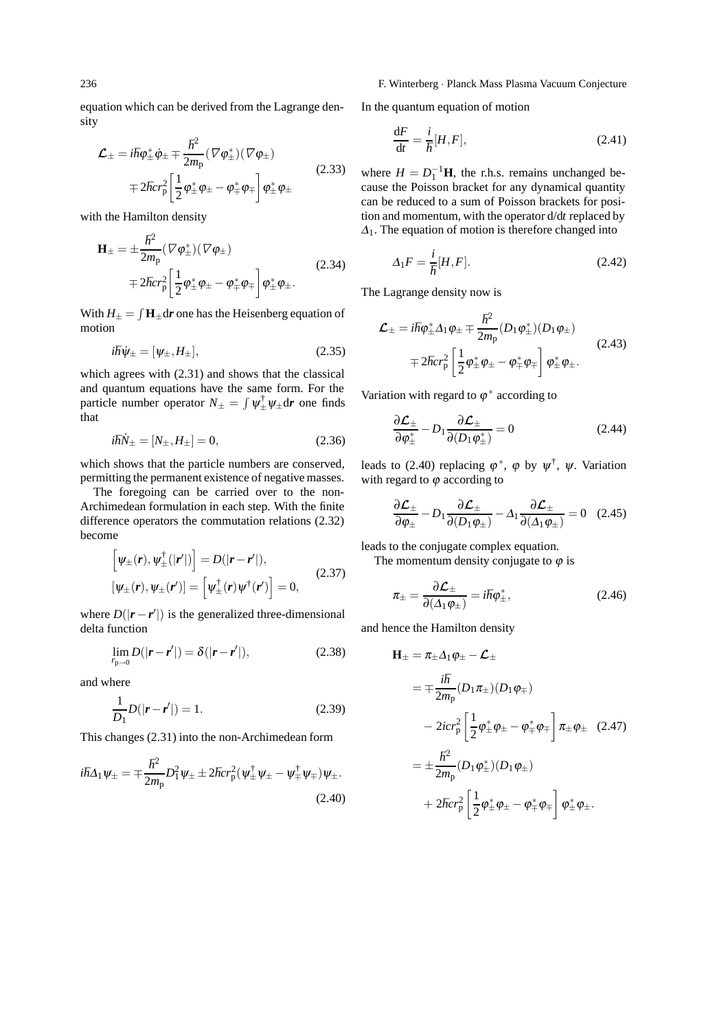equation which can be derived from the Lagrange density

$$\mathcal{L}_\pm = i\hbar\varphi^*_\pm \dot{\varphi}_\pm \mp \frac{\hbar^2}{2m_\mathrm{p}}(\nabla\varphi^*_\pm)(\nabla\varphi_\pm) \mp 2\hbar c r_\mathrm{p}^2 \left[\frac{1}{2}\varphi^*_\pm\varphi_\pm - \varphi^*_\mp\varphi_\mp\right]\varphi^*_\pm\varphi_\pm \tag{2.33}$$

with the Hamilton density

$$\mathbf{H}_\pm = \pm\frac{\hbar^2}{2m_\mathrm{p}}(\nabla\varphi^*_\pm)(\nabla\varphi_\pm) \mp 2\hbar c r_\mathrm{p}^2 \left[\frac{1}{2}\varphi^*_\pm\varphi_\pm - \varphi^*_\mp\varphi_\mp\right]\varphi^*_\pm\varphi_\pm. \tag{2.34}$$

With $H_\pm = \int \mathbf{H}_\pm \mathrm{d}\boldsymbol{r}$ one has the Heisenberg equation of motion

$$i\hbar\dot{\psi}_\pm = [\psi_\pm, H_\pm], \tag{2.35}$$

which agrees with (2.31) and shows that the classical and quantum equations have the same form. For the particle number operator $N_\pm = \int \psi^\dagger_\pm \psi_\pm \mathrm{d}\boldsymbol{r}$ one finds that

$$i\hbar\dot{N}_\pm = [N_\pm, H_\pm] = 0, \tag{2.36}$$

which shows that the particle numbers are conserved, permitting the permanent existence of negative masses.

The foregoing can be carried over to the non-Archimedean formulation in each step. With the finite difference operators the commutation relations (2.32) become

$$\left[\psi_\pm(\boldsymbol{r}), \psi^\dagger_\pm(|\boldsymbol{r}'|)\right] = D(|\boldsymbol{r}-\boldsymbol{r}'|),$$
$$[\psi_\pm(\boldsymbol{r}), \psi_\pm(\boldsymbol{r}')] = \left[\psi^\dagger_\pm(\boldsymbol{r})\psi^\dagger(\boldsymbol{r}')\right] = 0, \tag{2.37}$$

where $D(|\boldsymbol{r}-\boldsymbol{r}'|)$ is the generalized three-dimensional delta function

$$\lim_{r_\mathrm{p}\to 0} D(|\boldsymbol{r}-\boldsymbol{r}'|) = \delta(|\boldsymbol{r}-\boldsymbol{r}'|), \tag{2.38}$$

and where

$$\frac{1}{D_1}D(|\boldsymbol{r}-\boldsymbol{r}'|) = 1. \tag{2.39}$$

This changes (2.31) into the non-Archimedean form

$$i\hbar\Delta_1\psi_\pm = \mp\frac{\hbar^2}{2m_\mathrm{p}}D_1^2\psi_\pm \pm 2\hbar c r_\mathrm{p}^2(\psi^\dagger_\pm\psi_\pm - \psi^\dagger_\mp\psi_\mp)\psi_\pm. \tag{2.40}$$

In the quantum equation of motion

$$\frac{\mathrm{d}F}{\mathrm{d}t} = \frac{i}{\hbar}[H, F], \tag{2.41}$$

where $H = D_1^{-1}\mathbf{H}$, the r.h.s. remains unchanged because the Poisson bracket for any dynamical quantity can be reduced to a sum of Poisson brackets for position and momentum, with the operator $\mathrm{d}/\mathrm{d}t$ replaced by $\Delta_1$. The equation of motion is therefore changed into

$$\Delta_1 F = \frac{i}{\hbar}[H, F]. \tag{2.42}$$

The Lagrange density now is

$$\mathcal{L}_\pm = i\hbar\varphi^*_\pm\Delta_1\varphi_\pm \mp \frac{\hbar^2}{2m_\mathrm{p}}(D_1\varphi^*_\pm)(D_1\varphi_\pm) \mp 2\hbar c r_\mathrm{p}^2\left[\frac{1}{2}\varphi^*_\pm\varphi_\pm - \varphi^*_\mp\varphi_\mp\right]\varphi^*_\pm\varphi_\pm. \tag{2.43}$$

Variation with regard to $\varphi^*$ according to

$$\frac{\partial\mathcal{L}_\pm}{\partial\varphi^*_\pm} - D_1\frac{\partial\mathcal{L}_\pm}{\partial(D_1\varphi^*_\pm)} = 0 \tag{2.44}$$

leads to (2.40) replacing $\varphi^*$, $\varphi$ by $\psi^\dagger$, $\psi$. Variation with regard to $\varphi$ according to

$$\frac{\partial\mathcal{L}_\pm}{\partial\varphi_\pm} - D_1\frac{\partial\mathcal{L}_\pm}{\partial(D_1\varphi_\pm)} - \Delta_1\frac{\partial\mathcal{L}_\pm}{\partial(\Delta_1\varphi_\pm)} = 0 \tag{2.45}$$

leads to the conjugate complex equation.

The momentum density conjugate to $\varphi$ is

$$\pi_\pm = \frac{\partial\mathcal{L}_\pm}{\partial(\Delta_1\varphi_\pm)} = i\hbar\varphi^*_\pm, \tag{2.46}$$

and hence the Hamilton density

$$\begin{aligned}\mathbf{H}_\pm &= \pi_\pm\Delta_1\varphi_\pm - \mathcal{L}_\pm \\ &= \mp\frac{i\hbar}{2m_\mathrm{p}}(D_1\pi_\pm)(D_1\varphi_\mp) \\ &\quad - 2icr_\mathrm{p}^2\left[\frac{1}{2}\varphi^*_\pm\varphi_\pm - \varphi^*_\mp\varphi_\mp\right]\pi_\pm\varphi_\pm \\ &= \pm\frac{\hbar^2}{2m_\mathrm{p}}(D_1\varphi^*_\pm)(D_1\varphi_\pm) \\ &\quad + 2\hbar c r_\mathrm{p}^2\left[\frac{1}{2}\varphi^*_\pm\varphi_\pm - \varphi^*_\mp\varphi_\mp\right]\varphi^*_\pm\varphi_\pm.\end{aligned} \tag{2.47}$$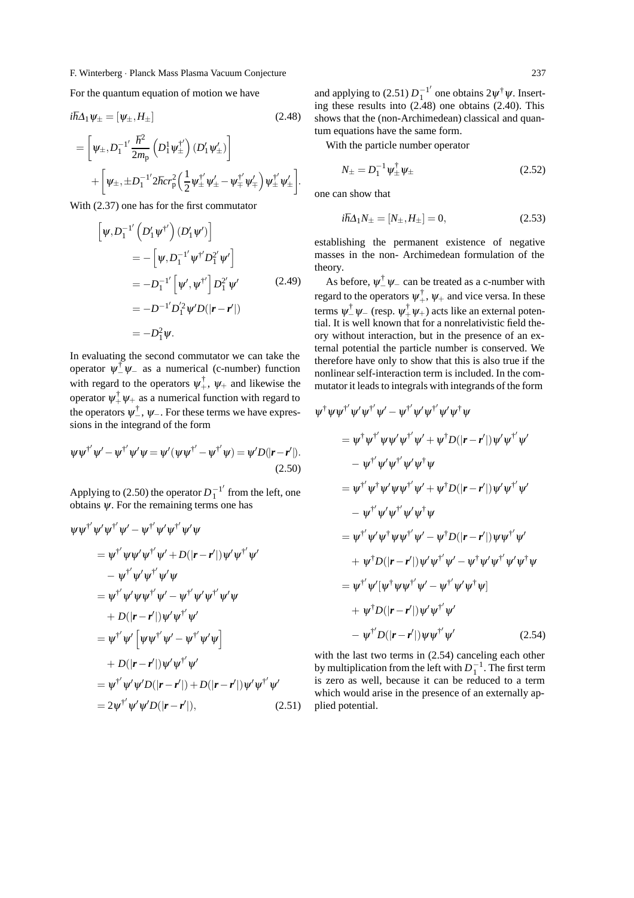For the quantum equation of motion we have

$$
\begin{aligned}
i\hbar\Delta_1\psi_\pm &= [\psi_\pm, H_\pm] \qquad (2.48)\\
&= \left[\psi_\pm, D_1^{-1'}\frac{\hbar^2}{2m_\mathrm{p}}\left(D_1^1\psi_\pm^{\dagger'}\right)(D_1'\psi_\pm')\right]\\
&\quad + \left[\psi_\pm, \pm D_1^{-1'} 2\hbar c r_\mathrm{p}^2\left(\frac{1}{2}\psi_\pm^{\dagger'}\psi_\pm' - \psi_\mp^{\dagger'}\psi_\mp'\right)\psi_\pm^{\dagger'}\psi_\pm'\right].
\end{aligned}
$$

With (2.37) one has for the first commutator

$$
\begin{aligned}
&\left[\psi, D_1^{-1'}\left(D_1'\psi^{\dagger'}\right)(D_1'\psi')\right]\\
&\quad = -\left[\psi, D_1^{-1'}\psi^{\dagger'}D_1^{2'}\psi'\right]\\
&\quad = -D_1^{-1'}\left[\psi', \psi^{\dagger'}\right]D_1^{2'}\psi' \qquad (2.49)\\
&\quad = -D^{-1'}D_1'^2\psi' D(|\mathbf{r}-\mathbf{r}'|)\\
&\quad = -D_1^2\psi.
\end{aligned}
$$

In evaluating the second commutator we can take the operator $\psi_-^\dagger\psi_-$ as a numerical (c-number) function with regard to the operators $\psi_+^\dagger$, $\psi_+$ and likewise the operator $\psi_+^\dagger\psi_+$ as a numerical function with regard to the operators $\psi_-^\dagger$, $\psi_-$. For these terms we have expressions in the integrand of the form

$$
\psi\psi^{\dagger'}\psi' - \psi^{\dagger'}\psi'\psi = \psi'(\psi\psi^{\dagger'} - \psi^{\dagger'}\psi) = \psi' D(|\mathbf{r}-\mathbf{r}'|). \qquad (2.50)
$$

Applying to (2.50) the operator $D_1^{-1'}$ from the left, one obtains $\psi$. For the remaining terms one has

$$
\begin{aligned}
&\psi\psi^{\dagger'}\psi'\psi^{\dagger'}\psi' - \psi^{\dagger'}\psi'\psi^{\dagger'}\psi'\psi\\
&\quad = \psi^{\dagger'}\psi\psi'\psi^{\dagger'}\psi' + D(|\mathbf{r}-\mathbf{r}'|)\psi'\psi^{\dagger'}\psi'\\
&\qquad - \psi^{\dagger'}\psi'\psi^{\dagger'}\psi'\psi\\
&\quad = \psi^{\dagger'}\psi'\psi\psi^{\dagger'}\psi' - \psi^{\dagger'}\psi'\psi^{\dagger'}\psi'\psi\\
&\qquad + D(|\mathbf{r}-\mathbf{r}'|)\psi'\psi^{\dagger'}\psi'\\
&\quad = \psi^{\dagger'}\psi'\left[\psi\psi^{\dagger'}\psi' - \psi^{\dagger'}\psi'\psi\right]\\
&\qquad + D(|\mathbf{r}-\mathbf{r}'|)\psi'\psi^{\dagger'}\psi'\\
&\quad = \psi^{\dagger'}\psi'\psi' D(|\mathbf{r}-\mathbf{r}'|) + D(|\mathbf{r}-\mathbf{r}'|)\psi'\psi^{\dagger'}\psi'\\
&\quad = 2\psi^{\dagger'}\psi'\psi' D(|\mathbf{r}-\mathbf{r}'|), \qquad (2.51)
\end{aligned}
$$

and applying to (2.51) $D_1^{-1'}$ one obtains $2\psi^\dagger\psi$. Inserting these results into (2.48) one obtains (2.40). This shows that the (non-Archimedean) classical and quantum equations have the same form.

With the particle number operator

$$
N_\pm = D_1^{-1}\psi_\pm^\dagger\psi_\pm \qquad (2.52)
$$

one can show that

$$
i\hbar\Delta_1 N_\pm = [N_\pm, H_\pm] = 0, \qquad (2.53)
$$

establishing the permanent existence of negative masses in the non- Archimedean formulation of the theory.

As before, $\psi_-^\dagger\psi_-$ can be treated as a c-number with regard to the operators $\psi_+^\dagger$, $\psi_+$ and vice versa. In these terms $\psi_-^\dagger\psi_-$ (resp. $\psi_+^\dagger\psi_+$) acts like an external potential. It is well known that for a nonrelativistic field theory without interaction, but in the presence of an external potential the particle number is conserved. We therefore have only to show that this is also true if the nonlinear self-interaction term is included. In the commutator it leads to integrals with integrands of the form

$$
\begin{aligned}
&\psi^\dagger\psi\psi^{\dagger'}\psi'\psi^{\dagger'}\psi' - \psi^{\dagger'}\psi'\psi^{\dagger'}\psi'\psi^\dagger\psi\\
&\quad = \psi^\dagger\psi^{\dagger'}\psi\psi'\psi^{\dagger'}\psi' + \psi^\dagger D(|\mathbf{r}-\mathbf{r}'|)\psi'\psi^{\dagger'}\psi'\\
&\qquad - \psi^{\dagger'}\psi'\psi^{\dagger'}\psi'\psi^\dagger\psi\\
&\quad = \psi^{\dagger'}\psi^\dagger\psi'\psi\psi^{\dagger'}\psi' + \psi^\dagger D(|\mathbf{r}-\mathbf{r}'|)\psi'\psi^{\dagger'}\psi'\\
&\qquad - \psi^{\dagger'}\psi'\psi^{\dagger'}\psi'\psi^\dagger\psi\\
&\quad = \psi^{\dagger'}\psi'\psi^\dagger\psi\psi^{\dagger'}\psi' - \psi^{\dagger'}D(|\mathbf{r}-\mathbf{r}'|)\psi\psi^{\dagger'}\psi'\\
&\qquad + \psi^\dagger D(|\mathbf{r}-\mathbf{r}'|)\psi'\psi^{\dagger'}\psi' - \psi^\dagger\psi'\psi^{\dagger'}\psi'\psi^\dagger\psi\\
&\quad = \psi^{\dagger'}\psi'[\psi^\dagger\psi\psi^{\dagger'}\psi' - \psi^{\dagger'}\psi'\psi^\dagger\psi]\\
&\qquad + \psi^\dagger D(|\mathbf{r}-\mathbf{r}'|)\psi'\psi^{\dagger'}\psi'\\
&\qquad - \psi^{\dagger'}D(|\mathbf{r}-\mathbf{r}'|)\psi\psi^{\dagger'}\psi' \qquad (2.54)
\end{aligned}
$$

with the last two terms in (2.54) canceling each other by multiplication from the left with $D_1^{-1}$. The first term is zero as well, because it can be reduced to a term which would arise in the presence of an externally applied potential.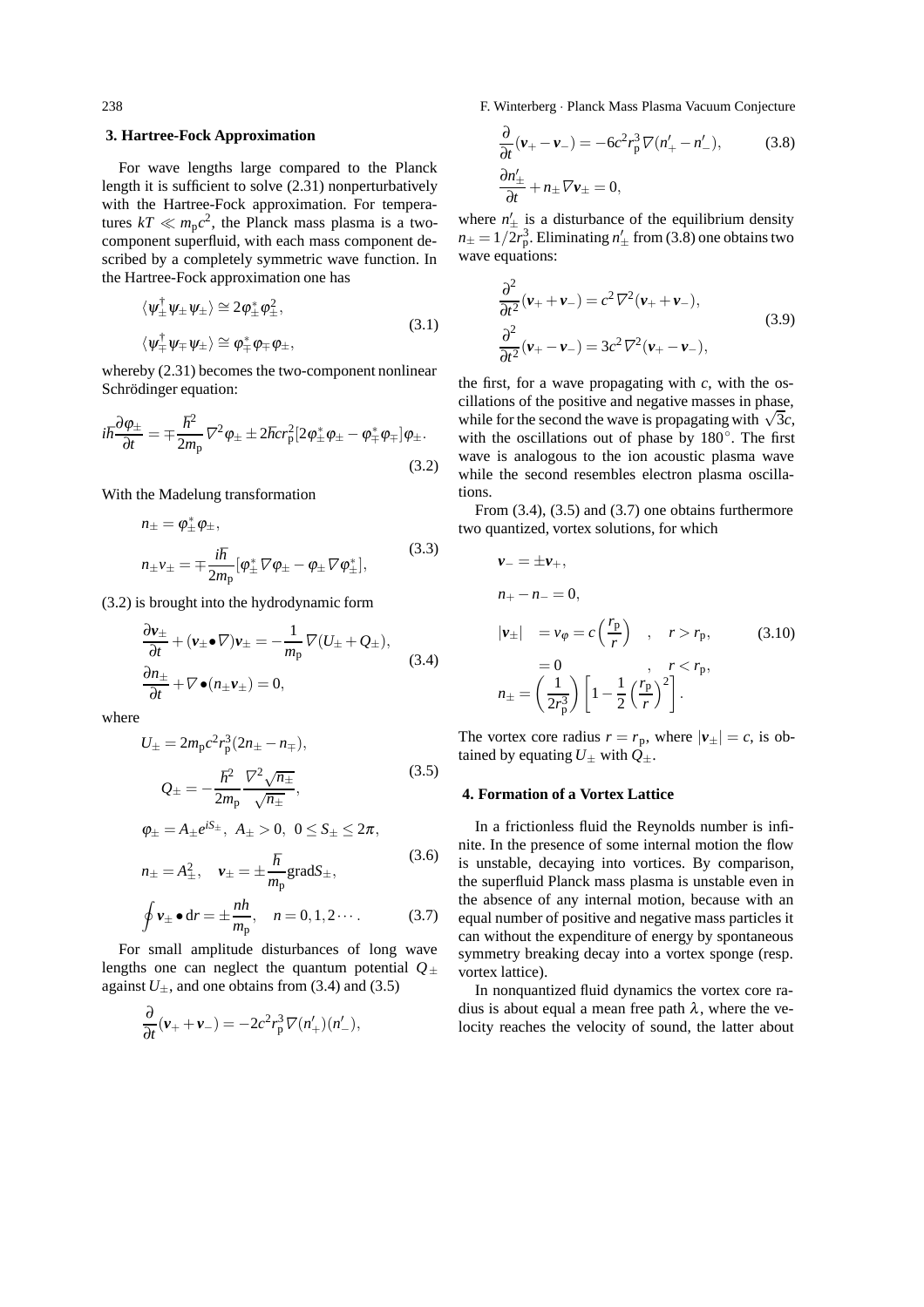## 3. Hartree-Fock Approximation

For wave lengths large compared to the Planck length it is sufficient to solve (2.31) nonperturbatively with the Hartree-Fock approximation. For temperatures $kT \ll m_p c^2$, the Planck mass plasma is a two-component superfluid, with each mass component described by a completely symmetric wave function. In the Hartree-Fock approximation one has

$$
\begin{aligned}
\langle \psi_\pm^\dagger \psi_\pm \psi_\pm \rangle &\cong 2\varphi_\pm^* \varphi_\pm^2, \\
\langle \psi_\mp^\dagger \psi_\mp \psi_\pm \rangle &\cong \varphi_\mp^* \varphi_\mp \varphi_\pm,
\end{aligned}
\tag{3.1}
$$

whereby (2.31) becomes the two-component nonlinear Schrödinger equation:

$$
i\hbar \frac{\partial \varphi_\pm}{\partial t} = \mp \frac{\hbar^2}{2m_p} \nabla^2 \varphi_\pm \pm 2\hbar c r_p^2 [2\varphi_\pm^* \varphi_\pm - \varphi_\mp^* \varphi_\mp] \varphi_\pm .
\tag{3.2}
$$

With the Madelung transformation

$$
\begin{aligned}
n_\pm &= \varphi_\pm^* \varphi_\pm, \\
n_\pm v_\pm &= \mp \frac{i\hbar}{2m_p} [\varphi_\pm^* \nabla \varphi_\pm - \varphi_\pm \nabla \varphi_\pm^*],
\end{aligned}
\tag{3.3}
$$

(3.2) is brought into the hydrodynamic form

$$
\begin{aligned}
\frac{\partial \boldsymbol{v}_\pm}{\partial t} + (\boldsymbol{v}_\pm \bullet \nabla) \boldsymbol{v}_\pm &= -\frac{1}{m_p} \nabla (U_\pm + Q_\pm), \\
\frac{\partial n_\pm}{\partial t} + \nabla \bullet (n_\pm \boldsymbol{v}_\pm) &= 0,
\end{aligned}
\tag{3.4}
$$

where

$$
\begin{aligned}
U_\pm &= 2m_p c^2 r_p^3 (2n_\pm - n_\mp), \\
Q_\pm &= -\frac{\hbar^2}{2m_p} \frac{\nabla^2 \sqrt{n_\pm}}{\sqrt{n_\pm}},
\end{aligned}
\tag{3.5}
$$

$$
\begin{aligned}
\varphi_\pm &= A_\pm e^{iS_\pm}, \ A_\pm > 0, \ 0 \le S_\pm \le 2\pi, \\
n_\pm &= A_\pm^2, \quad \boldsymbol{v}_\pm = \pm \frac{\hbar}{m_p} \mathrm{grad} S_\pm,
\end{aligned}
\tag{3.6}
$$

$$
\oint \boldsymbol{v}_\pm \bullet \mathrm{d}\boldsymbol{r} = \pm \frac{nh}{m_p}, \quad n = 0, 1, 2 \cdots .
\tag{3.7}
$$

For small amplitude disturbances of long wave lengths one can neglect the quantum potential $Q_\pm$ against $U_\pm$, and one obtains from (3.4) and (3.5)

$$
\begin{aligned}
\frac{\partial}{\partial t} (\boldsymbol{v}_+ + \boldsymbol{v}_-) &= -2c^2 r_p^3 \nabla (n'_+)(n'_-), \\
\frac{\partial}{\partial t} (\boldsymbol{v}_+ - \boldsymbol{v}_-) &= -6c^2 r_p^3 \nabla (n'_+ - n'_-), \\
\frac{\partial n'_\pm}{\partial t} + n_\pm \nabla \boldsymbol{v}_\pm &= 0,
\end{aligned}
\tag{3.8}
$$

where $n'_\pm$ is a disturbance of the equilibrium density $n_\pm = 1/2r_p^3$. Eliminating $n'_\pm$ from (3.8) one obtains two wave equations:

$$
\begin{aligned}
\frac{\partial^2}{\partial t^2} (\boldsymbol{v}_+ + \boldsymbol{v}_-) &= c^2 \nabla^2 (\boldsymbol{v}_+ + \boldsymbol{v}_-), \\
\frac{\partial^2}{\partial t^2} (\boldsymbol{v}_+ - \boldsymbol{v}_-) &= 3c^2 \nabla^2 (\boldsymbol{v}_+ - \boldsymbol{v}_-),
\end{aligned}
\tag{3.9}
$$

the first, for a wave propagating with $c$, with the oscillations of the positive and negative masses in phase, while for the second the wave is propagating with $\sqrt{3}c$, with the oscillations out of phase by $180^\circ$. The first wave is analogous to the ion acoustic plasma wave while the second resembles electron plasma oscillations.

From (3.4), (3.5) and (3.7) one obtains furthermore two quantized, vortex solutions, for which

$$
\begin{aligned}
\boldsymbol{v}_- &= \pm \boldsymbol{v}_+, \\
n_+ - n_- &= 0, \\
|\boldsymbol{v}_\pm| &= v_\varphi = c\left(\frac{r_p}{r}\right) \quad , \quad r > r_p, \\
&= 0 \qquad\qquad\quad , \quad r < r_p, \\
n_\pm &= \left(\frac{1}{2r_p^3}\right)\left[1 - \frac{1}{2}\left(\frac{r_p}{r}\right)^2\right].
\end{aligned}
\tag{3.10}
$$

The vortex core radius $r = r_p$, where $|\boldsymbol{v}_\pm| = c$, is obtained by equating $U_\pm$ with $Q_\pm$.

## 4. Formation of a Vortex Lattice

In a frictionless fluid the Reynolds number is infinite. In the presence of some internal motion the flow is unstable, decaying into vortices. By comparison, the superfluid Planck mass plasma is unstable even in the absence of any internal motion, because with an equal number of positive and negative mass particles it can without the expenditure of energy by spontaneous symmetry breaking decay into a vortex sponge (resp. vortex lattice).

In nonquantized fluid dynamics the vortex core radius is about equal a mean free path $\lambda$, where the velocity reaches the velocity of sound, the latter about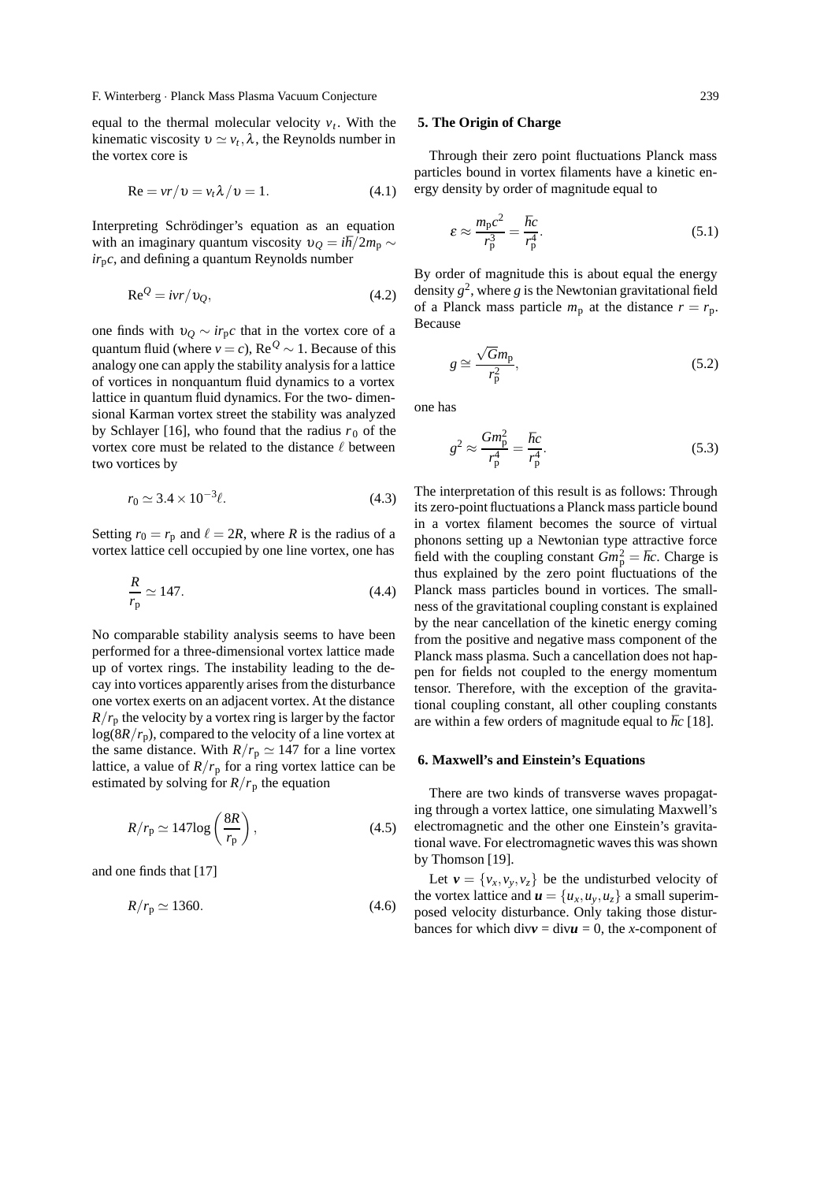equal to the thermal molecular velocity $v_t$. With the kinematic viscosity $\upsilon \simeq v_t \lambda$, the Reynolds number in the vortex core is

$$\mathrm{Re} = vr/\upsilon = v_t \lambda / \upsilon = 1. \tag{4.1}$$

Interpreting Schrödinger's equation as an equation with an imaginary quantum viscosity $\upsilon_Q = i\hbar/2m_{\mathrm{p}} \sim ir_{\mathrm{p}}c$, and defining a quantum Reynolds number

$$\mathrm{Re}^Q = ivr/\upsilon_Q, \tag{4.2}$$

one finds with $\upsilon_Q \sim ir_{\mathrm{p}}c$ that in the vortex core of a quantum fluid (where $v = c$), $\mathrm{Re}^Q \sim 1$. Because of this analogy one can apply the stability analysis for a lattice of vortices in nonquantum fluid dynamics to a vortex lattice in quantum fluid dynamics. For the two- dimensional Karman vortex street the stability was analyzed by Schlayer [16], who found that the radius $r_0$ of the vortex core must be related to the distance $\ell$ between two vortices by

$$r_0 \simeq 3.4 \times 10^{-3} \ell. \tag{4.3}$$

Setting $r_0 = r_{\mathrm{p}}$ and $\ell = 2R$, where $R$ is the radius of a vortex lattice cell occupied by one line vortex, one has

$$\frac{R}{r_{\mathrm{p}}} \simeq 147. \tag{4.4}$$

No comparable stability analysis seems to have been performed for a three-dimensional vortex lattice made up of vortex rings. The instability leading to the decay into vortices apparently arises from the disturbance one vortex exerts on an adjacent vortex. At the distance $R/r_{\mathrm{p}}$ the velocity by a vortex ring is larger by the factor $\log(8R/r_{\mathrm{p}})$, compared to the velocity of a line vortex at the same distance. With $R/r_{\mathrm{p}} \simeq 147$ for a line vortex lattice, a value of $R/r_{\mathrm{p}}$ for a ring vortex lattice can be estimated by solving for $R/r_{\mathrm{p}}$ the equation

$$R/r_{\mathrm{p}} \simeq 147 \log\left(\frac{8R}{r_{\mathrm{p}}}\right), \tag{4.5}$$

and one finds that [17]

$$R/r_{\mathrm{p}} \simeq 1360. \tag{4.6}$$

## 5. The Origin of Charge

Through their zero point fluctuations Planck mass particles bound in vortex filaments have a kinetic energy density by order of magnitude equal to

$$\varepsilon \approx \frac{m_{\mathrm{p}} c^2}{r_{\mathrm{p}}^3} = \frac{\hbar c}{r_{\mathrm{p}}^4}. \tag{5.1}$$

By order of magnitude this is about equal the energy density $g^2$, where $g$ is the Newtonian gravitational field of a Planck mass particle $m_{\mathrm{p}}$ at the distance $r = r_{\mathrm{p}}$. Because

$$g \cong \frac{\sqrt{G} m_{\mathrm{p}}}{r_{\mathrm{p}}^2}, \tag{5.2}$$

one has

$$g^2 \approx \frac{G m_{\mathrm{p}}^2}{r_{\mathrm{p}}^4} = \frac{\hbar c}{r_{\mathrm{p}}^4}. \tag{5.3}$$

The interpretation of this result is as follows: Through its zero-point fluctuations a Planck mass particle bound in a vortex filament becomes the source of virtual phonons setting up a Newtonian type attractive force field with the coupling constant $G m_{\mathrm{p}}^2 = \hbar c$. Charge is thus explained by the zero point fluctuations of the Planck mass particles bound in vortices. The smallness of the gravitational coupling constant is explained by the near cancellation of the kinetic energy coming from the positive and negative mass component of the Planck mass plasma. Such a cancellation does not happen for fields not coupled to the energy momentum tensor. Therefore, with the exception of the gravitational coupling constant, all other coupling constants are within a few orders of magnitude equal to $\hbar c$ [18].

## 6. Maxwell's and Einstein's Equations

There are two kinds of transverse waves propagating through a vortex lattice, one simulating Maxwell's electromagnetic and the other one Einstein's gravitational wave. For electromagnetic waves this was shown by Thomson [19].

Let $\boldsymbol{v} = \{v_x, v_y, v_z\}$ be the undisturbed velocity of the vortex lattice and $\boldsymbol{u} = \{u_x, u_y, u_z\}$ a small superimposed velocity disturbance. Only taking those disturbances for which $\mathrm{div}\boldsymbol{v} = \mathrm{div}\boldsymbol{u} = 0$, the $x$-component of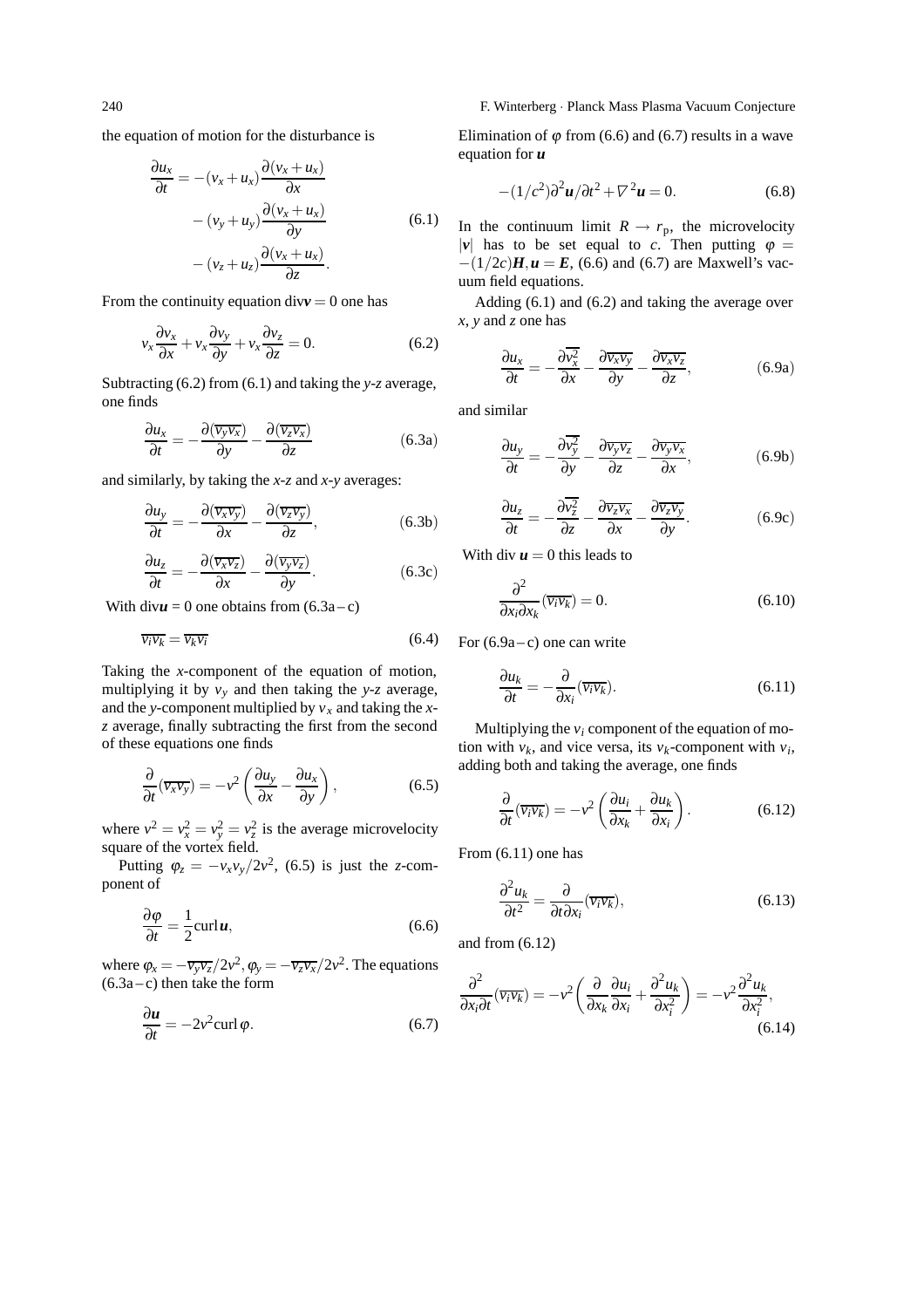the equation of motion for the disturbance is

$$
\begin{aligned}
\frac{\partial u_x}{\partial t} = &-(v_x+u_x)\frac{\partial(v_x+u_x)}{\partial x} \\
&-(v_y+u_y)\frac{\partial(v_x+u_x)}{\partial y} \\
&-(v_z+u_z)\frac{\partial(v_x+u_x)}{\partial z}.
\end{aligned}
\tag{6.1}
$$

From the continuity equation div$\boldsymbol{v} = 0$ one has

$$
v_x\frac{\partial v_x}{\partial x} + v_x\frac{\partial v_y}{\partial y} + v_x\frac{\partial v_z}{\partial z} = 0. \tag{6.2}
$$

Subtracting (6.2) from (6.1) and taking the $y$-$z$ average, one finds

$$
\frac{\partial u_x}{\partial t} = -\frac{\partial(\overline{v_y v_x})}{\partial y} - \frac{\partial(\overline{v_z v_x})}{\partial z} \tag{6.3a}
$$

and similarly, by taking the $x$-$z$ and $x$-$y$ averages:

$$
\frac{\partial u_y}{\partial t} = -\frac{\partial(\overline{v_x v_y})}{\partial x} - \frac{\partial(\overline{v_z v_y})}{\partial z}, \tag{6.3b}
$$

$$
\frac{\partial u_z}{\partial t} = -\frac{\partial(\overline{v_x v_z})}{\partial x} - \frac{\partial(\overline{v_y v_z})}{\partial y}. \tag{6.3c}
$$

With div$\boldsymbol{u}$ = 0 one obtains from (6.3a – c)

$$
\overline{v_i v_k} = \overline{v_k v_i} \tag{6.4}
$$

Taking the $x$-component of the equation of motion, multiplying it by $v_y$ and then taking the $y$-$z$ average, and the $y$-component multiplied by $v_x$ and taking the $x$-$z$ average, finally subtracting the first from the second of these equations one finds

$$
\frac{\partial}{\partial t}(\overline{v_x v_y}) = -v^2\left(\frac{\partial u_y}{\partial x} - \frac{\partial u_x}{\partial y}\right), \tag{6.5}
$$

where $v^2 = v_x^2 = v_y^2 = v_z^2$ is the average microvelocity square of the vortex field.

Putting $\varphi_z = -v_x v_y/2v^2$, (6.5) is just the $z$-component of

$$
\frac{\partial \varphi}{\partial t} = \frac{1}{2}\text{curl}\,\boldsymbol{u}, \tag{6.6}
$$

where $\varphi_x = -\overline{v_y v_z}/2v^2, \varphi_y = -\overline{v_z v_x}/2v^2$. The equations (6.3a – c) then take the form

$$
\frac{\partial \boldsymbol{u}}{\partial t} = -2v^2\text{curl}\,\varphi. \tag{6.7}
$$

Elimination of $\varphi$ from (6.6) and (6.7) results in a wave equation for $\boldsymbol{u}$

$$
-(1/c^2)\partial^2\boldsymbol{u}/\partial t^2 + \nabla^2\boldsymbol{u} = 0. \tag{6.8}
$$

In the continuum limit $R \to r_\text{p}$, the microvelocity $|\boldsymbol{v}|$ has to be set equal to $c$. Then putting $\varphi = -(1/2c)\boldsymbol{H}, \boldsymbol{u} = \boldsymbol{E}$, (6.6) and (6.7) are Maxwell's vacuum field equations.

Adding (6.1) and (6.2) and taking the average over $x$, $y$ and $z$ one has

$$
\frac{\partial u_x}{\partial t} = -\frac{\partial \overline{v_x^2}}{\partial x} - \frac{\partial \overline{v_x v_y}}{\partial y} - \frac{\partial \overline{v_x v_z}}{\partial z}, \tag{6.9a}
$$

and similar

$$
\frac{\partial u_y}{\partial t} = -\frac{\partial \overline{v_y^2}}{\partial y} - \frac{\partial \overline{v_y v_z}}{\partial z} - \frac{\partial \overline{v_y v_x}}{\partial x}, \tag{6.9b}
$$

$$
\frac{\partial u_z}{\partial t} = -\frac{\partial \overline{v_z^2}}{\partial z} - \frac{\partial \overline{v_z v_x}}{\partial x} - \frac{\partial \overline{v_z v_y}}{\partial y}. \tag{6.9c}
$$

With div $\boldsymbol{u} = 0$ this leads to

$$
\frac{\partial^2}{\partial x_i \partial x_k}(\overline{v_i v_k}) = 0. \tag{6.10}
$$

For (6.9a – c) one can write

$$
\frac{\partial u_k}{\partial t} = -\frac{\partial}{\partial x_i}(\overline{v_i v_k}). \tag{6.11}
$$

Multiplying the $v_i$ component of the equation of motion with $v_k$, and vice versa, its $v_k$-component with $v_i$, adding both and taking the average, one finds

$$
\frac{\partial}{\partial t}(\overline{v_i v_k}) = -v^2\left(\frac{\partial u_i}{\partial x_k} + \frac{\partial u_k}{\partial x_i}\right). \tag{6.12}
$$

From (6.11) one has

$$
\frac{\partial^2 u_k}{\partial t^2} = \frac{\partial}{\partial t \partial x_i}(\overline{v_i v_k}), \tag{6.13}
$$

and from (6.12)

$$
\frac{\partial^2}{\partial x_i \partial t}(\overline{v_i v_k}) = -v^2\left(\frac{\partial}{\partial x_k}\frac{\partial u_i}{\partial x_i} + \frac{\partial^2 u_k}{\partial x_i^2}\right) = -v^2\frac{\partial^2 u_k}{\partial x_i^2}, \tag{6.14}
$$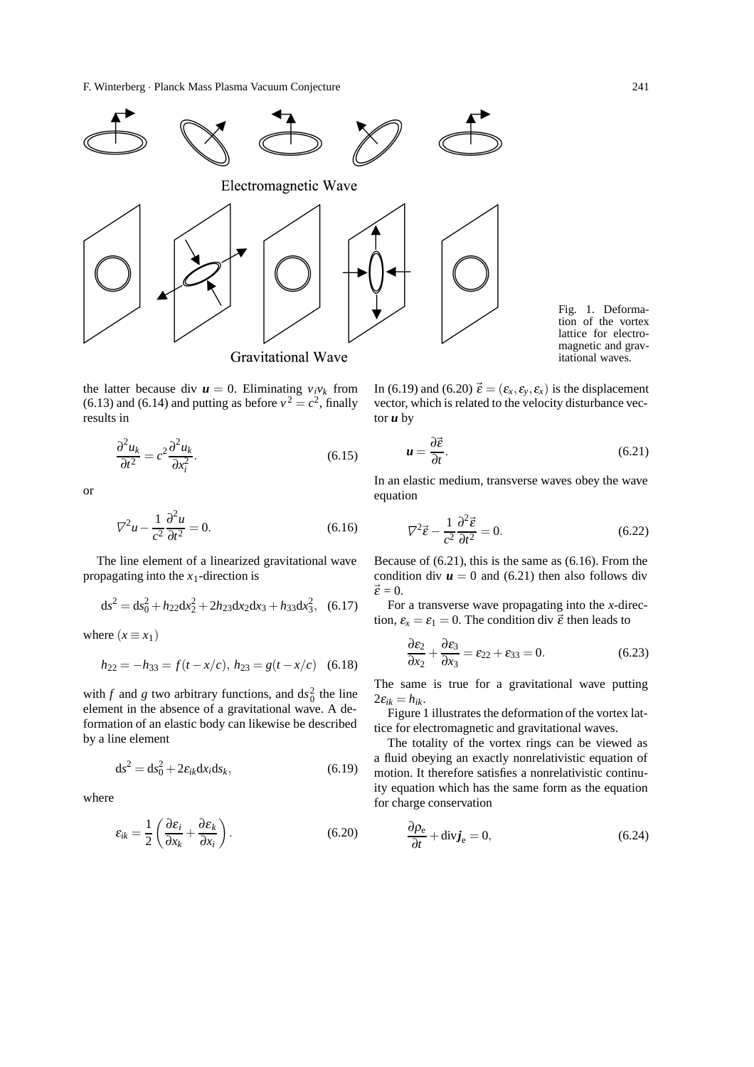Fig. 1. Deformation of the vortex lattice for electromagnetic and gravitational waves.

the latter because div $\boldsymbol{u} = 0$. Eliminating $v_i v_k$ from (6.13) and (6.14) and putting as before $v^2 = c^2$, finally results in

$$\frac{\partial^2 u_k}{\partial t^2} = c^2 \frac{\partial^2 u_k}{\partial x_i^2}. \tag{6.15}$$

or

$$\nabla^2 u - \frac{1}{c^2}\frac{\partial^2 u}{\partial t^2} = 0. \tag{6.16}$$

The line element of a linearized gravitational wave propagating into the $x_1$-direction is

$$\mathrm{d}s^2 = \mathrm{d}s_0^2 + h_{22}\mathrm{d}x_2^2 + 2h_{23}\mathrm{d}x_2\mathrm{d}x_3 + h_{33}\mathrm{d}x_3^2, \tag{6.17}$$

where $(x \equiv x_1)$

$$h_{22} = -h_{33} = f(t - x/c),\; h_{23} = g(t - x/c) \tag{6.18}$$

with $f$ and $g$ two arbitrary functions, and $\mathrm{d}s_0^2$ the line element in the absence of a gravitational wave. A deformation of an elastic body can likewise be described by a line element

$$\mathrm{d}s^2 = \mathrm{d}s_0^2 + 2\varepsilon_{ik}\mathrm{d}x_i\mathrm{d}s_k, \tag{6.19}$$

where

$$\varepsilon_{ik} = \frac{1}{2}\left(\frac{\partial \varepsilon_i}{\partial x_k} + \frac{\partial \varepsilon_k}{\partial x_i}\right). \tag{6.20}$$

In (6.19) and (6.20) $\vec{\varepsilon} = (\varepsilon_x, \varepsilon_y, \varepsilon_x)$ is the displacement vector, which is related to the velocity disturbance vector $\boldsymbol{u}$ by

$$\boldsymbol{u} = \frac{\partial \vec{\varepsilon}}{\partial t}. \tag{6.21}$$

In an elastic medium, transverse waves obey the wave equation

$$\nabla^2 \vec{\varepsilon} - \frac{1}{c^2}\frac{\partial^2 \vec{\varepsilon}}{\partial t^2} = 0. \tag{6.22}$$

Because of (6.21), this is the same as (6.16). From the condition div $\boldsymbol{u} = 0$ and (6.21) then also follows div $\vec{\varepsilon} = 0$.

For a transverse wave propagating into the $x$-direction, $\varepsilon_x = \varepsilon_1 = 0$. The condition div $\vec{\varepsilon}$ then leads to

$$\frac{\partial \varepsilon_2}{\partial x_2} + \frac{\partial \varepsilon_3}{\partial x_3} = \varepsilon_{22} + \varepsilon_{33} = 0. \tag{6.23}$$

The same is true for a gravitational wave putting $2\varepsilon_{ik} = h_{ik}$.

Figure 1 illustrates the deformation of the vortex lattice for electromagnetic and gravitational waves.

The totality of the vortex rings can be viewed as a fluid obeying an exactly nonrelativistic equation of motion. It therefore satisfies a nonrelativistic continuity equation which has the same form as the equation for charge conservation

$$\frac{\partial \rho_\mathrm{e}}{\partial t} + \mathrm{div}\boldsymbol{j}_\mathrm{e} = 0, \tag{6.24}$$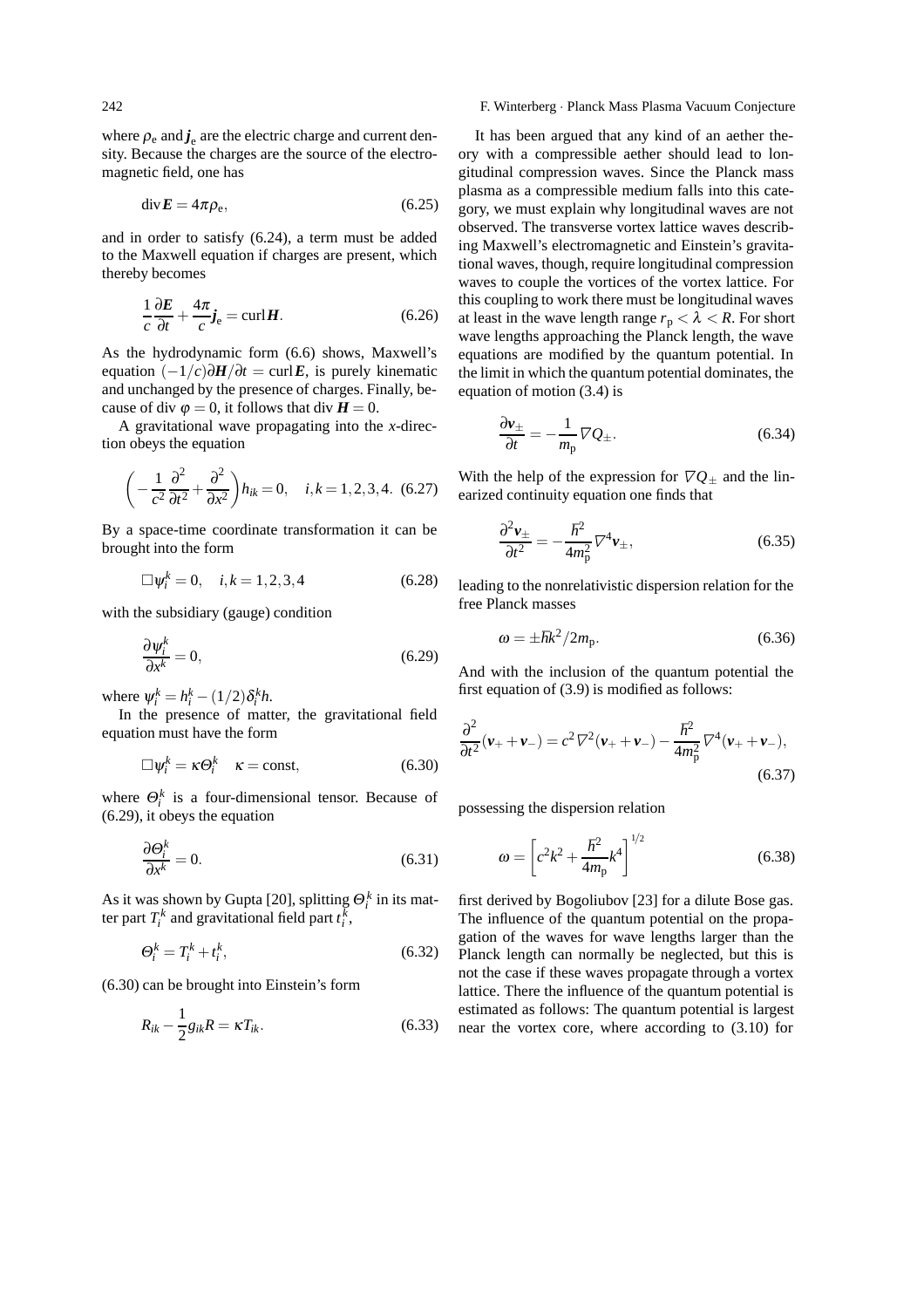where $\rho_e$ and $\boldsymbol{j}_e$ are the electric charge and current density. Because the charges are the source of the electromagnetic field, one has

$$\operatorname{div}\boldsymbol{E} = 4\pi\rho_e, \tag{6.25}$$

and in order to satisfy (6.24), a term must be added to the Maxwell equation if charges are present, which thereby becomes

$$\frac{1}{c}\frac{\partial \boldsymbol{E}}{\partial t} + \frac{4\pi}{c}\boldsymbol{j}_e = \operatorname{curl}\boldsymbol{H}. \tag{6.26}$$

As the hydrodynamic form (6.6) shows, Maxwell's equation $(-1/c)\partial\boldsymbol{H}/\partial t = \operatorname{curl}\boldsymbol{E}$, is purely kinematic and unchanged by the presence of charges. Finally, because of div $\varphi = 0$, it follows that div $\boldsymbol{H} = 0$.

A gravitational wave propagating into the $x$-direction obeys the equation

$$\left(-\frac{1}{c^2}\frac{\partial^2}{\partial t^2} + \frac{\partial^2}{\partial x^2}\right)h_{ik} = 0, \quad i,k = 1,2,3,4. \tag{6.27}$$

By a space-time coordinate transformation it can be brought into the form

$$\Box\psi_i^k = 0, \quad i,k = 1,2,3,4 \tag{6.28}$$

with the subsidiary (gauge) condition

$$\frac{\partial\psi_i^k}{\partial x^k} = 0, \tag{6.29}$$

where $\psi_i^k = h_i^k - (1/2)\delta_i^k h$.

In the presence of matter, the gravitational field equation must have the form

$$\Box\psi_i^k = \kappa\Theta_i^k \quad \kappa = \text{const}, \tag{6.30}$$

where $\Theta_i^k$ is a four-dimensional tensor. Because of (6.29), it obeys the equation

$$\frac{\partial\Theta_i^k}{\partial x^k} = 0. \tag{6.31}$$

As it was shown by Gupta [20], splitting $\Theta_i^k$ in its matter part $T_i^k$ and gravitational field part $t_i^k$,

$$\Theta_i^k = T_i^k + t_i^k, \tag{6.32}$$

(6.30) can be brought into Einstein's form

$$R_{ik} - \frac{1}{2}g_{ik}R = \kappa T_{ik}. \tag{6.33}$$

It has been argued that any kind of an aether theory with a compressible aether should lead to longitudinal compression waves. Since the Planck mass plasma as a compressible medium falls into this category, we must explain why longitudinal waves are not observed. The transverse vortex lattice waves describing Maxwell's electromagnetic and Einstein's gravitational waves, though, require longitudinal compression waves to couple the vortices of the vortex lattice. For this coupling to work there must be longitudinal waves at least in the wave length range $r_p < \lambda < R$. For short wave lengths approaching the Planck length, the wave equations are modified by the quantum potential. In the limit in which the quantum potential dominates, the equation of motion (3.4) is

$$\frac{\partial \boldsymbol{v}_\pm}{\partial t} = -\frac{1}{m_p}\nabla Q_\pm. \tag{6.34}$$

With the help of the expression for $\nabla Q_\pm$ and the linearized continuity equation one finds that

$$\frac{\partial^2 \boldsymbol{v}_\pm}{\partial t^2} = -\frac{\hbar^2}{4m_p^2}\nabla^4\boldsymbol{v}_\pm, \tag{6.35}$$

leading to the nonrelativistic dispersion relation for the free Planck masses

$$\omega = \pm\hbar k^2/2m_p. \tag{6.36}$$

And with the inclusion of the quantum potential the first equation of (3.9) is modified as follows:

$$\frac{\partial^2}{\partial t^2}(\boldsymbol{v}_+ + \boldsymbol{v}_-) = c^2\nabla^2(\boldsymbol{v}_+ + \boldsymbol{v}_-) - \frac{\hbar^2}{4m_p^2}\nabla^4(\boldsymbol{v}_+ + \boldsymbol{v}_-), \tag{6.37}$$

possessing the dispersion relation

$$\omega = \left[c^2k^2 + \frac{\hbar^2}{4m_p}k^4\right]^{1/2} \tag{6.38}$$

first derived by Bogoliubov [23] for a dilute Bose gas. The influence of the quantum potential on the propagation of the waves for wave lengths larger than the Planck length can normally be neglected, but this is not the case if these waves propagate through a vortex lattice. There the influence of the quantum potential is estimated as follows: The quantum potential is largest near the vortex core, where according to (3.10) for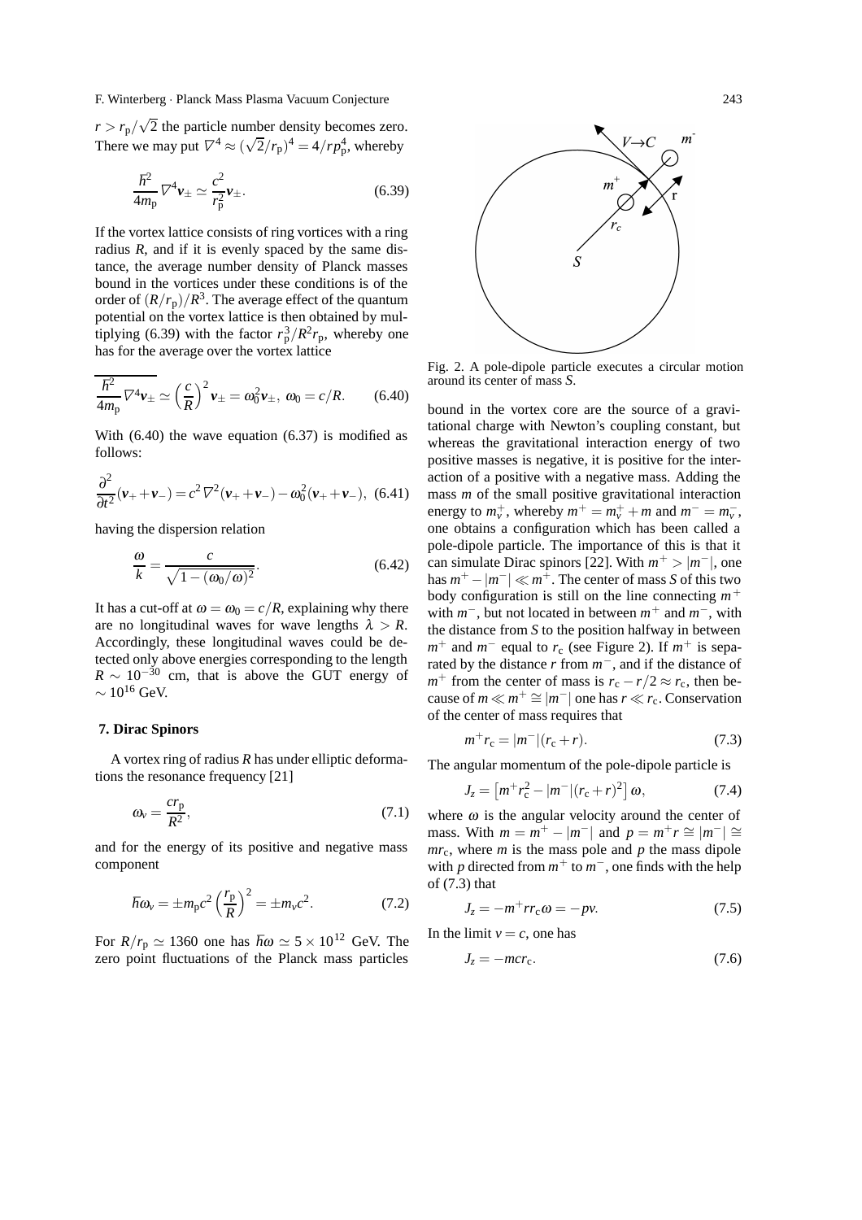$r > r_p/\sqrt{2}$ the particle number density becomes zero. There we may put $\nabla^4 \approx (\sqrt{2}/r_p)^4 = 4/r p_p^4$, whereby

$$\frac{\hbar^2}{4m_p}\nabla^4 \boldsymbol{v}_\pm \simeq \frac{c^2}{r_p^2}\boldsymbol{v}_\pm. \tag{6.39}$$

If the vortex lattice consists of ring vortices with a ring radius $R$, and if it is evenly spaced by the same distance, the average number density of Planck masses bound in the vortices under these conditions is of the order of $(R/r_p)/R^3$. The average effect of the quantum potential on the vortex lattice is then obtained by multiplying (6.39) with the factor $r_p^3/R^2 r_p$, whereby one has for the average over the vortex lattice

$$\overline{\frac{\hbar^2}{4m_p}\nabla^4 \boldsymbol{v}_\pm} \simeq \left(\frac{c}{R}\right)^2 \boldsymbol{v}_\pm = \omega_0^2 \boldsymbol{v}_\pm,\ \omega_0 = c/R. \tag{6.40}$$

With (6.40) the wave equation (6.37) is modified as follows:

$$\frac{\partial^2}{\partial t^2}(\boldsymbol{v}_+ + \boldsymbol{v}_-) = c^2\nabla^2(\boldsymbol{v}_+ + \boldsymbol{v}_-) - \omega_0^2(\boldsymbol{v}_+ + \boldsymbol{v}_-), \tag{6.41}$$

having the dispersion relation

$$\frac{\omega}{k} = \frac{c}{\sqrt{1-(\omega_0/\omega)^2}}. \tag{6.42}$$

It has a cut-off at $\omega = \omega_0 = c/R$, explaining why there are no longitudinal waves for wave lengths $\lambda > R$. Accordingly, these longitudinal waves could be detected only above energies corresponding to the length $R \sim 10^{-30}$ cm, that is above the GUT energy of $\sim 10^{16}$ GeV.

## 7. Dirac Spinors

A vortex ring of radius $R$ has under elliptic deformations the resonance frequency [21]

$$\omega_v = \frac{c r_p}{R^2}, \tag{7.1}$$

and for the energy of its positive and negative mass component

$$\hbar\omega_v = \pm m_p c^2 \left(\frac{r_p}{R}\right)^2 = \pm m_v c^2. \tag{7.2}$$

For $R/r_p \simeq 1360$ one has $\hbar\omega \simeq 5\times 10^{12}$ GeV. The zero point fluctuations of the Planck mass particles bound in the vortex core are the source of a gravitational charge with Newton's coupling constant, but whereas the gravitational interaction energy of two positive masses is negative, it is positive for the interaction of a positive with a negative mass. Adding the mass $m$ of the small positive gravitational interaction energy to $m_v^+$, whereby $m^+ = m_v^+ + m$ and $m^- = m_v^-$, one obtains a configuration which has been called a pole-dipole particle. The importance of this is that it can simulate Dirac spinors [22]. With $m^+ > |m^-|$, one has $m^+ - |m^-| \ll m^+$. The center of mass $S$ of this two body configuration is still on the line connecting $m^+$ with $m^-$, but not located in between $m^+$ and $m^-$, with the distance from $S$ to the position halfway in between $m^+$ and $m^-$ equal to $r_c$ (see Figure 2). If $m^+$ is separated by the distance $r$ from $m^-$, and if the distance of $m^+$ from the center of mass is $r_c - r/2 \approx r_c$, then because of $m \ll m^+ \cong |m^-|$ one has $r \ll r_c$. Conservation of the center of mass requires that

Fig. 2. A pole-dipole particle executes a circular motion around its center of mass $S$.

$$m^+ r_c = |m^-|(r_c + r). \tag{7.3}$$

The angular momentum of the pole-dipole particle is

$$J_z = \left[m^+ r_c^2 - |m^-|(r_c + r)^2\right]\omega, \tag{7.4}$$

where $\omega$ is the angular velocity around the center of mass. With $m = m^+ - |m^-|$ and $p = m^+ r \cong |m^-| \cong m r_c$, where $m$ is the mass pole and $p$ the mass dipole with $p$ directed from $m^+$ to $m^-$, one finds with the help of (7.3) that

$$J_z = -m^+ r r_c \omega = -pv. \tag{7.5}$$

In the limit $v = c$, one has

$$J_z = -mcr_c. \tag{7.6}$$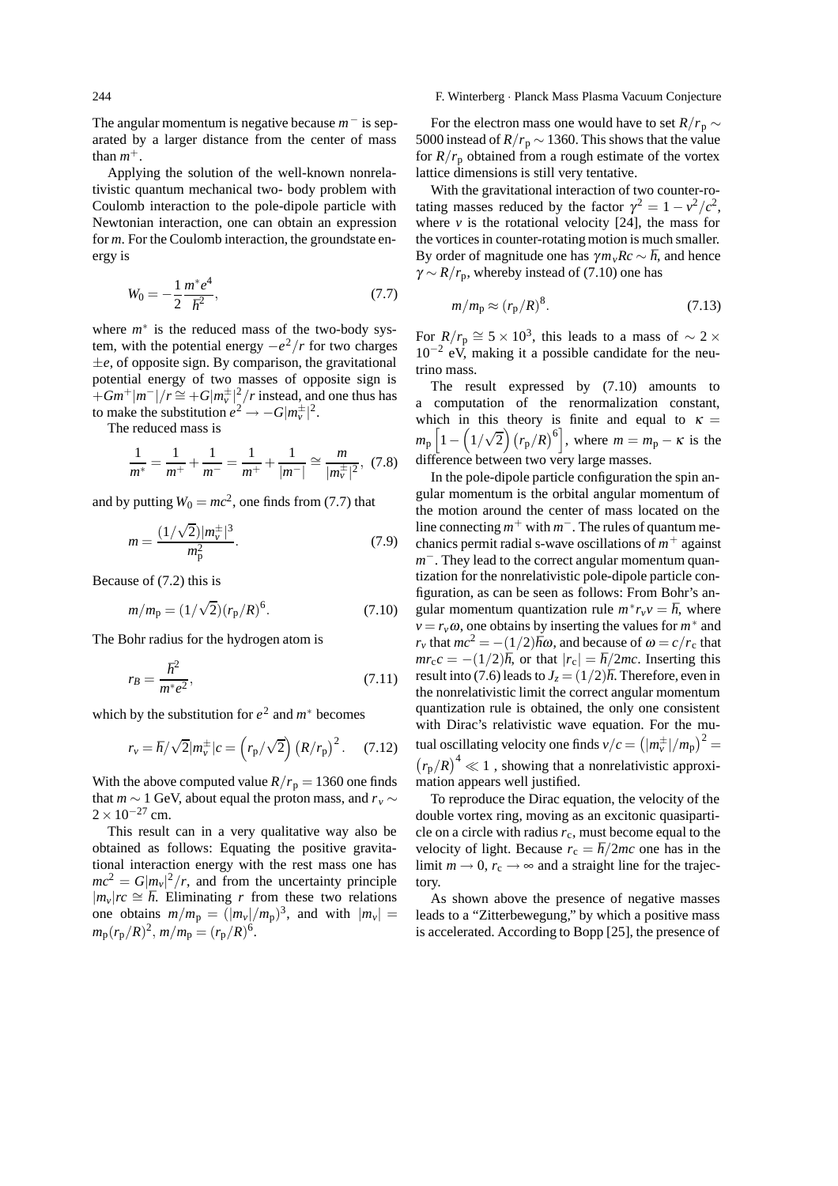The angular momentum is negative because $m^-$ is separated by a larger distance from the center of mass than $m^+$.

Applying the solution of the well-known nonrelativistic quantum mechanical two- body problem with Coulomb interaction to the pole-dipole particle with Newtonian interaction, one can obtain an expression for $m$. For the Coulomb interaction, the groundstate energy is

$$W_0 = -\frac{1}{2}\frac{m^* e^4}{\hbar^2}, \tag{7.7}$$

where $m^*$ is the reduced mass of the two-body system, with the potential energy $-e^2/r$ for two charges $\pm e$, of opposite sign. By comparison, the gravitational potential energy of two masses of opposite sign is $+Gm^+|m^-|/r \cong +G|m_v^\pm|^2/r$ instead, and one thus has to make the substitution $e^2 \to -G|m_v^\pm|^2$.

The reduced mass is

$$\frac{1}{m^*} = \frac{1}{m^+} + \frac{1}{m^-} = \frac{1}{m^+} + \frac{1}{|m^-|} \cong \frac{m}{|m_v^\pm|^2}, \tag{7.8}$$

and by putting $W_0 = mc^2$, one finds from (7.7) that

$$m = \frac{(1/\sqrt{2})|m_v^\pm|^3}{m_\mathrm{p}^2}. \tag{7.9}$$

Because of (7.2) this is

$$m/m_\mathrm{p} = (1/\sqrt{2})(r_\mathrm{p}/R)^6. \tag{7.10}$$

The Bohr radius for the hydrogen atom is

$$r_B = \frac{\hbar^2}{m^* e^2}, \tag{7.11}$$

which by the substitution for $e^2$ and $m^*$ becomes

$$r_v = \hbar/\sqrt{2}|m_v^\pm|c = \left(r_\mathrm{p}/\sqrt{2}\right)\left(R/r_\mathrm{p}\right)^2. \tag{7.12}$$

With the above computed value $R/r_\mathrm{p} = 1360$ one finds that $m \sim 1$ GeV, about equal the proton mass, and $r_v \sim 2 \times 10^{-27}$ cm.

This result can in a very qualitative way also be obtained as follows: Equating the positive gravitational interaction energy with the rest mass one has $mc^2 = G|m_v|^2/r$, and from the uncertainty principle $|m_v|rc \cong \hbar$. Eliminating $r$ from these two relations one obtains $m/m_\mathrm{p} = (|m_v|/m_\mathrm{p})^3$, and with $|m_v| = m_\mathrm{p}(r_\mathrm{p}/R)^2$, $m/m_\mathrm{p} = (r_\mathrm{p}/R)^6$.

For the electron mass one would have to set $R/r_\mathrm{p} \sim 5000$ instead of $R/r_\mathrm{p} \sim 1360$. This shows that the value for $R/r_\mathrm{p}$ obtained from a rough estimate of the vortex lattice dimensions is still very tentative.

With the gravitational interaction of two counter-rotating masses reduced by the factor $\gamma^2 = 1 - v^2/c^2$, where $v$ is the rotational velocity [24], the mass for the vortices in counter-rotating motion is much smaller. By order of magnitude one has $\gamma m_v Rc \sim \hbar$, and hence $\gamma \sim R/r_\mathrm{p}$, whereby instead of (7.10) one has

$$m/m_\mathrm{p} \approx (r_\mathrm{p}/R)^8. \tag{7.13}$$

For $R/r_\mathrm{p} \cong 5 \times 10^3$, this leads to a mass of $\sim 2 \times 10^{-2}$ eV, making it a possible candidate for the neutrino mass.

The result expressed by (7.10) amounts to a computation of the renormalization constant, which in this theory is finite and equal to $\kappa = m_\mathrm{p}\left[1 - \left(1/\sqrt{2}\right)\left(r_\mathrm{p}/R\right)^6\right]$, where $m = m_\mathrm{p} - \kappa$ is the difference between two very large masses.

In the pole-dipole particle configuration the spin angular momentum is the orbital angular momentum of the motion around the center of mass located on the line connecting $m^+$ with $m^-$. The rules of quantum mechanics permit radial s-wave oscillations of $m^+$ against $m^-$. They lead to the correct angular momentum quantization for the nonrelativistic pole-dipole particle configuration, as can be seen as follows: From Bohr's angular momentum quantization rule $m^* r_v v = \hbar$, where $v = r_v\omega$, one obtains by inserting the values for $m^*$ and $r_v$ that $mc^2 = -(1/2)\hbar\omega$, and because of $\omega = c/r_\mathrm{c}$ that $mr_\mathrm{c}c = -(1/2)\hbar$, or that $|r_\mathrm{c}| = \hbar/2mc$. Inserting this result into (7.6) leads to $J_z = (1/2)\hbar$. Therefore, even in the nonrelativistic limit the correct angular momentum quantization rule is obtained, the only one consistent with Dirac's relativistic wave equation. For the mutual oscillating velocity one finds $v/c = \left(|m_v^\pm|/m_\mathrm{p}\right)^2 = \left(r_\mathrm{p}/R\right)^4 \ll 1$ , showing that a nonrelativistic approximation appears well justified.

To reproduce the Dirac equation, the velocity of the double vortex ring, moving as an excitonic quasiparticle on a circle with radius $r_\mathrm{c}$, must become equal to the velocity of light. Because $r_\mathrm{c} = \hbar/2mc$ one has in the limit $m \to 0$, $r_\mathrm{c} \to \infty$ and a straight line for the trajectory.

As shown above the presence of negative masses leads to a "Zitterbewegung," by which a positive mass is accelerated. According to Bopp [25], the presence of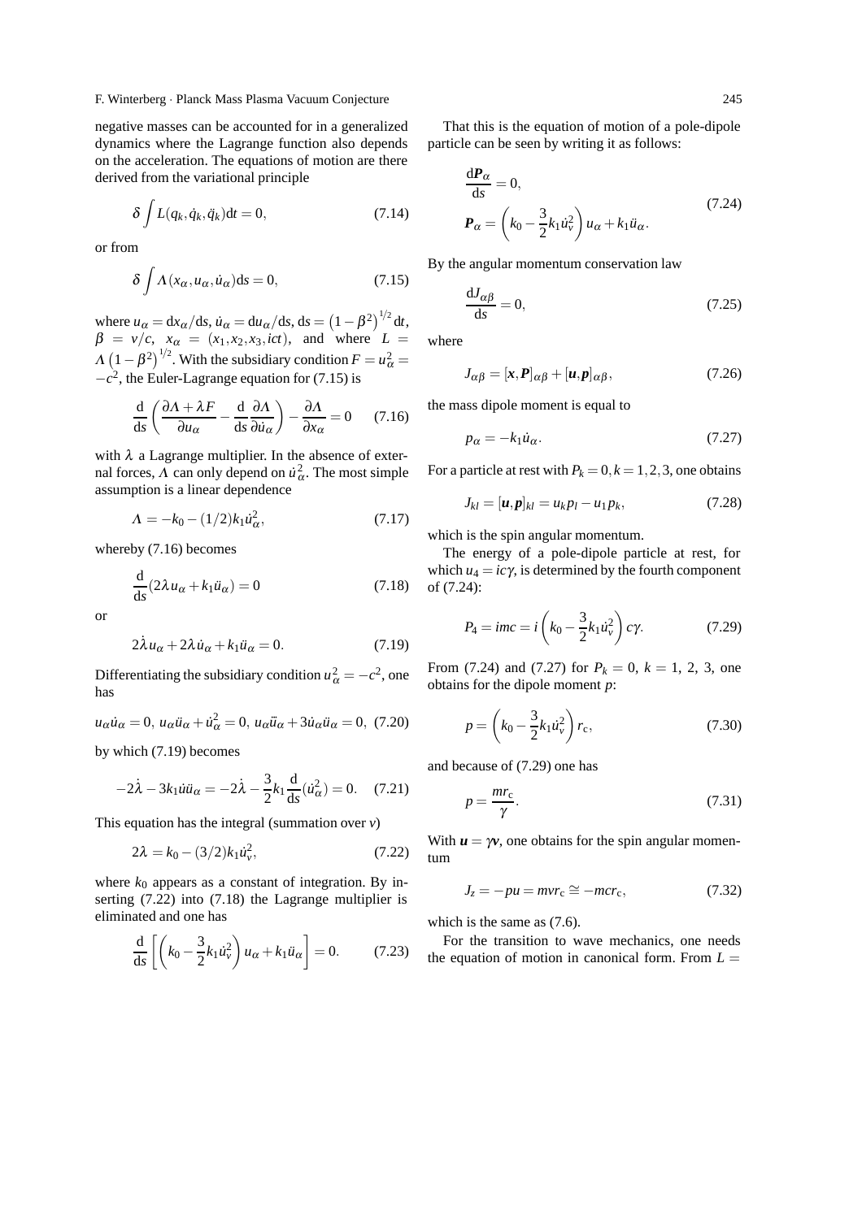negative masses can be accounted for in a generalized dynamics where the Lagrange function also depends on the acceleration. The equations of motion are there derived from the variational principle

$$\delta \int L(q_k, \dot{q}_k, \ddot{q}_k) \mathrm{d}t = 0, \tag{7.14}$$

or from

$$\delta \int \Lambda(x_\alpha, u_\alpha, \dot{u}_\alpha) \mathrm{d}s = 0, \tag{7.15}$$

where $u_\alpha = \mathrm{d}x_\alpha/\mathrm{d}s$, $\dot{u}_\alpha = \mathrm{d}u_\alpha/\mathrm{d}s$, $\mathrm{d}s = \left(1-\beta^2\right)^{1/2} \mathrm{d}t$, $\beta = v/c$, $x_\alpha = (x_1, x_2, x_3, ict)$, and where $L = \Lambda\left(1-\beta^2\right)^{1/2}$. With the subsidiary condition $F = u_\alpha^2 = -c^2$, the Euler-Lagrange equation for (7.15) is

$$\frac{\mathrm{d}}{\mathrm{d}s}\left(\frac{\partial \Lambda + \lambda F}{\partial u_\alpha} - \frac{\mathrm{d}}{\mathrm{d}s}\frac{\partial \Lambda}{\partial \dot{u}_\alpha}\right) - \frac{\partial \Lambda}{\partial x_\alpha} = 0 \tag{7.16}$$

with $\lambda$ a Lagrange multiplier. In the absence of external forces, $\Lambda$ can only depend on $\dot{u}_\alpha^2$. The most simple assumption is a linear dependence

$$\Lambda = -k_0 - (1/2)k_1 \dot{u}_\alpha^2, \tag{7.17}$$

whereby (7.16) becomes

$$\frac{\mathrm{d}}{\mathrm{d}s}(2\lambda u_\alpha + k_1 \ddot{u}_\alpha) = 0 \tag{7.18}$$

or

$$2\dot{\lambda} u_\alpha + 2\lambda \dot{u}_\alpha + k_1 \dddot{u}_\alpha = 0. \tag{7.19}$$

Differentiating the subsidiary condition $u_\alpha^2 = -c^2$, one has

$$u_\alpha \dot{u}_\alpha = 0,\; u_\alpha \ddot{u}_\alpha + \dot{u}_\alpha^2 = 0,\; u_\alpha \dddot{u}_\alpha + 3\dot{u}_\alpha \ddot{u}_\alpha = 0, \tag{7.20}$$

by which (7.19) becomes

$$-2\dot{\lambda} - 3k_1 \dot{u}\ddot{u}_\alpha = -2\dot{\lambda} - \frac{3}{2}k_1 \frac{\mathrm{d}}{\mathrm{d}s}(\dot{u}_\alpha^2) = 0. \tag{7.21}$$

This equation has the integral (summation over $v$)

$$2\lambda = k_0 - (3/2)k_1 \dot{u}_v^2, \tag{7.22}$$

where $k_0$ appears as a constant of integration. By inserting (7.22) into (7.18) the Lagrange multiplier is eliminated and one has

$$\frac{\mathrm{d}}{\mathrm{d}s}\left[\left(k_0 - \frac{3}{2}k_1 \dot{u}_v^2\right) u_\alpha + k_1 \ddot{u}_\alpha\right] = 0. \tag{7.23}$$

That this is the equation of motion of a pole-dipole particle can be seen by writing it as follows:

$$\begin{aligned} &\frac{\mathrm{d}\boldsymbol{P}_\alpha}{\mathrm{d}s} = 0, \\ &\boldsymbol{P}_\alpha = \left(k_0 - \frac{3}{2}k_1 \dot{u}_v^2\right) u_\alpha + k_1 \ddot{u}_\alpha. \end{aligned} \tag{7.24}$$

By the angular momentum conservation law

$$\frac{\mathrm{d}J_{\alpha\beta}}{\mathrm{d}s} = 0, \tag{7.25}$$

where

$$J_{\alpha\beta} = [\boldsymbol{x}, \boldsymbol{P}]_{\alpha\beta} + [\boldsymbol{u}, \boldsymbol{p}]_{\alpha\beta}, \tag{7.26}$$

the mass dipole moment is equal to

$$p_\alpha = -k_1 \dot{u}_\alpha. \tag{7.27}$$

For a particle at rest with $P_k = 0, k = 1, 2, 3$, one obtains

$$J_{kl} = [\boldsymbol{u}, \boldsymbol{p}]_{kl} = u_k p_l - u_1 p_k, \tag{7.28}$$

which is the spin angular momentum.

The energy of a pole-dipole particle at rest, for which $u_4 = ic\gamma$, is determined by the fourth component of (7.24):

$$P_4 = imc = i\left(k_0 - \frac{3}{2}k_1 \dot{u}_v^2\right) c\gamma. \tag{7.29}$$

From (7.24) and (7.27) for $P_k = 0$, $k = 1, 2, 3$, one obtains for the dipole moment $p$:

$$p = \left(k_0 - \frac{3}{2}k_1 \dot{u}_v^2\right) r_c, \tag{7.30}$$

and because of (7.29) one has

$$p = \frac{mr_c}{\gamma}. \tag{7.31}$$

With $\boldsymbol{u} = \gamma \boldsymbol{v}$, one obtains for the spin angular momentum

$$J_z = -pu = mvr_c \cong -mcr_c, \tag{7.32}$$

which is the same as (7.6).

For the transition to wave mechanics, one needs the equation of motion in canonical form. From $L =$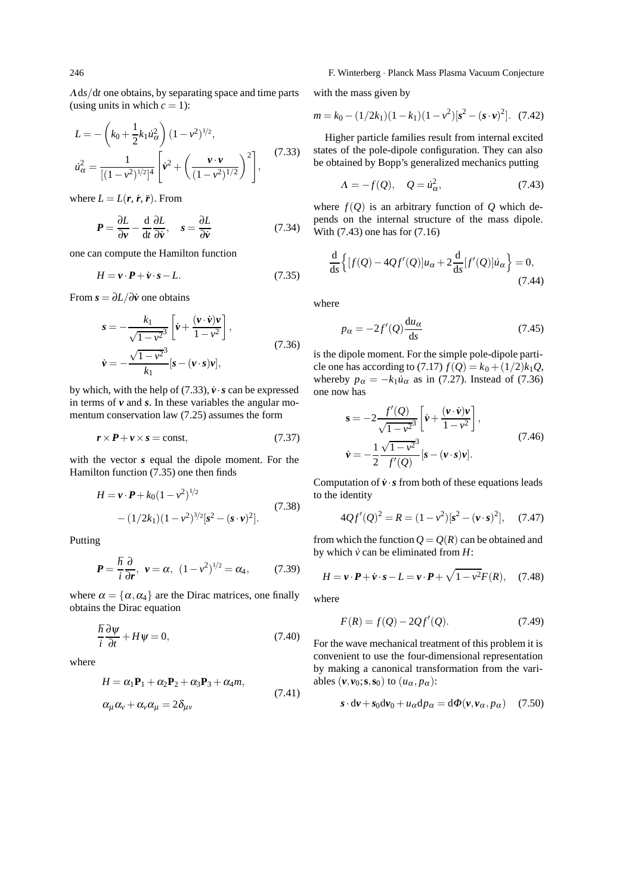$\Lambda \mathrm{d}s/\mathrm{d}t$ one obtains, by separating space and time parts (using units in which $c = 1$):

$$
\begin{aligned}
L &= -\left(k_0 + \frac{1}{2}k_1 \dot{u}_\alpha^2\right)(1-v^2)^{1/2}, \\
\dot{u}_\alpha^2 &= \frac{1}{[(1-v^2)^{1/2}]^4}\left[\dot{\boldsymbol{v}}^2 + \left(\frac{\boldsymbol{v}\cdot\boldsymbol{v}}{(1-v^2)^{1/2}}\right)^2\right],
\end{aligned}
\tag{7.33}
$$

where $L = L(\boldsymbol{r}, \dot{\boldsymbol{r}}, \ddot{\boldsymbol{r}})$. From

$$
\boldsymbol{P} = \frac{\partial L}{\partial \boldsymbol{v}} - \frac{\mathrm{d}}{\mathrm{d}t}\frac{\partial L}{\partial \dot{\boldsymbol{v}}}, \quad \boldsymbol{s} = \frac{\partial L}{\partial \dot{\boldsymbol{v}}} \tag{7.34}
$$

one can compute the Hamilton function

$$
H = \boldsymbol{v}\cdot\boldsymbol{P} + \dot{\boldsymbol{v}}\cdot\boldsymbol{s} - L. \tag{7.35}
$$

From $\boldsymbol{s} = \partial L/\partial \dot{\boldsymbol{v}}$ one obtains

$$
\begin{aligned}
\boldsymbol{s} &= -\frac{k_1}{\sqrt{1-v^2}^3}\left[\dot{\boldsymbol{v}} + \frac{(\boldsymbol{v}\cdot\dot{\boldsymbol{v}})\boldsymbol{v}}{1-v^2}\right], \\
\dot{\boldsymbol{v}} &= -\frac{\sqrt{1-v^2}^3}{k_1}[\boldsymbol{s} - (\boldsymbol{v}\cdot\boldsymbol{s})\boldsymbol{v}],
\end{aligned}
\tag{7.36}
$$

by which, with the help of (7.33), $\dot{\boldsymbol{v}}\cdot\boldsymbol{s}$ can be expressed in terms of $\boldsymbol{v}$ and $\boldsymbol{s}$. In these variables the angular momentum conservation law (7.25) assumes the form

$$
\boldsymbol{r}\times\boldsymbol{P} + \boldsymbol{v}\times\boldsymbol{s} = \text{const}, \tag{7.37}
$$

with the vector $\boldsymbol{s}$ equal the dipole moment. For the Hamilton function (7.35) one then finds

$$
\begin{aligned}
H &= \boldsymbol{v}\cdot\boldsymbol{P} + k_0(1-v^2)^{1/2} \\
&\quad - (1/2k_1)(1-v^2)^{3/2}[\boldsymbol{s}^2 - (\boldsymbol{s}\cdot\boldsymbol{v})^2].
\end{aligned}
\tag{7.38}
$$

Putting

$$
\boldsymbol{P} = \frac{\hbar}{i}\frac{\partial}{\partial \boldsymbol{r}}, \;\; \boldsymbol{v} = \alpha, \;\; (1-v^2)^{1/2} = \alpha_4, \tag{7.39}
$$

where $\alpha = \{\alpha, \alpha_4\}$ are the Dirac matrices, one finally obtains the Dirac equation

$$
\frac{\hbar}{i}\frac{\partial \psi}{\partial t} + H\psi = 0, \tag{7.40}
$$

where

$$
\begin{aligned}
H &= \alpha_1 \mathbf{P}_1 + \alpha_2 \mathbf{P}_2 + \alpha_3 \mathbf{P}_3 + \alpha_4 m, \\
\alpha_\mu \alpha_\nu &+ \alpha_\nu \alpha_\mu = 2\delta_{\mu\nu}
\end{aligned}
\tag{7.41}
$$

with the mass given by

$$
m = k_0 - (1/2k_1)(1-k_1)(1-v^2)[\boldsymbol{s}^2 - (\boldsymbol{s}\cdot\boldsymbol{v})^2]. \tag{7.42}
$$

Higher particle families result from internal excited states of the pole-dipole configuration. They can also be obtained by Bopp's generalized mechanics putting

$$
\Lambda = -f(Q), \quad Q = \dot{u}_\alpha^2, \tag{7.43}
$$

where $f(Q)$ is an arbitrary function of $Q$ which depends on the internal structure of the mass dipole. With (7.43) one has for (7.16)

$$
\frac{\mathrm{d}}{\mathrm{d}s}\left\{[f(Q) - 4Qf'(Q)]u_\alpha + 2\frac{\mathrm{d}}{\mathrm{d}s}[f'(Q)]\dot{u}_\alpha\right\} = 0, \tag{7.44}
$$

where

$$
p_\alpha = -2f'(Q)\frac{\mathrm{d}u_\alpha}{\mathrm{d}s} \tag{7.45}
$$

is the dipole moment. For the simple pole-dipole particle one has according to (7.17) $f(Q) = k_0 + (1/2)k_1 Q$, whereby $p_\alpha = -k_1 \dot{u}_\alpha$ as in (7.27). Instead of (7.36) one now has

$$
\begin{aligned}
\mathbf{s} &= -2\frac{f'(Q)}{\sqrt{1-v^2}^3}\left[\dot{\boldsymbol{v}} + \frac{(\boldsymbol{v}\cdot\dot{\boldsymbol{v}})\boldsymbol{v}}{1-v^2}\right], \\
\dot{\boldsymbol{v}} &= -\frac{1}{2}\frac{\sqrt{1-v^2}^3}{f'(Q)}[\boldsymbol{s} - (\boldsymbol{v}\cdot\boldsymbol{s})\boldsymbol{v}].
\end{aligned}
\tag{7.46}
$$

Computation of $\dot{\boldsymbol{v}}\cdot\boldsymbol{s}$ from both of these equations leads to the identity

$$
4Qf'(Q)^2 = R = (1-v^2)[\boldsymbol{s}^2 - (\boldsymbol{v}\cdot\boldsymbol{s})^2], \tag{7.47}
$$

from which the function $Q = Q(R)$ can be obtained and by which $\dot{v}$ can be eliminated from $H$:

$$
H = \boldsymbol{v}\cdot\boldsymbol{P} + \dot{\boldsymbol{v}}\cdot\boldsymbol{s} - L = \boldsymbol{v}\cdot\boldsymbol{P} + \sqrt{1-v^2}F(R), \tag{7.48}
$$

where

$$
F(R) = f(Q) - 2Qf'(Q). \tag{7.49}
$$

For the wave mechanical treatment of this problem it is convenient to use the four-dimensional representation by making a canonical transformation from the variables $(\boldsymbol{v}, \boldsymbol{v}_0; \mathbf{s}, \mathbf{s}_0)$ to $(u_\alpha, p_\alpha)$:

$$
\boldsymbol{s}\cdot\mathrm{d}\boldsymbol{v} + s_0 \mathrm{d}v_0 + u_\alpha \mathrm{d}p_\alpha = \mathrm{d}\Phi(\boldsymbol{v}, \boldsymbol{v}_\alpha, p_\alpha) \tag{7.50}
$$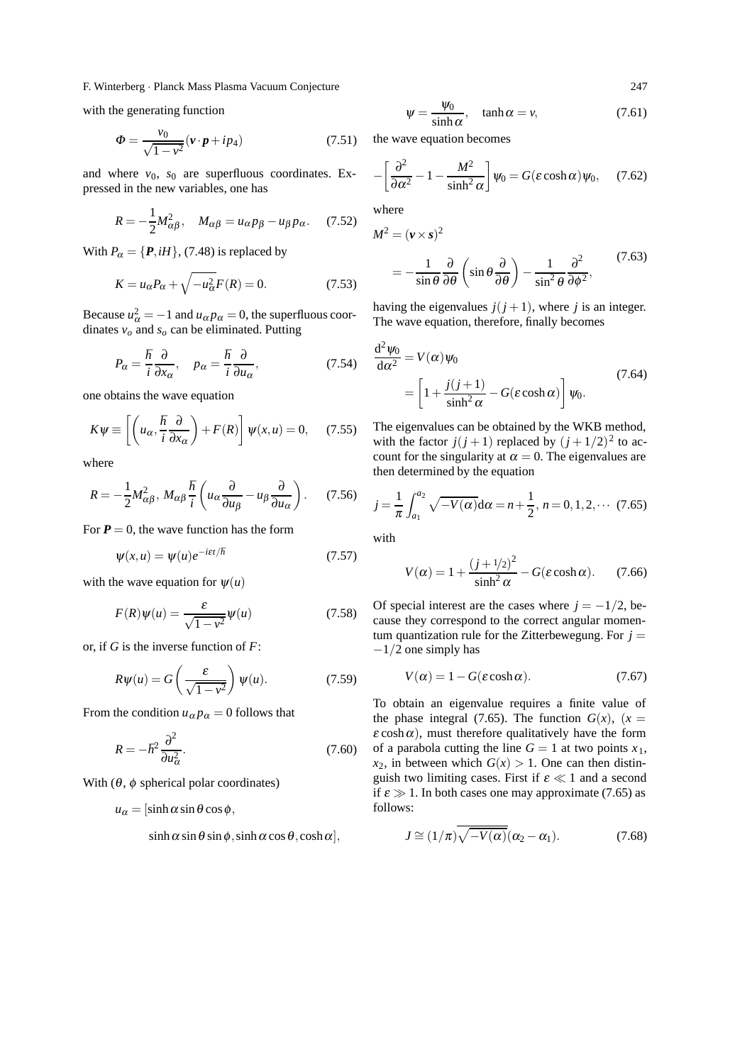with the generating function

$$\Phi = \frac{v_0}{\sqrt{1-v^2}}(\boldsymbol{v}\cdot\boldsymbol{p} + ip_4) \tag{7.51}$$

and where $v_0$, $s_0$ are superfluous coordinates. Expressed in the new variables, one has

$$R = -\frac{1}{2}M_{\alpha\beta}^2, \quad M_{\alpha\beta} = u_\alpha p_\beta - u_\beta p_\alpha. \tag{7.52}$$

With $P_\alpha = \{\boldsymbol{P}, iH\}$, (7.48) is replaced by

$$K = u_\alpha P_\alpha + \sqrt{-u_\alpha^2}F(R) = 0. \tag{7.53}$$

Because $u_\alpha^2 = -1$ and $u_\alpha p_\alpha = 0$, the superfluous coordinates $v_o$ and $s_o$ can be eliminated. Putting

$$P_\alpha = \frac{\hbar}{i}\frac{\partial}{\partial x_\alpha}, \quad p_\alpha = \frac{\hbar}{i}\frac{\partial}{\partial u_\alpha}, \tag{7.54}$$

one obtains the wave equation

$$K\psi \equiv \left[\left(u_\alpha, \frac{\hbar}{i}\frac{\partial}{\partial x_\alpha}\right) + F(R)\right]\psi(x,u) = 0, \tag{7.55}$$

where

$$R = -\frac{1}{2}M_{\alpha\beta}^2,\ M_{\alpha\beta}\frac{\hbar}{i}\left(u_\alpha\frac{\partial}{\partial u_\beta} - u_\beta\frac{\partial}{\partial u_\alpha}\right). \tag{7.56}$$

For $\boldsymbol{P} = 0$, the wave function has the form

$$\psi(x,u) = \psi(u)e^{-i\varepsilon t/\hbar} \tag{7.57}$$

with the wave equation for $\psi(u)$

$$F(R)\psi(u) = \frac{\varepsilon}{\sqrt{1-v^2}}\psi(u) \tag{7.58}$$

or, if $G$ is the inverse function of $F$:

$$R\psi(u) = G\left(\frac{\varepsilon}{\sqrt{1-v^2}}\right)\psi(u). \tag{7.59}$$

From the condition $u_\alpha p_\alpha = 0$ follows that

$$R = -\hbar^2\frac{\partial^2}{\partial u_\alpha^2}. \tag{7.60}$$

With ($\theta$, $\phi$ spherical polar coordinates)

$$u_\alpha = [\sinh\alpha\sin\theta\cos\phi,$$
$$\sinh\alpha\sin\theta\sin\phi, \sinh\alpha\cos\theta, \cosh\alpha],$$

$$\psi = \frac{\psi_0}{\sinh\alpha}, \quad \tanh\alpha = v, \tag{7.61}$$

the wave equation becomes

$$-\left[\frac{\partial^2}{\partial\alpha^2} - 1 - \frac{M^2}{\sinh^2\alpha}\right]\psi_0 = G(\varepsilon\cosh\alpha)\psi_0, \tag{7.62}$$

where

$$\begin{aligned} M^2 &= (\boldsymbol{v}\times\boldsymbol{s})^2 \\ &= -\frac{1}{\sin\theta}\frac{\partial}{\partial\theta}\left(\sin\theta\frac{\partial}{\partial\theta}\right) - \frac{1}{\sin^2\theta}\frac{\partial^2}{\partial\phi^2}, \end{aligned} \tag{7.63}$$

having the eigenvalues $j(j+1)$, where $j$ is an integer. The wave equation, therefore, finally becomes

$$\begin{aligned} \frac{\mathrm{d}^2\psi_0}{\mathrm{d}\alpha^2} &= V(\alpha)\psi_0 \\ &= \left[1 + \frac{j(j+1)}{\sinh^2\alpha} - G(\varepsilon\cosh\alpha)\right]\psi_0. \end{aligned} \tag{7.64}$$

The eigenvalues can be obtained by the WKB method, with the factor $j(j+1)$ replaced by $(j+1/2)^2$ to account for the singularity at $\alpha = 0$. The eigenvalues are then determined by the equation

$$j = \frac{1}{\pi}\int_{a_1}^{a_2}\sqrt{-V(\alpha)}\mathrm{d}\alpha = n + \frac{1}{2},\ n = 0,1,2,\cdots \tag{7.65}$$

with

$$V(\alpha) = 1 + \frac{(j+1/2)^2}{\sinh^2\alpha} - G(\varepsilon\cosh\alpha). \tag{7.66}$$

Of special interest are the cases where $j = -1/2$, because they correspond to the correct angular momentum quantization rule for the Zitterbewegung. For $j = -1/2$ one simply has

$$V(\alpha) = 1 - G(\varepsilon\cosh\alpha). \tag{7.67}$$

To obtain an eigenvalue requires a finite value of the phase integral (7.65). The function $G(x)$, ($x = \varepsilon\cosh\alpha$), must therefore qualitatively have the form of a parabola cutting the line $G = 1$ at two points $x_1$, $x_2$, in between which $G(x) > 1$. One can then distinguish two limiting cases. First if $\varepsilon \ll 1$ and a second if $\varepsilon \gg 1$. In both cases one may approximate (7.65) as follows:

$$J \cong (1/\pi)\overline{\sqrt{-V(\alpha)}}(\alpha_2 - \alpha_1). \tag{7.68}$$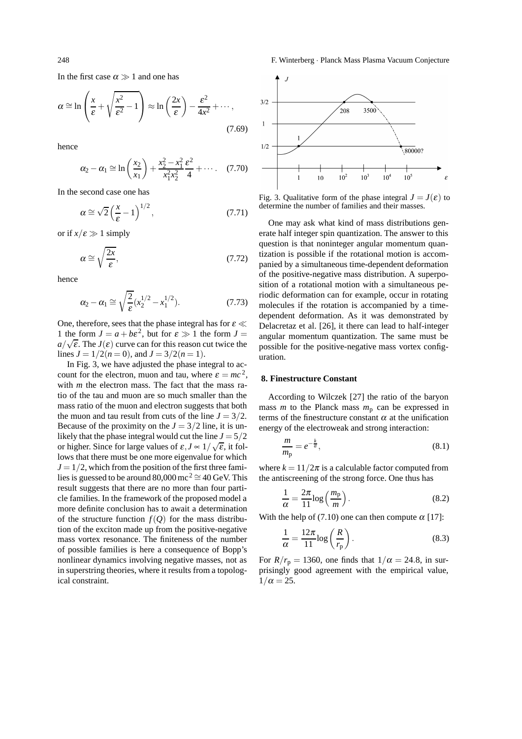In the first case $\alpha \gg 1$ and one has

$$\alpha \cong \ln\left(\frac{x}{\varepsilon} + \sqrt{\frac{x^2}{\varepsilon^2} - 1}\right) \approx \ln\left(\frac{2x}{\varepsilon}\right) - \frac{\varepsilon^2}{4x^2} + \cdots, \tag{7.69}$$

hence

$$\alpha_2 - \alpha_1 \cong \ln\left(\frac{x_2}{x_1}\right) + \frac{x_2^2 - x_1^2}{x_1^2 x_2^2}\frac{\varepsilon^2}{4} + \cdots. \tag{7.70}$$

In the second case one has

$$\alpha \cong \sqrt{2}\left(\frac{x}{\varepsilon} - 1\right)^{1/2}, \tag{7.71}$$

or if $x/\varepsilon \gg 1$ simply

$$\alpha \cong \sqrt{\frac{2x}{\varepsilon}}, \tag{7.72}$$

hence

$$\alpha_2 - \alpha_1 \cong \sqrt{\frac{2}{\varepsilon}}(x_2^{1/2} - x_1^{1/2}). \tag{7.73}$$

One, therefore, sees that the phase integral has for $\varepsilon \ll 1$ the form $J = a + b\varepsilon^2$, but for $\varepsilon \gg 1$ the form $J = a/\sqrt{\varepsilon}$. The $J(\varepsilon)$ curve can for this reason cut twice the lines $J = 1/2 (n = 0)$, and $J = 3/2 (n = 1)$.

In Fig. 3, we have adjusted the phase integral to account for the electron, muon and tau, where $\varepsilon = mc^2$, with $m$ the electron mass. The fact that the mass ratio of the tau and muon are so much smaller than the mass ratio of the muon and electron suggests that both the muon and tau result from cuts of the line $J = 3/2$. Because of the proximity on the $J = 3/2$ line, it is unlikely that the phase integral would cut the line $J = 5/2$ or higher. Since for large values of $\varepsilon, J \propto 1/\sqrt{\varepsilon}$, it follows that there must be one more eigenvalue for which $J = 1/2$, which from the position of the first three families is guessed to be around $80{,}000\,\mathrm{mc}^2 \cong 40\,\mathrm{GeV}$. This result suggests that there are no more than four particle families. In the framework of the proposed model a more definite conclusion has to await a determination of the structure function $f(Q)$ for the mass distribution of the exciton made up from the positive-negative mass vortex resonance. The finiteness of the number of possible families is here a consequence of Bopp's nonlinear dynamics involving negative masses, not as in superstring theories, where it results from a topological constraint.

Fig. 3. Qualitative form of the phase integral $J = J(\varepsilon)$ to determine the number of families and their masses.

One may ask what kind of mass distributions generate half integer spin quantization. The answer to this question is that noninteger angular momentum quantization is possible if the rotational motion is accompanied by a simultaneous time-dependent deformation of the positive-negative mass distribution. A superposition of a rotational motion with a simultaneous periodic deformation can for example, occur in rotating molecules if the rotation is accompanied by a time-dependent deformation. As it was demonstrated by Delacretaz et al. [26], it there can lead to half-integer angular momentum quantization. The same must be possible for the positive-negative mass vortex configuration.

## 8. Finestructure Constant

According to Wilczek [27] the ratio of the baryon mass $m$ to the Planck mass $m_{\mathrm{p}}$ can be expressed in terms of the finestructure constant $\alpha$ at the unification energy of the electroweak and strong interaction:

$$\frac{m}{m_{\mathrm{p}}} = e^{-\frac{k}{\alpha}}, \tag{8.1}$$

where $k = 11/2\pi$ is a calculable factor computed from the antiscreening of the strong force. One thus has

$$\frac{1}{\alpha} = \frac{2\pi}{11}\log\left(\frac{m_{\mathrm{p}}}{m}\right). \tag{8.2}$$

With the help of (7.10) one can then compute $\alpha$ [17]:

$$\frac{1}{\alpha} = \frac{12\pi}{11}\log\left(\frac{R}{r_{\mathrm{p}}}\right). \tag{8.3}$$

For $R/r_{\mathrm{p}} = 1360$, one finds that $1/\alpha = 24.8$, in surprisingly good agreement with the empirical value, $1/\alpha = 25$.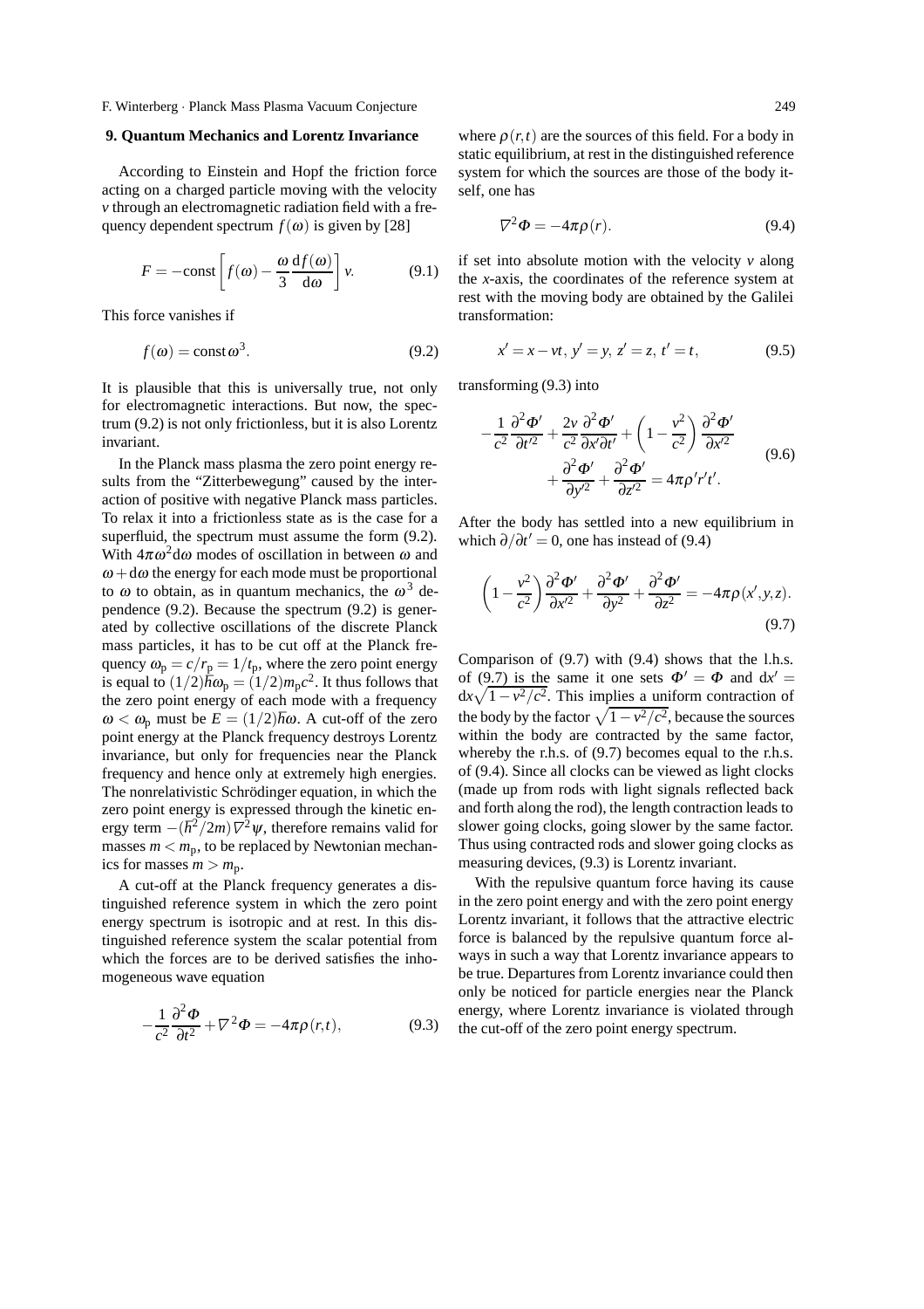## 9. Quantum Mechanics and Lorentz Invariance

According to Einstein and Hopf the friction force acting on a charged particle moving with the velocity $v$ through an electromagnetic radiation field with a frequency dependent spectrum $f(\omega)$ is given by [28]

$$F = -\text{const}\left[f(\omega) - \frac{\omega}{3}\frac{\mathrm{d}f(\omega)}{\mathrm{d}\omega}\right]v. \tag{9.1}$$

This force vanishes if

$$f(\omega) = \text{const}\,\omega^3. \tag{9.2}$$

It is plausible that this is universally true, not only for electromagnetic interactions. But now, the spectrum (9.2) is not only frictionless, but it is also Lorentz invariant.

In the Planck mass plasma the zero point energy results from the "Zitterbewegung" caused by the interaction of positive with negative Planck mass particles. To relax it into a frictionless state as is the case for a superfluid, the spectrum must assume the form (9.2). With $4\pi\omega^2\mathrm{d}\omega$ modes of oscillation in between $\omega$ and $\omega + \mathrm{d}\omega$ the energy for each mode must be proportional to $\omega$ to obtain, as in quantum mechanics, the $\omega^3$ dependence (9.2). Because the spectrum (9.2) is generated by collective oscillations of the discrete Planck mass particles, it has to be cut off at the Planck frequency $\omega_\mathrm{p} = c/r_\mathrm{p} = 1/t_\mathrm{p}$, where the zero point energy is equal to $(1/2)\hbar\omega_\mathrm{p} = (1/2)m_\mathrm{p}c^2$. It thus follows that the zero point energy of each mode with a frequency $\omega < \omega_\mathrm{p}$ must be $E = (1/2)\hbar\omega$. A cut-off of the zero point energy at the Planck frequency destroys Lorentz invariance, but only for frequencies near the Planck frequency and hence only at extremely high energies. The nonrelativistic Schrödinger equation, in which the zero point energy is expressed through the kinetic energy term $-(\hbar^2/2m)\nabla^2\psi$, therefore remains valid for masses $m < m_\mathrm{p}$, to be replaced by Newtonian mechanics for masses $m > m_\mathrm{p}$.

A cut-off at the Planck frequency generates a distinguished reference system in which the zero point energy spectrum is isotropic and at rest. In this distinguished reference system the scalar potential from which the forces are to be derived satisfies the inhomogeneous wave equation

$$-\frac{1}{c^2}\frac{\partial^2\Phi}{\partial t^2} + \nabla^2\Phi = -4\pi\rho(r,t), \tag{9.3}$$

where $\rho(r,t)$ are the sources of this field. For a body in static equilibrium, at rest in the distinguished reference system for which the sources are those of the body itself, one has

$$\nabla^2\Phi = -4\pi\rho(r). \tag{9.4}$$

if set into absolute motion with the velocity $v$ along the $x$-axis, the coordinates of the reference system at rest with the moving body are obtained by the Galilei transformation:

$$x' = x - vt,\; y' = y,\; z' = z,\; t' = t, \tag{9.5}$$

transforming (9.3) into

$$\begin{aligned}-\frac{1}{c^2}\frac{\partial^2\Phi'}{\partial t'^2} + \frac{2v}{c^2}\frac{\partial^2\Phi'}{\partial x'\partial t'} + \left(1 - \frac{v^2}{c^2}\right)\frac{\partial^2\Phi'}{\partial x'^2}\\ + \frac{\partial^2\Phi'}{\partial y'^2} + \frac{\partial^2\Phi'}{\partial z'^2} = 4\pi\rho' r' t'.\end{aligned} \tag{9.6}$$

After the body has settled into a new equilibrium in which $\partial/\partial t' = 0$, one has instead of (9.4)

$$\left(1 - \frac{v^2}{c^2}\right)\frac{\partial^2\Phi'}{\partial x'^2} + \frac{\partial^2\Phi'}{\partial y^2} + \frac{\partial^2\Phi'}{\partial z^2} = -4\pi\rho(x', y, z). \tag{9.7}$$

Comparison of (9.7) with (9.4) shows that the l.h.s. of (9.7) is the same it one sets $\Phi' = \Phi$ and $\mathrm{d}x' = \mathrm{d}x\sqrt{1 - v^2/c^2}$. This implies a uniform contraction of the body by the factor $\sqrt{1 - v^2/c^2}$, because the sources within the body are contracted by the same factor, whereby the r.h.s. of (9.7) becomes equal to the r.h.s. of (9.4). Since all clocks can be viewed as light clocks (made up from rods with light signals reflected back and forth along the rod), the length contraction leads to slower going clocks, going slower by the same factor. Thus using contracted rods and slower going clocks as measuring devices, (9.3) is Lorentz invariant.

With the repulsive quantum force having its cause in the zero point energy and with the zero point energy Lorentz invariant, it follows that the attractive electric force is balanced by the repulsive quantum force always in such a way that Lorentz invariance appears to be true. Departures from Lorentz invariance could then only be noticed for particle energies near the Planck energy, where Lorentz invariance is violated through the cut-off of the zero point energy spectrum.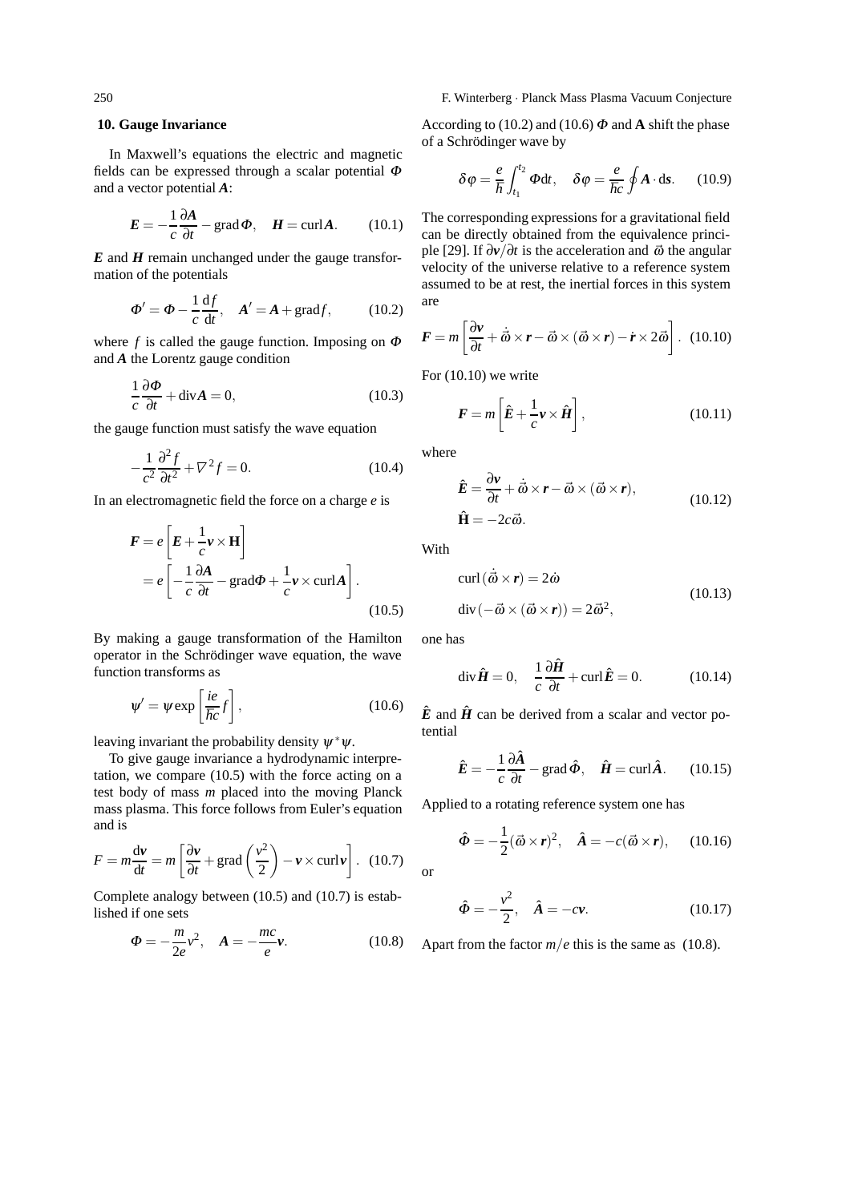## 10. Gauge Invariance

In Maxwell's equations the electric and magnetic fields can be expressed through a scalar potential $\boldsymbol{\Phi}$ and a vector potential $\boldsymbol{A}$:

$$\boldsymbol{E} = -\frac{1}{c}\frac{\partial \boldsymbol{A}}{\partial t} - \operatorname{grad}\boldsymbol{\Phi}, \quad \boldsymbol{H} = \operatorname{curl}\boldsymbol{A}. \tag{10.1}$$

$\boldsymbol{E}$ and $\boldsymbol{H}$ remain unchanged under the gauge transformation of the potentials

$$\boldsymbol{\Phi}' = \boldsymbol{\Phi} - \frac{1}{c}\frac{\mathrm{d}f}{\mathrm{d}t}, \quad \boldsymbol{A}' = \boldsymbol{A} + \operatorname{grad}f, \tag{10.2}$$

where $f$ is called the gauge function. Imposing on $\boldsymbol{\Phi}$ and $\boldsymbol{A}$ the Lorentz gauge condition

$$\frac{1}{c}\frac{\partial \boldsymbol{\Phi}}{\partial t} + \operatorname{div}\boldsymbol{A} = 0, \tag{10.3}$$

the gauge function must satisfy the wave equation

$$-\frac{1}{c^2}\frac{\partial^2 f}{\partial t^2} + \nabla^2 f = 0. \tag{10.4}$$

In an electromagnetic field the force on a charge $e$ is

$$\begin{aligned}\boldsymbol{F} &= e\left[\boldsymbol{E} + \frac{1}{c}\boldsymbol{v}\times\mathbf{H}\right] \\ &= e\left[-\frac{1}{c}\frac{\partial \boldsymbol{A}}{\partial t} - \operatorname{grad}\boldsymbol{\Phi} + \frac{1}{c}\boldsymbol{v}\times\operatorname{curl}\boldsymbol{A}\right].\end{aligned} \tag{10.5}$$

By making a gauge transformation of the Hamilton operator in the Schrödinger wave equation, the wave function transforms as

$$\psi' = \psi \exp\left[\frac{ie}{\hbar c}f\right], \tag{10.6}$$

leaving invariant the probability density $\psi^*\psi$.

To give gauge invariance a hydrodynamic interpretation, we compare (10.5) with the force acting on a test body of mass $m$ placed into the moving Planck mass plasma. This force follows from Euler's equation and is

$$F = m\frac{\mathrm{d}\boldsymbol{v}}{\mathrm{d}t} = m\left[\frac{\partial \boldsymbol{v}}{\partial t} + \operatorname{grad}\left(\frac{v^2}{2}\right) - \boldsymbol{v}\times\operatorname{curl}\boldsymbol{v}\right]. \tag{10.7}$$

Complete analogy between (10.5) and (10.7) is established if one sets

$$\boldsymbol{\Phi} = -\frac{m}{2e}v^2, \quad \boldsymbol{A} = -\frac{mc}{e}\boldsymbol{v}. \tag{10.8}$$

According to (10.2) and (10.6) $\boldsymbol{\Phi}$ and $\mathbf{A}$ shift the phase of a Schrödinger wave by

$$\delta\varphi = \frac{e}{\hbar}\int_{t_1}^{t_2}\boldsymbol{\Phi}\,\mathrm{d}t, \quad \delta\varphi = \frac{e}{\hbar c}\oint \boldsymbol{A}\cdot\mathrm{d}\boldsymbol{s}. \tag{10.9}$$

The corresponding expressions for a gravitational field can be directly obtained from the equivalence principle [29]. If $\partial\boldsymbol{v}/\partial t$ is the acceleration and $\vec{\omega}$ the angular velocity of the universe relative to a reference system assumed to be at rest, the inertial forces in this system are

$$\boldsymbol{F} = m\left[\frac{\partial \boldsymbol{v}}{\partial t} + \dot{\vec{\omega}}\times\boldsymbol{r} - \vec{\omega}\times(\vec{\omega}\times\boldsymbol{r}) - \dot{\boldsymbol{r}}\times 2\vec{\omega}\right]. \tag{10.10}$$

For (10.10) we write

$$\boldsymbol{F} = m\left[\hat{\boldsymbol{E}} + \frac{1}{c}\boldsymbol{v}\times\hat{\boldsymbol{H}}\right], \tag{10.11}$$

where

$$\begin{aligned}\hat{\boldsymbol{E}} &= \frac{\partial \boldsymbol{v}}{\partial t} + \dot{\vec{\omega}}\times\boldsymbol{r} - \vec{\omega}\times(\vec{\omega}\times\boldsymbol{r}), \\ \hat{\mathbf{H}} &= -2c\vec{\omega}.\end{aligned} \tag{10.12}$$

With

$$\begin{aligned}&\operatorname{curl}(\dot{\vec{\omega}}\times\boldsymbol{r}) = 2\dot{\omega} \\ &\operatorname{div}(-\vec{\omega}\times(\vec{\omega}\times\boldsymbol{r})) = 2\vec{\omega}^2,\end{aligned} \tag{10.13}$$

one has

$$\operatorname{div}\hat{\boldsymbol{H}} = 0, \quad \frac{1}{c}\frac{\partial \hat{\boldsymbol{H}}}{\partial t} + \operatorname{curl}\hat{\boldsymbol{E}} = 0. \tag{10.14}$$

$\hat{\boldsymbol{E}}$ and $\hat{\boldsymbol{H}}$ can be derived from a scalar and vector potential

$$\hat{\boldsymbol{E}} = -\frac{1}{c}\frac{\partial \hat{\boldsymbol{A}}}{\partial t} - \operatorname{grad}\hat{\boldsymbol{\Phi}}, \quad \hat{\boldsymbol{H}} = \operatorname{curl}\hat{\boldsymbol{A}}. \tag{10.15}$$

Applied to a rotating reference system one has

$$\hat{\boldsymbol{\Phi}} = -\frac{1}{2}(\vec{\omega}\times\boldsymbol{r})^2, \quad \hat{\boldsymbol{A}} = -c(\vec{\omega}\times\boldsymbol{r}), \tag{10.16}$$

or

$$\hat{\boldsymbol{\Phi}} = -\frac{v^2}{2}, \quad \hat{\boldsymbol{A}} = -c\boldsymbol{v}. \tag{10.17}$$

Apart from the factor $m/e$ this is the same as (10.8).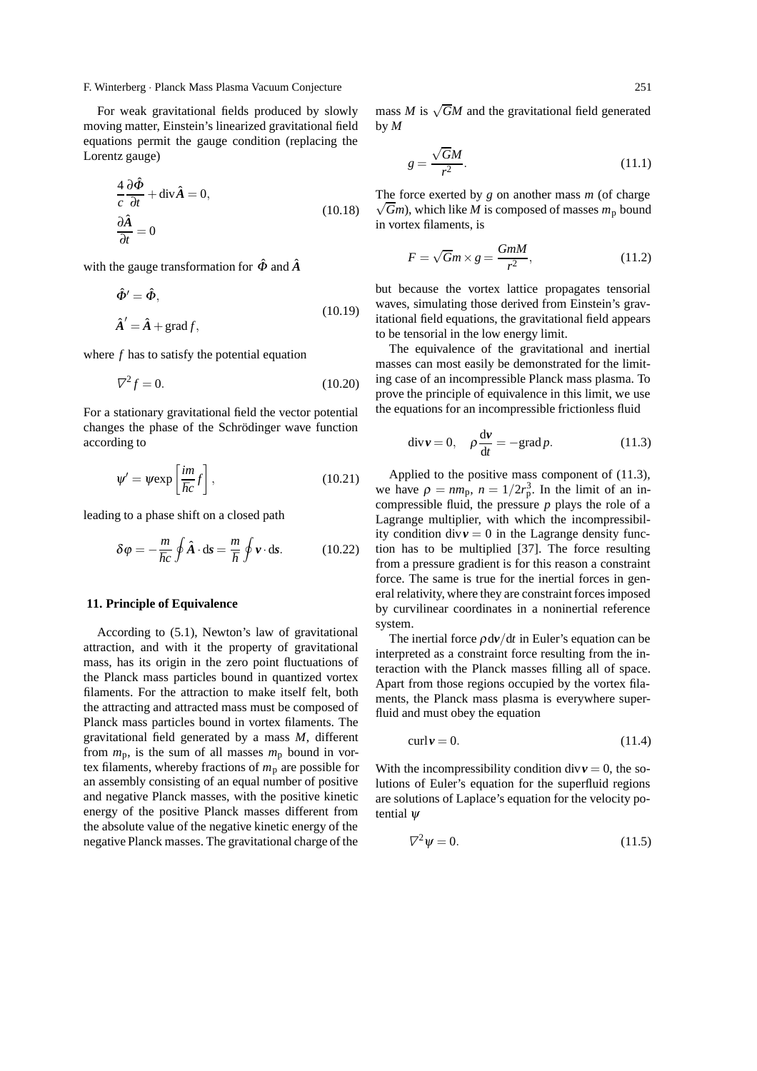For weak gravitational fields produced by slowly moving matter, Einstein's linearized gravitational field equations permit the gauge condition (replacing the Lorentz gauge)

$$\begin{aligned} &\frac{4}{c}\frac{\partial \hat{\boldsymbol{\Phi}}}{\partial t} + \operatorname{div}\hat{\boldsymbol{A}} = 0, \\ &\frac{\partial \hat{\boldsymbol{A}}}{\partial t} = 0 \end{aligned} \tag{10.18}$$

with the gauge transformation for $\hat{\boldsymbol{\Phi}}$ and $\hat{\boldsymbol{A}}$

$$\begin{aligned} &\hat{\boldsymbol{\Phi}}' = \hat{\boldsymbol{\Phi}}, \\ &\hat{\boldsymbol{A}}' = \hat{\boldsymbol{A}} + \operatorname{grad} f, \end{aligned} \tag{10.19}$$

where $f$ has to satisfy the potential equation

$$\nabla^2 f = 0. \tag{10.20}$$

For a stationary gravitational field the vector potential changes the phase of the Schrödinger wave function according to

$$\psi' = \psi \exp\left[\frac{im}{\hbar c} f\right], \tag{10.21}$$

leading to a phase shift on a closed path

$$\delta\varphi = -\frac{m}{\hbar c}\oint \hat{\boldsymbol{A}} \cdot \mathrm{d}\boldsymbol{s} = \frac{m}{\hbar}\oint \boldsymbol{v} \cdot \mathrm{d}\boldsymbol{s}. \tag{10.22}$$

## 11. Principle of Equivalence

According to (5.1), Newton's law of gravitational attraction, and with it the property of gravitational mass, has its origin in the zero point fluctuations of the Planck mass particles bound in quantized vortex filaments. For the attraction to make itself felt, both the attracting and attracted mass must be composed of Planck mass particles bound in vortex filaments. The gravitational field generated by a mass $M$, different from $m_\mathrm{p}$, is the sum of all masses $m_\mathrm{p}$ bound in vortex filaments, whereby fractions of $m_\mathrm{p}$ are possible for an assembly consisting of an equal number of positive and negative Planck masses, with the positive kinetic energy of the positive Planck masses different from the absolute value of the negative kinetic energy of the negative Planck masses. The gravitational charge of the mass $M$ is $\sqrt{G}M$ and the gravitational field generated by $M$

$$g = \frac{\sqrt{G}M}{r^2}. \tag{11.1}$$

The force exerted by $g$ on another mass $m$ (of charge $\sqrt{G}m$), which like $M$ is composed of masses $m_\mathrm{p}$ bound in vortex filaments, is

$$F = \sqrt{G}m \times g = \frac{GmM}{r^2}, \tag{11.2}$$

but because the vortex lattice propagates tensorial waves, simulating those derived from Einstein's gravitational field equations, the gravitational field appears to be tensorial in the low energy limit.

The equivalence of the gravitational and inertial masses can most easily be demonstrated for the limiting case of an incompressible Planck mass plasma. To prove the principle of equivalence in this limit, we use the equations for an incompressible frictionless fluid

$$\operatorname{div}\boldsymbol{v} = 0, \quad \rho\frac{\mathrm{d}\boldsymbol{v}}{\mathrm{d}t} = -\operatorname{grad} p. \tag{11.3}$$

Applied to the positive mass component of (11.3), we have $\rho = nm_\mathrm{p}$, $n = 1/2r_\mathrm{p}^3$. In the limit of an incompressible fluid, the pressure $p$ plays the role of a Lagrange multiplier, with which the incompressibility condition $\operatorname{div}\boldsymbol{v} = 0$ in the Lagrange density function has to be multiplied [37]. The force resulting from a pressure gradient is for this reason a constraint force. The same is true for the inertial forces in general relativity, where they are constraint forces imposed by curvilinear coordinates in a noninertial reference system.

The inertial force $\rho\,\mathrm{d}\boldsymbol{v}/\mathrm{d}t$ in Euler's equation can be interpreted as a constraint force resulting from the interaction with the Planck masses filling all of space. Apart from those regions occupied by the vortex filaments, the Planck mass plasma is everywhere superfluid and must obey the equation

$$\operatorname{curl}\boldsymbol{v} = 0. \tag{11.4}$$

With the incompressibility condition $\operatorname{div}\boldsymbol{v} = 0$, the solutions of Euler's equation for the superfluid regions are solutions of Laplace's equation for the velocity potential $\psi$

$$\nabla^2\psi = 0. \tag{11.5}$$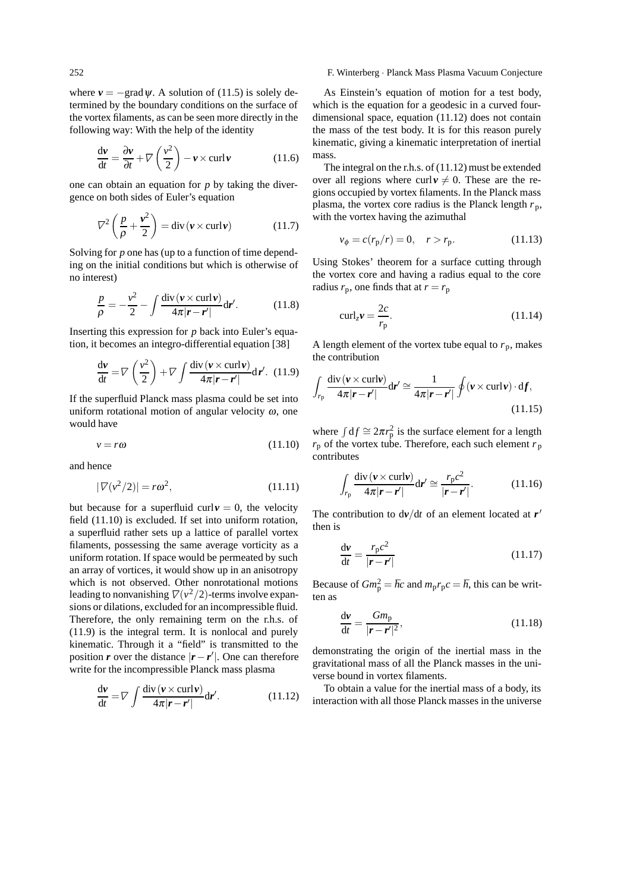where $\boldsymbol{v} = -\operatorname{grad}\psi$. A solution of (11.5) is solely determined by the boundary conditions on the surface of the vortex filaments, as can be seen more directly in the following way: With the help of the identity

$$\frac{\mathrm{d}\boldsymbol{v}}{\mathrm{d}t} = \frac{\partial \boldsymbol{v}}{\partial t} + \nabla\left(\frac{v^2}{2}\right) - \boldsymbol{v} \times \operatorname{curl}\boldsymbol{v} \qquad (11.6)$$

one can obtain an equation for $p$ by taking the divergence on both sides of Euler's equation

$$\nabla^2\left(\frac{p}{\rho} + \frac{\boldsymbol{v}^2}{2}\right) = \operatorname{div}(\boldsymbol{v} \times \operatorname{curl}\boldsymbol{v}) \qquad (11.7)$$

Solving for $p$ one has (up to a function of time depending on the initial conditions but which is otherwise of no interest)

$$\frac{p}{\rho} = -\frac{v^2}{2} - \int \frac{\operatorname{div}(\boldsymbol{v} \times \operatorname{curl}\boldsymbol{v})}{4\pi|\boldsymbol{r} - \boldsymbol{r}'|}\mathrm{d}\boldsymbol{r}'. \qquad (11.8)$$

Inserting this expression for $p$ back into Euler's equation, it becomes an integro-differential equation [38]

$$\frac{\mathrm{d}\boldsymbol{v}}{\mathrm{d}t} = \nabla\left(\frac{v^2}{2}\right) + \nabla \int \frac{\operatorname{div}(\boldsymbol{v} \times \operatorname{curl}\boldsymbol{v})}{4\pi|\boldsymbol{r} - \boldsymbol{r}'|}\mathrm{d}\boldsymbol{r}'. \qquad (11.9)$$

If the superfluid Planck mass plasma could be set into uniform rotational motion of angular velocity $\omega$, one would have

$$v = r\omega \qquad (11.10)$$

and hence

$$|\nabla(v^2/2)| = r\omega^2, \qquad (11.11)$$

but because for a superfluid $\operatorname{curl}\boldsymbol{v} = 0$, the velocity field (11.10) is excluded. If set into uniform rotation, a superfluid rather sets up a lattice of parallel vortex filaments, possessing the same average vorticity as a uniform rotation. If space would be permeated by such an array of vortices, it would show up in an anisotropy which is not observed. Other nonrotational motions leading to nonvanishing $\nabla(v^2/2)$-terms involve expansions or dilations, excluded for an incompressible fluid. Therefore, the only remaining term on the r.h.s. of (11.9) is the integral term. It is nonlocal and purely kinematic. Through it a "field" is transmitted to the position $\boldsymbol{r}$ over the distance $|\boldsymbol{r} - \boldsymbol{r}'|$. One can therefore write for the incompressible Planck mass plasma

$$\frac{\mathrm{d}\boldsymbol{v}}{\mathrm{d}t} = \nabla \int \frac{\operatorname{div}(\boldsymbol{v} \times \operatorname{curl}\boldsymbol{v})}{4\pi|\boldsymbol{r} - \boldsymbol{r}'|}\mathrm{d}\boldsymbol{r}'. \qquad (11.12)$$

As Einstein's equation of motion for a test body, which is the equation for a geodesic in a curved four-dimensional space, equation (11.12) does not contain the mass of the test body. It is for this reason purely kinematic, giving a kinematic interpretation of inertial mass.

The integral on the r.h.s. of (11.12) must be extended over all regions where $\operatorname{curl}\boldsymbol{v} \neq 0$. These are the regions occupied by vortex filaments. In the Planck mass plasma, the vortex core radius is the Planck length $r_\mathrm{p}$, with the vortex having the azimuthal

$$v_\phi = c(r_\mathrm{p}/r) = 0, \quad r > r_\mathrm{p}. \qquad (11.13)$$

Using Stokes' theorem for a surface cutting through the vortex core and having a radius equal to the core radius $r_\mathrm{p}$, one finds that at $r = r_\mathrm{p}$

$$\operatorname{curl}_z \boldsymbol{v} = \frac{2c}{r_\mathrm{p}}. \qquad (11.14)$$

A length element of the vortex tube equal to $r_\mathrm{p}$, makes the contribution

$$\int_{r_\mathrm{p}} \frac{\operatorname{div}(\boldsymbol{v} \times \operatorname{curl}\boldsymbol{v})}{4\pi|\boldsymbol{r} - \boldsymbol{r}'|}\mathrm{d}\boldsymbol{r}' \cong \frac{1}{4\pi|\boldsymbol{r} - \boldsymbol{r}'|}\oint(\boldsymbol{v} \times \operatorname{curl}\boldsymbol{v}) \cdot \mathrm{d}\boldsymbol{f}, \qquad (11.15)$$

where $\int \mathrm{d}f \cong 2\pi r_\mathrm{p}^2$ is the surface element for a length $r_\mathrm{p}$ of the vortex tube. Therefore, each such element $r_\mathrm{p}$ contributes

$$\int_{r_\mathrm{p}} \frac{\operatorname{div}(\boldsymbol{v} \times \operatorname{curl}\boldsymbol{v})}{4\pi|\boldsymbol{r} - \boldsymbol{r}'|}\mathrm{d}\boldsymbol{r}' \cong \frac{r_\mathrm{p}c^2}{|\boldsymbol{r} - \boldsymbol{r}'|}. \qquad (11.16)$$

The contribution to $\mathrm{d}\boldsymbol{v}/\mathrm{d}t$ of an element located at $\boldsymbol{r}'$ then is

$$\frac{\mathrm{d}\boldsymbol{v}}{\mathrm{d}t} = \frac{r_\mathrm{p}c^2}{|\boldsymbol{r} - \boldsymbol{r}'|} \qquad (11.17)$$

Because of $Gm_\mathrm{p}^2 = \hbar c$ and $m_\mathrm{p}r_\mathrm{p}c = \hbar$, this can be written as

$$\frac{\mathrm{d}\boldsymbol{v}}{\mathrm{d}t} = \frac{Gm_\mathrm{p}}{|\boldsymbol{r} - \boldsymbol{r}'|^2}, \qquad (11.18)$$

demonstrating the origin of the inertial mass in the gravitational mass of all the Planck masses in the universe bound in vortex filaments.

To obtain a value for the inertial mass of a body, its interaction with all those Planck masses in the universe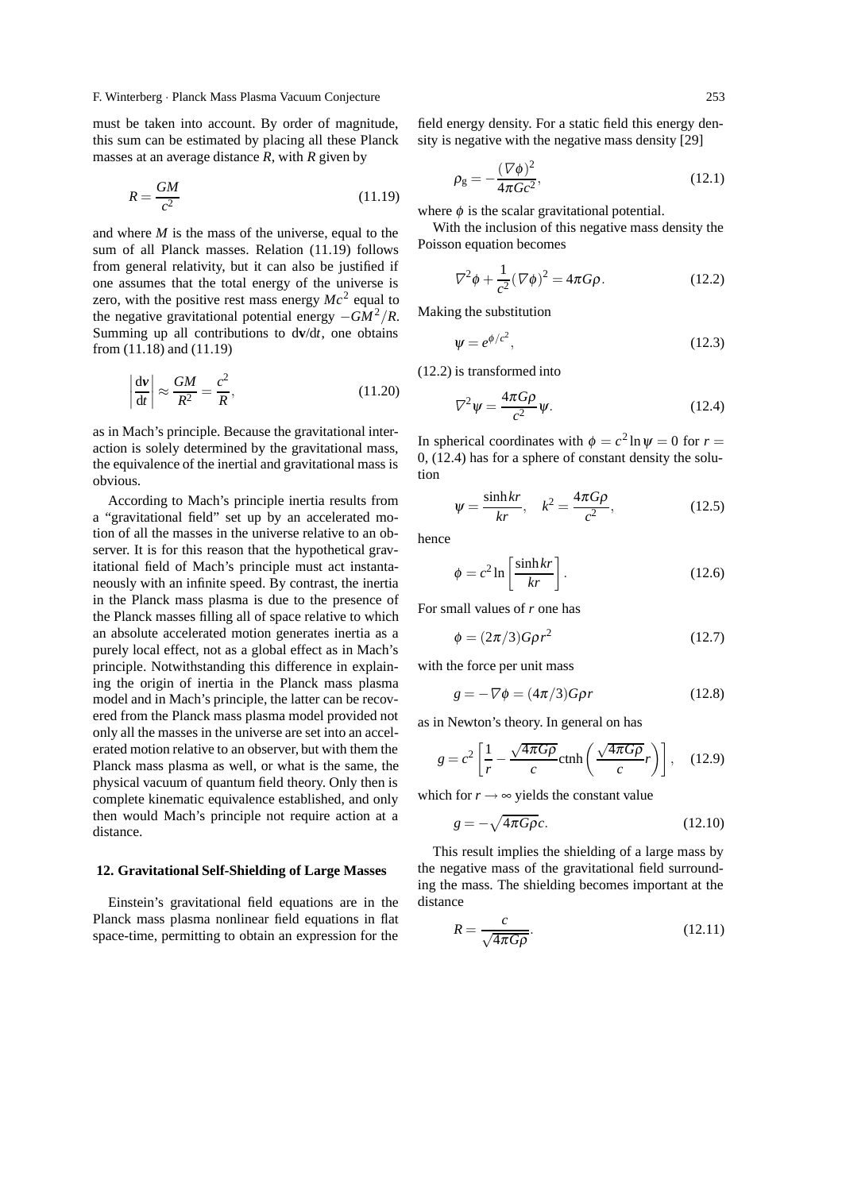must be taken into account. By order of magnitude, this sum can be estimated by placing all these Planck masses at an average distance $R$, with $R$ given by

$$R = \frac{GM}{c^2} \tag{11.19}$$

and where $M$ is the mass of the universe, equal to the sum of all Planck masses. Relation (11.19) follows from general relativity, but it can also be justified if one assumes that the total energy of the universe is zero, with the positive rest mass energy $Mc^2$ equal to the negative gravitational potential energy $-GM^2/R$. Summing up all contributions to $\mathrm{d}\mathbf{v}/\mathrm{d}t$, one obtains from (11.18) and (11.19)

$$\left|\frac{\mathrm{d}\mathbf{v}}{\mathrm{d}t}\right| \approx \frac{GM}{R^2} = \frac{c^2}{R}, \tag{11.20}$$

as in Mach's principle. Because the gravitational interaction is solely determined by the gravitational mass, the equivalence of the inertial and gravitational mass is obvious.

According to Mach's principle inertia results from a "gravitational field" set up by an accelerated motion of all the masses in the universe relative to an observer. It is for this reason that the hypothetical gravitational field of Mach's principle must act instantaneously with an infinite speed. By contrast, the inertia in the Planck mass plasma is due to the presence of the Planck masses filling all of space relative to which an absolute accelerated motion generates inertia as a purely local effect, not as a global effect as in Mach's principle. Notwithstanding this difference in explaining the origin of inertia in the Planck mass plasma model and in Mach's principle, the latter can be recovered from the Planck mass plasma model provided not only all the masses in the universe are set into an accelerated motion relative to an observer, but with them the Planck mass plasma as well, or what is the same, the physical vacuum of quantum field theory. Only then is complete kinematic equivalence established, and only then would Mach's principle not require action at a distance.

## 12. Gravitational Self-Shielding of Large Masses

Einstein's gravitational field equations are in the Planck mass plasma nonlinear field equations in flat space-time, permitting to obtain an expression for the field energy density. For a static field this energy density is negative with the negative mass density [29]

$$\rho_{\mathrm{g}} = -\frac{(\nabla\phi)^2}{4\pi Gc^2}, \tag{12.1}$$

where $\phi$ is the scalar gravitational potential.

With the inclusion of this negative mass density the Poisson equation becomes

$$\nabla^2\phi + \frac{1}{c^2}(\nabla\phi)^2 = 4\pi G\rho. \tag{12.2}$$

Making the substitution

$$\psi = e^{\phi/c^2}, \tag{12.3}$$

(12.2) is transformed into

$$\nabla^2\psi = \frac{4\pi G\rho}{c^2}\psi. \tag{12.4}$$

In spherical coordinates with $\phi = c^2 \ln\psi = 0$ for $r = 0$, (12.4) has for a sphere of constant density the solution

$$\psi = \frac{\sinh kr}{kr}, \quad k^2 = \frac{4\pi G\rho}{c^2}, \tag{12.5}$$

hence

$$\phi = c^2 \ln\left[\frac{\sinh kr}{kr}\right]. \tag{12.6}$$

For small values of $r$ one has

$$\phi = (2\pi/3)G\rho r^2 \tag{12.7}$$

with the force per unit mass

$$g = -\nabla\phi = (4\pi/3)G\rho r \tag{12.8}$$

as in Newton's theory. In general on has

$$g = c^2\left[\frac{1}{r} - \frac{\sqrt{4\pi G\rho}}{c}\operatorname{ctnh}\left(\frac{\sqrt{4\pi G\rho}}{c}r\right)\right], \tag{12.9}$$

which for $r \to \infty$ yields the constant value

$$g = -\sqrt{4\pi G\rho}c. \tag{12.10}$$

This result implies the shielding of a large mass by the negative mass of the gravitational field surrounding the mass. The shielding becomes important at the distance

$$R = \frac{c}{\sqrt{4\pi G\rho}}. \tag{12.11}$$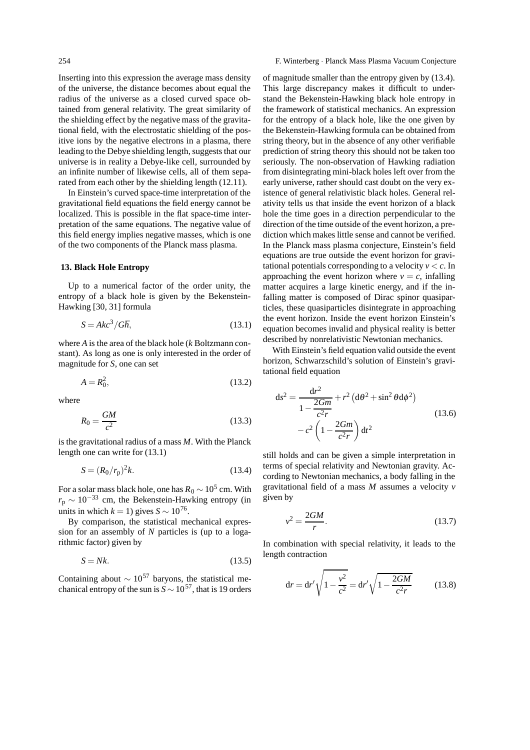Inserting into this expression the average mass density of the universe, the distance becomes about equal the radius of the universe as a closed curved space obtained from general relativity. The great similarity of the shielding effect by the negative mass of the gravitational field, with the electrostatic shielding of the positive ions by the negative electrons in a plasma, there leading to the Debye shielding length, suggests that our universe is in reality a Debye-like cell, surrounded by an infinite number of likewise cells, all of them separated from each other by the shielding length (12.11).

In Einstein's curved space-time interpretation of the gravitational field equations the field energy cannot be localized. This is possible in the flat space-time interpretation of the same equations. The negative value of this field energy implies negative masses, which is one of the two components of the Planck mass plasma.

### 13. Black Hole Entropy

Up to a numerical factor of the order unity, the entropy of a black hole is given by the Bekenstein-Hawking [30, 31] formula

$$S = Akc^3/G\hbar, \tag{13.1}$$

where $A$ is the area of the black hole ($k$ Boltzmann constant). As long as one is only interested in the order of magnitude for $S$, one can set

$$A = R_0^2, \tag{13.2}$$

where

$$R_0 = \frac{GM}{c^2} \tag{13.3}$$

is the gravitational radius of a mass $M$. With the Planck length one can write for (13.1)

$$S = (R_0/r_p)^2 k. \tag{13.4}$$

For a solar mass black hole, one has $R_0 \sim 10^5$ cm. With $r_p \sim 10^{-33}$ cm, the Bekenstein-Hawking entropy (in units in which $k = 1$) gives $S \sim 10^{76}$.

By comparison, the statistical mechanical expression for an assembly of $N$ particles is (up to a logarithmic factor) given by

$$S = Nk. \tag{13.5}$$

Containing about $\sim 10^{57}$ baryons, the statistical mechanical entropy of the sun is $S \sim 10^{57}$, that is 19 orders of magnitude smaller than the entropy given by (13.4). This large discrepancy makes it difficult to understand the Bekenstein-Hawking black hole entropy in the framework of statistical mechanics. An expression for the entropy of a black hole, like the one given by the Bekenstein-Hawking formula can be obtained from string theory, but in the absence of any other verifiable prediction of string theory this should not be taken too seriously. The non-observation of Hawking radiation from disintegrating mini-black holes left over from the early universe, rather should cast doubt on the very existence of general relativistic black holes. General relativity tells us that inside the event horizon of a black hole the time goes in a direction perpendicular to the direction of the time outside of the event horizon, a prediction which makes little sense and cannot be verified. In the Planck mass plasma conjecture, Einstein's field equations are true outside the event horizon for gravitational potentials corresponding to a velocity $v < c$. In approaching the event horizon where $v = c$, infalling matter acquires a large kinetic energy, and if the infalling matter is composed of Dirac spinor quasiparticles, these quasiparticles disintegrate in approaching the event horizon. Inside the event horizon Einstein's equation becomes invalid and physical reality is better described by nonrelativistic Newtonian mechanics.

With Einstein's field equation valid outside the event horizon, Schwarzschild's solution of Einstein's gravitational field equation

$$\begin{aligned} ds^2 = \frac{dr^2}{1 - \dfrac{2Gm}{c^2 r}} + r^2\left(d\theta^2 + \sin^2\theta d\phi^2\right) \\ - c^2\left(1 - \frac{2Gm}{c^2 r}\right)dt^2 \end{aligned} \tag{13.6}$$

still holds and can be given a simple interpretation in terms of special relativity and Newtonian gravity. According to Newtonian mechanics, a body falling in the gravitational field of a mass $M$ assumes a velocity $v$ given by

$$v^2 = \frac{2GM}{r}. \tag{13.7}$$

In combination with special relativity, it leads to the length contraction

$$dr = dr'\sqrt{1 - \frac{v^2}{c^2}} = dr'\sqrt{1 - \frac{2GM}{c^2 r}} \tag{13.8}$$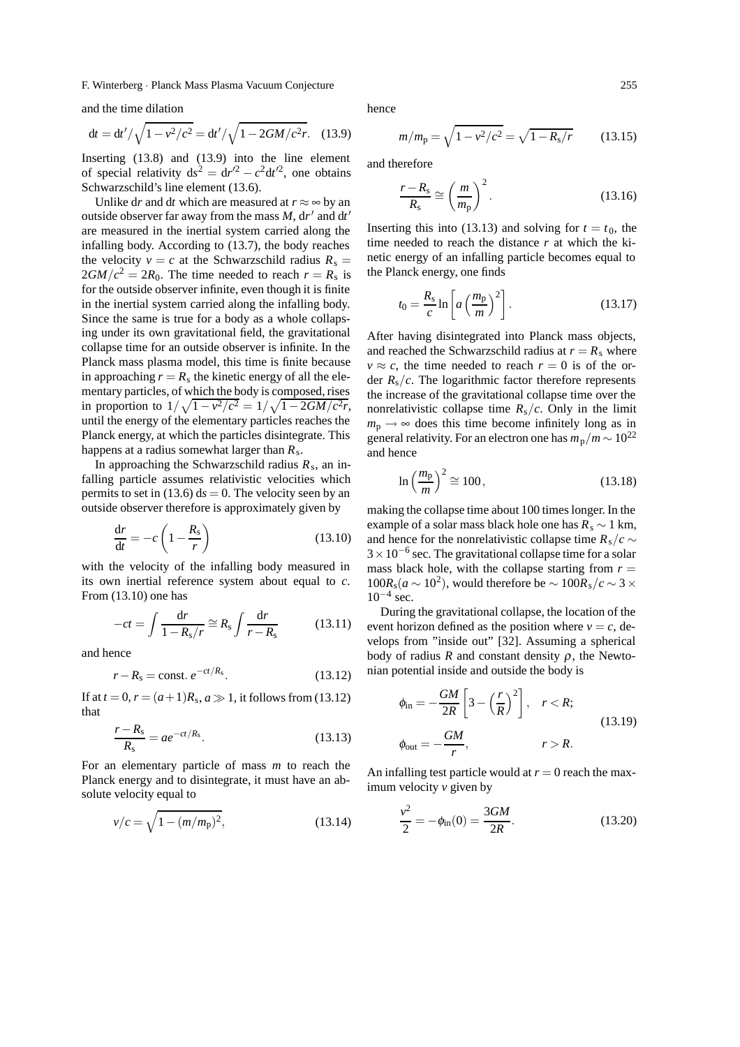and the time dilation

$$dt = dt'/\sqrt{1 - v^2/c^2} = dt'/\sqrt{1 - 2GM/c^2 r}. \quad (13.9)$$

Inserting (13.8) and (13.9) into the line element of special relativity $ds^2 = dr'^2 - c^2 dt'^2$, one obtains Schwarzschild's line element (13.6).

Unlike $dr$ and $dt$ which are measured at $r \approx \infty$ by an outside observer far away from the mass $M$, $dr'$ and $dt'$ are measured in the inertial system carried along the infalling body. According to (13.7), the body reaches the velocity $v = c$ at the Schwarzschild radius $R_s = 2GM/c^2 = 2R_0$. The time needed to reach $r = R_s$ is for the outside observer infinite, even though it is finite in the inertial system carried along the infalling body. Since the same is true for a body as a whole collapsing under its own gravitational field, the gravitational collapse time for an outside observer is infinite. In the Planck mass plasma model, this time is finite because in approaching $r = R_s$ the kinetic energy of all the elementary particles, of which the body is composed, rises in proportion to $1/\sqrt{1 - v^2/c^2} = 1/\sqrt{1 - 2GM/c^2 r}$, until the energy of the elementary particles reaches the Planck energy, at which the particles disintegrate. This happens at a radius somewhat larger than $R_s$.

In approaching the Schwarzschild radius $R_s$, an infalling particle assumes relativistic velocities which permits to set in (13.6) $ds = 0$. The velocity seen by an outside observer therefore is approximately given by

$$\frac{dr}{dt} = -c\left(1 - \frac{R_s}{r}\right) \quad (13.10)$$

with the velocity of the infalling body measured in its own inertial reference system about equal to $c$. From (13.10) one has

$$-ct = \int \frac{dr}{1 - R_s/r} \cong R_s \int \frac{dr}{r - R_s} \quad (13.11)$$

and hence

$$r - R_s = \text{const.}\, e^{-ct/R_s}. \quad (13.12)$$

If at $t = 0$, $r = (a+1)R_s$, $a \gg 1$, it follows from (13.12) that

$$\frac{r - R_s}{R_s} = a e^{-ct/R_s}. \quad (13.13)$$

For an elementary particle of mass $m$ to reach the Planck energy and to disintegrate, it must have an absolute velocity equal to

$$v/c = \sqrt{1 - (m/m_p)^2}, \quad (13.14)$$

hence

$$m/m_p = \sqrt{1 - v^2/c^2} = \sqrt{1 - R_s/r} \quad (13.15)$$

and therefore

$$\frac{r - R_s}{R_s} \cong \left(\frac{m}{m_p}\right)^2. \quad (13.16)$$

Inserting this into (13.13) and solving for $t = t_0$, the time needed to reach the distance $r$ at which the kinetic energy of an infalling particle becomes equal to the Planck energy, one finds

$$t_0 = \frac{R_s}{c} \ln\left[a\left(\frac{m_p}{m}\right)^2\right]. \quad (13.17)$$

After having disintegrated into Planck mass objects, and reached the Schwarzschild radius at $r = R_s$ where $v \approx c$, the time needed to reach $r = 0$ is of the order $R_s/c$. The logarithmic factor therefore represents the increase of the gravitational collapse time over the nonrelativistic collapse time $R_s/c$. Only in the limit $m_p \to \infty$ does this time become infinitely long as in general relativity. For an electron one has $m_p/m \sim 10^{22}$ and hence

$$\ln\left(\frac{m_p}{m}\right)^2 \cong 100, \quad (13.18)$$

making the collapse time about 100 times longer. In the example of a solar mass black hole one has $R_s \sim 1$ km, and hence for the nonrelativistic collapse time $R_s/c \sim 3 \times 10^{-6}$ sec. The gravitational collapse time for a solar mass black hole, with the collapse starting from $r = 100 R_s (a \sim 10^2)$, would therefore be $\sim 100 R_s/c \sim 3 \times 10^{-4}$ sec.

During the gravitational collapse, the location of the event horizon defined as the position where $v = c$, develops from "inside out" [32]. Assuming a spherical body of radius $R$ and constant density $\rho$, the Newtonian potential inside and outside the body is

$$\begin{aligned} \phi_{in} &= -\frac{GM}{2R}\left[3 - \left(\frac{r}{R}\right)^2\right], \quad r < R; \\ \phi_{out} &= -\frac{GM}{r}, \qquad\qquad\qquad r > R. \end{aligned} \quad (13.19)$$

An infalling test particle would at $r = 0$ reach the maximum velocity $v$ given by

$$\frac{v^2}{2} = -\phi_{in}(0) = \frac{3GM}{2R}. \quad (13.20)$$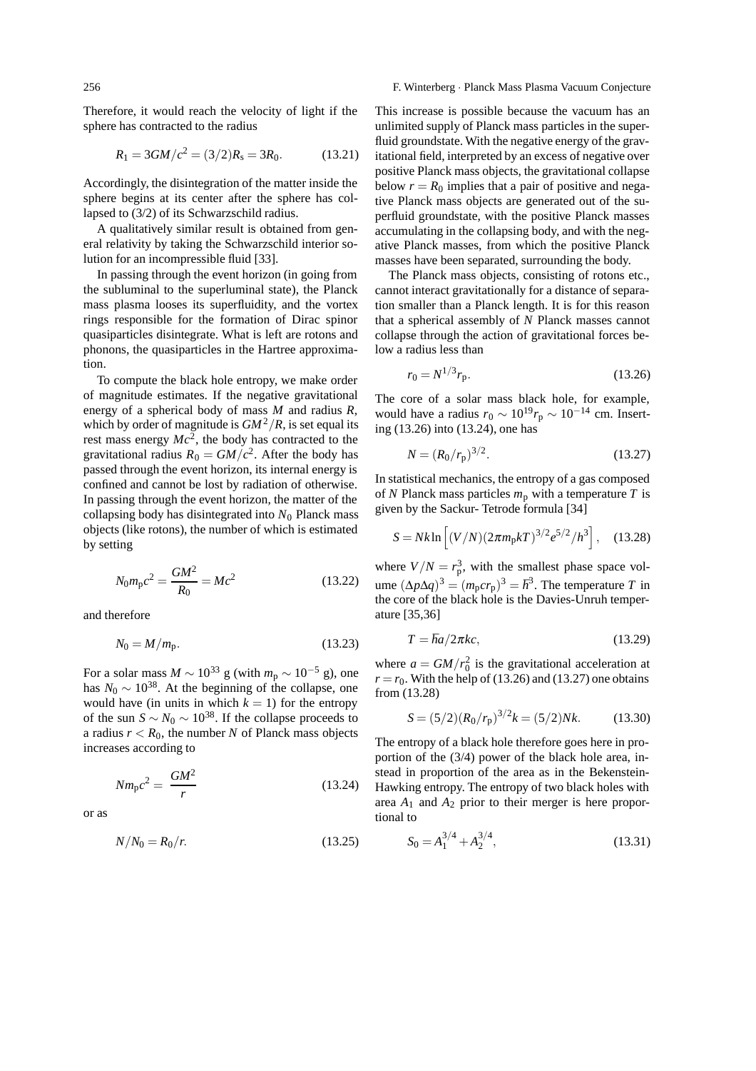Therefore, it would reach the velocity of light if the sphere has contracted to the radius

$$R_1 = 3GM/c^2 = (3/2)R_s = 3R_0. \tag{13.21}$$

Accordingly, the disintegration of the matter inside the sphere begins at its center after the sphere has collapsed to (3/2) of its Schwarzschild radius.

A qualitatively similar result is obtained from general relativity by taking the Schwarzschild interior solution for an incompressible fluid [33].

In passing through the event horizon (in going from the subluminal to the superluminal state), the Planck mass plasma looses its superfluidity, and the vortex rings responsible for the formation of Dirac spinor quasiparticles disintegrate. What is left are rotons and phonons, the quasiparticles in the Hartree approximation.

To compute the black hole entropy, we make order of magnitude estimates. If the negative gravitational energy of a spherical body of mass $M$ and radius $R$, which by order of magnitude is $GM^2/R$, is set equal its rest mass energy $Mc^2$, the body has contracted to the gravitational radius $R_0 = GM/c^2$. After the body has passed through the event horizon, its internal energy is confined and cannot be lost by radiation of otherwise. In passing through the event horizon, the matter of the collapsing body has disintegrated into $N_0$ Planck mass objects (like rotons), the number of which is estimated by setting

$$N_0 m_p c^2 = \frac{GM^2}{R_0} = Mc^2 \tag{13.22}$$

and therefore

$$N_0 = M/m_p. \tag{13.23}$$

For a solar mass $M \sim 10^{33}$ g (with $m_p \sim 10^{-5}$ g), one has $N_0 \sim 10^{38}$. At the beginning of the collapse, one would have (in units in which $k = 1$) for the entropy of the sun $S \sim N_0 \sim 10^{38}$. If the collapse proceeds to a radius $r < R_0$, the number $N$ of Planck mass objects increases according to

$$N m_p c^2 = \frac{GM^2}{r} \tag{13.24}$$

or as

$$N/N_0 = R_0/r. \tag{13.25}$$

This increase is possible because the vacuum has an unlimited supply of Planck mass particles in the superfluid groundstate. With the negative energy of the gravitational field, interpreted by an excess of negative over positive Planck mass objects, the gravitational collapse below $r = R_0$ implies that a pair of positive and negative Planck mass objects are generated out of the superfluid groundstate, with the positive Planck masses accumulating in the collapsing body, and with the negative Planck masses, from which the positive Planck masses have been separated, surrounding the body.

The Planck mass objects, consisting of rotons etc., cannot interact gravitationally for a distance of separation smaller than a Planck length. It is for this reason that a spherical assembly of $N$ Planck masses cannot collapse through the action of gravitational forces below a radius less than

$$r_0 = N^{1/3} r_p. \tag{13.26}$$

The core of a solar mass black hole, for example, would have a radius $r_0 \sim 10^{19} r_p \sim 10^{-14}$ cm. Inserting (13.26) into (13.24), one has

$$N = (R_0/r_p)^{3/2}. \tag{13.27}$$

In statistical mechanics, the entropy of a gas composed of $N$ Planck mass particles $m_p$ with a temperature $T$ is given by the Sackur- Tetrode formula [34]

$$S = Nk \ln\left[(V/N)(2\pi m_p kT)^{3/2} e^{5/2}/h^3\right], \tag{13.28}$$

where $V/N = r_p^3$, with the smallest phase space volume $(\Delta p \Delta q)^3 = (m_p c r_p)^3 = \hbar^3$. The temperature $T$ in the core of the black hole is the Davies-Unruh temperature [35,36]

$$T = \hbar a / 2\pi k c, \tag{13.29}$$

where $a = GM/r_0^2$ is the gravitational acceleration at $r = r_0$. With the help of (13.26) and (13.27) one obtains from (13.28)

$$S = (5/2)(R_0/r_p)^{3/2} k = (5/2)Nk. \tag{13.30}$$

The entropy of a black hole therefore goes here in proportion of the (3/4) power of the black hole area, instead in proportion of the area as in the Bekenstein-Hawking entropy. The entropy of two black holes with area $A_1$ and $A_2$ prior to their merger is here proportional to

$$S_0 = A_1^{3/4} + A_2^{3/4}, \tag{13.31}$$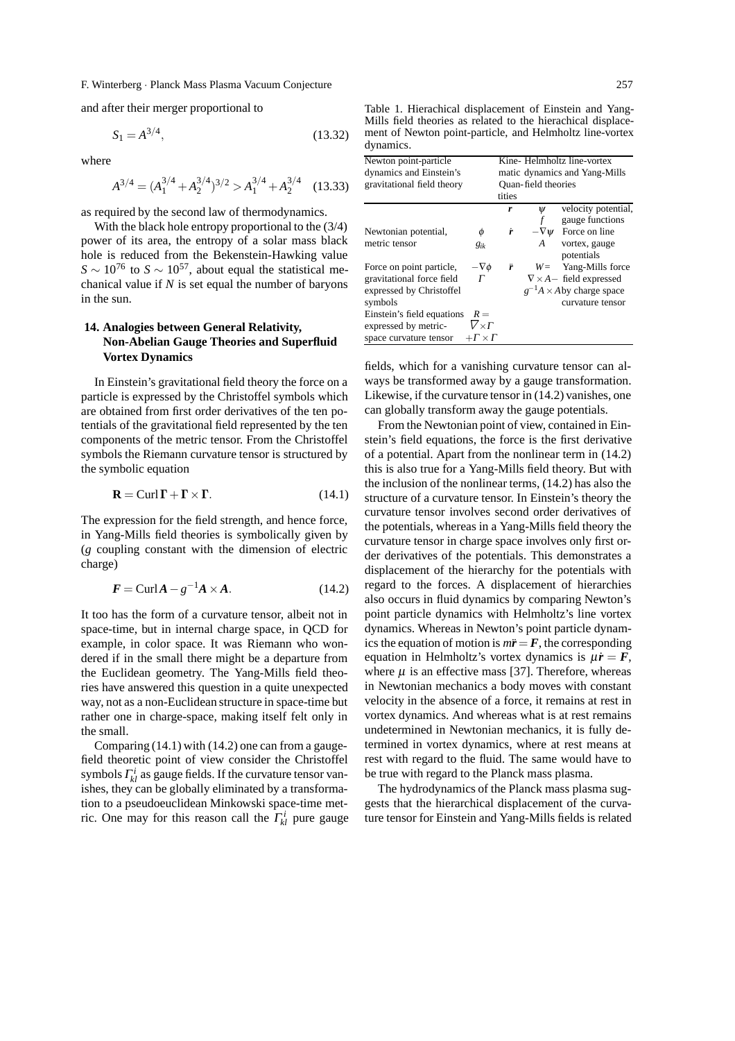and after their merger proportional to

$$S_1 = A^{3/4}, \tag{13.32}$$

where

$$A^{3/4} = (A_1^{3/4} + A_2^{3/4})^{3/2} > A_1^{3/4} + A_2^{3/4} \tag{13.33}$$

as required by the second law of thermodynamics.

With the black hole entropy proportional to the (3/4) power of its area, the entropy of a solar mass black hole is reduced from the Bekenstein-Hawking value $S \sim 10^{76}$ to $S \sim 10^{57}$, about equal the statistical mechanical value if $N$ is set equal the number of baryons in the sun.

## 14. Analogies between General Relativity, Non-Abelian Gauge Theories and Superfluid Vortex Dynamics

In Einstein's gravitational field theory the force on a particle is expressed by the Christoffel symbols which are obtained from first order derivatives of the ten potentials of the gravitational field represented by the ten components of the metric tensor. From the Christoffel symbols the Riemann curvature tensor is structured by the symbolic equation

$$\mathbf{R} = \mathrm{Curl}\,\boldsymbol{\Gamma} + \boldsymbol{\Gamma} \times \boldsymbol{\Gamma}. \tag{14.1}$$

The expression for the field strength, and hence force, in Yang-Mills field theories is symbolically given by ($g$ coupling constant with the dimension of electric charge)

$$\boldsymbol{F} = \mathrm{Curl}\,\boldsymbol{A} - g^{-1}\boldsymbol{A} \times \boldsymbol{A}. \tag{14.2}$$

It too has the form of a curvature tensor, albeit not in space-time, but in internal charge space, in QCD for example, in color space. It was Riemann who wondered if in the small there might be a departure from the Euclidean geometry. The Yang-Mills field theories have answered this question in a quite unexpected way, not as a non-Euclidean structure in space-time but rather one in charge-space, making itself felt only in the small.

Comparing (14.1) with (14.2) one can from a gauge-field theoretic point of view consider the Christoffel symbols $\Gamma_{kl}^i$ as gauge fields. If the curvature tensor vanishes, they can be globally eliminated by a transformation to a pseudoeuclidean Minkowski space-time metric. One may for this reason call the $\Gamma_{kl}^i$ pure gauge fields, which for a vanishing curvature tensor can always be transformed away by a gauge transformation. Likewise, if the curvature tensor in (14.2) vanishes, one can globally transform away the gauge potentials.

Table 1. Hierachical displacement of Einstein and Yang-Mills field theories as related to the hierachical displacement of Newton point-particle, and Helmholtz line-vortex dynamics.

| Newton point-particle dynamics and Einstein's gravitational field theory | | Kinematic quantities | Helmholtz line-vortex dynamics and Yang-Mills field theories | |
|---|---|---|---|---|
| | | $\boldsymbol{r}$ | $\psi$ <br> $f$ | velocity potential, gauge functions |
| Newtonian potential, metric tensor | $\phi$ <br> $g_{ik}$ | $\dot{\boldsymbol{r}}$ | $-\nabla\psi$ <br> $A$ | Force on line vortex, gauge potentials |
| Force on point particle, gravitational force field expressed by Christoffel symbols | $-\nabla\phi$ <br> $\Gamma$ | $\ddot{\boldsymbol{r}}$ | $W = \nabla \times A - g^{-1}A \times A$ | Yang-Mills force field expressed by charge space curvature tensor |
| Einstein's field equations expressed by metric-space curvature tensor | $R = \nabla \times \Gamma + \Gamma \times \Gamma$ | | | |

From the Newtonian point of view, contained in Einstein's field equations, the force is the first derivative of a potential. Apart from the nonlinear term in (14.2) this is also true for a Yang-Mills field theory. But with the inclusion of the nonlinear terms, (14.2) has also the structure of a curvature tensor. In Einstein's theory the curvature tensor involves second order derivatives of the potentials, whereas in a Yang-Mills field theory the curvature tensor in charge space involves only first order derivatives of the potentials. This demonstrates a displacement of the hierarchy for the potentials with regard to the forces. A displacement of hierarchies also occurs in fluid dynamics by comparing Newton's point particle dynamics with Helmholtz's line vortex dynamics. Whereas in Newton's point particle dynamics the equation of motion is $m\ddot{\boldsymbol{r}} = \boldsymbol{F}$, the corresponding equation in Helmholtz's vortex dynamics is $\mu\dot{\boldsymbol{r}} = \boldsymbol{F}$, where $\mu$ is an effective mass [37]. Therefore, whereas in Newtonian mechanics a body moves with constant velocity in the absence of a force, it remains at rest in vortex dynamics. And whereas what is at rest remains undetermined in Newtonian mechanics, it is fully determined in vortex dynamics, where at rest means at rest with regard to the fluid. The same would have to be true with regard to the Planck mass plasma.

The hydrodynamics of the Planck mass plasma suggests that the hierarchical displacement of the curvature tensor for Einstein and Yang-Mills fields is related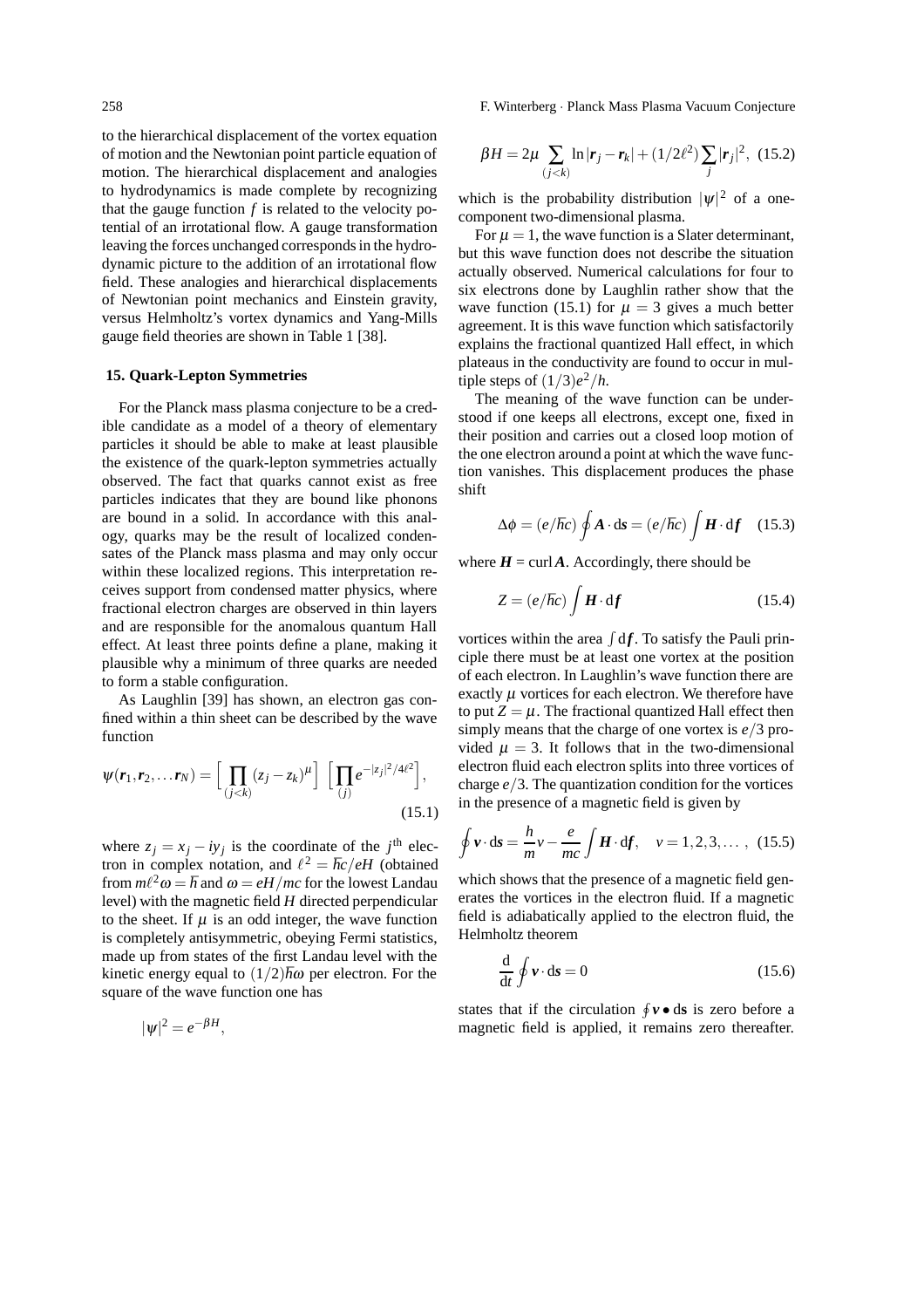to the hierarchical displacement of the vortex equation of motion and the Newtonian point particle equation of motion. The hierarchical displacement and analogies to hydrodynamics is made complete by recognizing that the gauge function $f$ is related to the velocity potential of an irrotational flow. A gauge transformation leaving the forces unchanged corresponds in the hydrodynamic picture to the addition of an irrotational flow field. These analogies and hierarchical displacements of Newtonian point mechanics and Einstein gravity, versus Helmholtz's vortex dynamics and Yang-Mills gauge field theories are shown in Table 1 [38].

## 15. Quark-Lepton Symmetries

For the Planck mass plasma conjecture to be a credible candidate as a model of a theory of elementary particles it should be able to make at least plausible the existence of the quark-lepton symmetries actually observed. The fact that quarks cannot exist as free particles indicates that they are bound like phonons are bound in a solid. In accordance with this analogy, quarks may be the result of localized condensates of the Planck mass plasma and may only occur within these localized regions. This interpretation receives support from condensed matter physics, where fractional electron charges are observed in thin layers and are responsible for the anomalous quantum Hall effect. At least three points define a plane, making it plausible why a minimum of three quarks are needed to form a stable configuration.

As Laughlin [39] has shown, an electron gas confined within a thin sheet can be described by the wave function

$$\psi(\boldsymbol{r}_1, \boldsymbol{r}_2, \ldots \boldsymbol{r}_N) = \Big[ \prod_{(j<k)} (z_j - z_k)^{\mu} \Big] \; \Big[ \prod_{(j)} e^{-|z_j|^2/4\ell^2} \Big], \tag{15.1}$$

where $z_j = x_j - iy_j$ is the coordinate of the $j^{\text{th}}$ electron in complex notation, and $\ell^2 = \hbar c/eH$ (obtained from $m\ell^2\omega = \hbar$ and $\omega = eH/mc$ for the lowest Landau level) with the magnetic field $H$ directed perpendicular to the sheet. If $\mu$ is an odd integer, the wave function is completely antisymmetric, obeying Fermi statistics, made up from states of the first Landau level with the kinetic energy equal to $(1/2)\hbar\omega$ per electron. For the square of the wave function one has

$$|\psi|^2 = e^{-\beta H},$$

$$\beta H = 2\mu \sum_{(j<k)} \ln|\boldsymbol{r}_j - \boldsymbol{r}_k| + (1/2\ell^2) \sum_j |\boldsymbol{r}_j|^2, \tag{15.2}$$

which is the probability distribution $|\psi|^2$ of a one-component two-dimensional plasma.

For $\mu = 1$, the wave function is a Slater determinant, but this wave function does not describe the situation actually observed. Numerical calculations for four to six electrons done by Laughlin rather show that the wave function (15.1) for $\mu = 3$ gives a much better agreement. It is this wave function which satisfactorily explains the fractional quantized Hall effect, in which plateaus in the conductivity are found to occur in multiple steps of $(1/3)e^2/h$.

The meaning of the wave function can be understood if one keeps all electrons, except one, fixed in their position and carries out a closed loop motion of the one electron around a point at which the wave function vanishes. This displacement produces the phase shift

$$\Delta\phi = (e/\hbar c) \oint \boldsymbol{A} \cdot \mathrm{d}\boldsymbol{s} = (e/\hbar c) \int \boldsymbol{H} \cdot \mathrm{d}\boldsymbol{f} \tag{15.3}$$

where $\boldsymbol{H} = \operatorname{curl} \boldsymbol{A}$. Accordingly, there should be

$$Z = (e/\hbar c) \int \boldsymbol{H} \cdot \mathrm{d}\boldsymbol{f} \tag{15.4}$$

vortices within the area $\int \mathrm{d}\boldsymbol{f}$. To satisfy the Pauli principle there must be at least one vortex at the position of each electron. In Laughlin's wave function there are exactly $\mu$ vortices for each electron. We therefore have to put $Z = \mu$. The fractional quantized Hall effect then simply means that the charge of one vortex is $e/3$ provided $\mu = 3$. It follows that in the two-dimensional electron fluid each electron splits into three vortices of charge $e/3$. The quantization condition for the vortices in the presence of a magnetic field is given by

$$\oint \boldsymbol{v} \cdot \mathrm{d}\boldsymbol{s} = \frac{h}{m}\nu - \frac{e}{mc} \int \boldsymbol{H} \cdot \mathrm{d}\boldsymbol{f}, \quad \nu = 1, 2, 3, \ldots, \tag{15.5}$$

which shows that the presence of a magnetic field generates the vortices in the electron fluid. If a magnetic field is adiabatically applied to the electron fluid, the Helmholtz theorem

$$\frac{\mathrm{d}}{\mathrm{d}t} \oint \boldsymbol{v} \cdot \mathrm{d}\boldsymbol{s} = 0 \tag{15.6}$$

states that if the circulation $\oint \boldsymbol{v} \bullet \mathrm{d}\boldsymbol{s}$ is zero before a magnetic field is applied, it remains zero thereafter.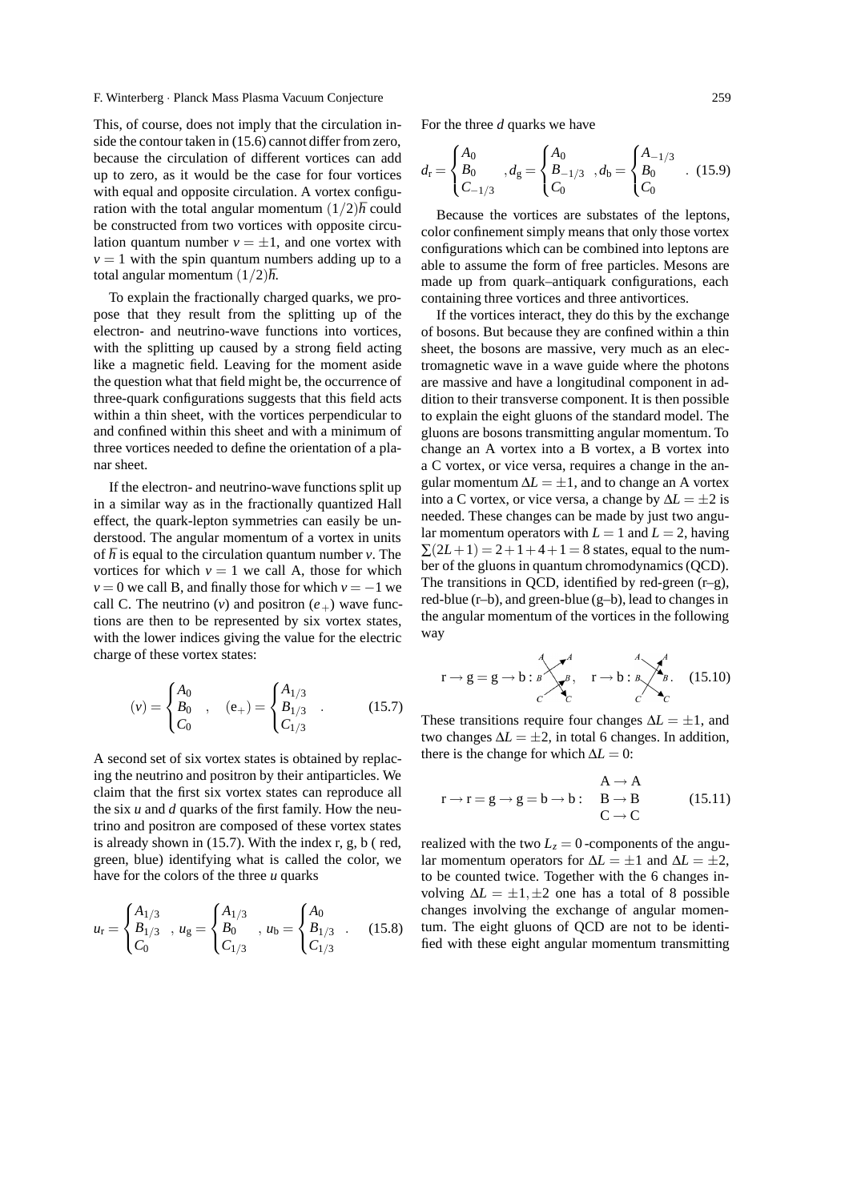This, of course, does not imply that the circulation inside the contour taken in (15.6) cannot differ from zero, because the circulation of different vortices can add up to zero, as it would be the case for four vortices with equal and opposite circulation. A vortex configuration with the total angular momentum $(1/2)\hbar$ could be constructed from two vortices with opposite circulation quantum number $v = \pm 1$, and one vortex with $v = 1$ with the spin quantum numbers adding up to a total angular momentum $(1/2)\hbar$.

To explain the fractionally charged quarks, we propose that they result from the splitting up of the electron- and neutrino-wave functions into vortices, with the splitting up caused by a strong field acting like a magnetic field. Leaving for the moment aside the question what that field might be, the occurrence of three-quark configurations suggests that this field acts within a thin sheet, with the vortices perpendicular to and confined within this sheet and with a minimum of three vortices needed to define the orientation of a planar sheet.

If the electron- and neutrino-wave functions split up in a similar way as in the fractionally quantized Hall effect, the quark-lepton symmetries can easily be understood. The angular momentum of a vortex in units of $\hbar$ is equal to the circulation quantum number $v$. The vortices for which $v = 1$ we call A, those for which $v = 0$ we call B, and finally those for which $v = -1$ we call C. The neutrino ($v$) and positron ($e_+$) wave functions are then to be represented by six vortex states, with the lower indices giving the value for the electric charge of these vortex states:

$$(v) = \begin{cases} A_0 \\ B_0 \\ C_0 \end{cases} , \quad (\mathrm{e}_+) = \begin{cases} A_{1/3} \\ B_{1/3} \\ C_{1/3} \end{cases} . \tag{15.7}$$

A second set of six vortex states is obtained by replacing the neutrino and positron by their antiparticles. We claim that the first six vortex states can reproduce all the six $u$ and $d$ quarks of the first family. How the neutrino and positron are composed of these vortex states is already shown in (15.7). With the index r, g, b ( red, green, blue) identifying what is called the color, we have for the colors of the three $u$ quarks

$$u_\mathrm{r} = \begin{cases} A_{1/3} \\ B_{1/3} \\ C_0 \end{cases} , u_\mathrm{g} = \begin{cases} A_{1/3} \\ B_0 \\ C_{1/3} \end{cases} , u_\mathrm{b} = \begin{cases} A_0 \\ B_{1/3} \\ C_{1/3} \end{cases} . \tag{15.8}$$

For the three $d$ quarks we have

$$d_\mathrm{r} = \begin{cases} A_0 \\ B_0 \\ C_{-1/3} \end{cases} , d_\mathrm{g} = \begin{cases} A_0 \\ B_{-1/3} \\ C_0 \end{cases} , d_\mathrm{b} = \begin{cases} A_{-1/3} \\ B_0 \\ C_0 \end{cases} . \tag{15.9}$$

Because the vortices are substates of the leptons, color confinement simply means that only those vortex configurations which can be combined into leptons are able to assume the form of free particles. Mesons are made up from quark–antiquark configurations, each containing three vortices and three antivortices.

If the vortices interact, they do this by the exchange of bosons. But because they are confined within a thin sheet, the bosons are massive, very much as an electromagnetic wave in a wave guide where the photons are massive and have a longitudinal component in addition to their transverse component. It is then possible to explain the eight gluons of the standard model. The gluons are bosons transmitting angular momentum. To change an A vortex into a B vortex, a B vortex into a C vortex, or vice versa, requires a change in the angular momentum $\Delta L = \pm 1$, and to change an A vortex into a C vortex, or vice versa, a change by $\Delta L = \pm 2$ is needed. These changes can be made by just two angular momentum operators with $L = 1$ and $L = 2$, having $\sum(2L+1) = 2+1+4+1 = 8$ states, equal to the number of the gluons in quantum chromodynamics (QCD). The transitions in QCD, identified by red-green (r–g), red-blue (r–b), and green-blue (g–b), lead to changes in the angular momentum of the vortices in the following way

$$\mathrm{r} \to \mathrm{g} = \mathrm{g} \to \mathrm{b} : \begin{smallmatrix} A & & A \\ B & \times & B \\ C & & C \end{smallmatrix}, \quad \mathrm{r} \to \mathrm{b} : \begin{smallmatrix} A & & A \\ B & \times & B \\ C & & C \end{smallmatrix}. \tag{15.10}$$

These transitions require four changes $\Delta L = \pm 1$, and two changes $\Delta L = \pm 2$, in total 6 changes. In addition, there is the change for which $\Delta L = 0$:

$$\mathrm{r} \to \mathrm{r} = \mathrm{g} \to \mathrm{g} = \mathrm{b} \to \mathrm{b} : \quad \begin{matrix} \mathrm{A} \to \mathrm{A} \\ \mathrm{B} \to \mathrm{B} \\ \mathrm{C} \to \mathrm{C} \end{matrix} \tag{15.11}$$

realized with the two $L_z = 0$ -components of the angular momentum operators for $\Delta L = \pm 1$ and $\Delta L = \pm 2$, to be counted twice. Together with the 6 changes involving $\Delta L = \pm 1, \pm 2$ one has a total of 8 possible changes involving the exchange of angular momentum. The eight gluons of QCD are not to be identified with these eight angular momentum transmitting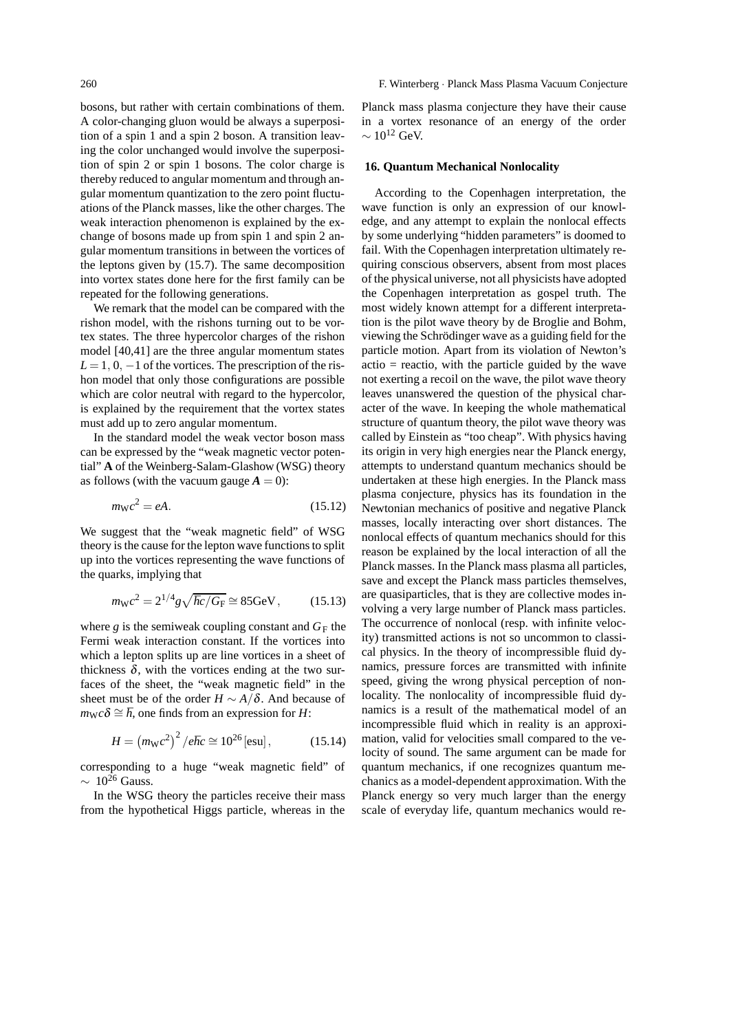bosons, but rather with certain combinations of them. A color-changing gluon would be always a superposition of a spin 1 and a spin 2 boson. A transition leaving the color unchanged would involve the superposition of spin 2 or spin 1 bosons. The color charge is thereby reduced to angular momentum and through angular momentum quantization to the zero point fluctuations of the Planck masses, like the other charges. The weak interaction phenomenon is explained by the exchange of bosons made up from spin 1 and spin 2 angular momentum transitions in between the vortices of the leptons given by (15.7). The same decomposition into vortex states done here for the first family can be repeated for the following generations.

We remark that the model can be compared with the rishon model, with the rishons turning out to be vortex states. The three hypercolor charges of the rishon model [40,41] are the three angular momentum states $L = 1, 0, -1$ of the vortices. The prescription of the rishon model that only those configurations are possible which are color neutral with regard to the hypercolor, is explained by the requirement that the vortex states must add up to zero angular momentum.

In the standard model the weak vector boson mass can be expressed by the "weak magnetic vector potential" **A** of the Weinberg-Salam-Glashow (WSG) theory as follows (with the vacuum gauge $\boldsymbol{A} = 0$):

$$m_{\mathrm{W}}c^2 = eA. \tag{15.12}$$

We suggest that the "weak magnetic field" of WSG theory is the cause for the lepton wave functions to split up into the vortices representing the wave functions of the quarks, implying that

$$m_{\mathrm{W}}c^2 = 2^{1/4} g\sqrt{\hbar c/G_{\mathrm{F}}} \cong 85\mathrm{GeV}, \tag{15.13}$$

where $g$ is the semiweak coupling constant and $G_{\mathrm{F}}$ the Fermi weak interaction constant. If the vortices into which a lepton splits up are line vortices in a sheet of thickness $\delta$, with the vortices ending at the two surfaces of the sheet, the "weak magnetic field" in the sheet must be of the order $H \sim A/\delta$. And because of $m_{\mathrm{W}}c\delta \cong \hbar$, one finds from an expression for $H$:

$$H = \left(m_{\mathrm{W}}c^2\right)^2 / e\hbar c \cong 10^{26}\,[\mathrm{esu}], \tag{15.14}$$

corresponding to a huge "weak magnetic field" of $\sim 10^{26}$ Gauss.

In the WSG theory the particles receive their mass from the hypothetical Higgs particle, whereas in the Planck mass plasma conjecture they have their cause in a vortex resonance of an energy of the order $\sim 10^{12}$ GeV.

## 16. Quantum Mechanical Nonlocality

According to the Copenhagen interpretation, the wave function is only an expression of our knowledge, and any attempt to explain the nonlocal effects by some underlying "hidden parameters" is doomed to fail. With the Copenhagen interpretation ultimately requiring conscious observers, absent from most places of the physical universe, not all physicists have adopted the Copenhagen interpretation as gospel truth. The most widely known attempt for a different interpretation is the pilot wave theory by de Broglie and Bohm, viewing the Schrödinger wave as a guiding field for the particle motion. Apart from its violation of Newton's actio = reactio, with the particle guided by the wave not exerting a recoil on the wave, the pilot wave theory leaves unanswered the question of the physical character of the wave. In keeping the whole mathematical structure of quantum theory, the pilot wave theory was called by Einstein as "too cheap". With physics having its origin in very high energies near the Planck energy, attempts to understand quantum mechanics should be undertaken at these high energies. In the Planck mass plasma conjecture, physics has its foundation in the Newtonian mechanics of positive and negative Planck masses, locally interacting over short distances. The nonlocal effects of quantum mechanics should for this reason be explained by the local interaction of all the Planck masses. In the Planck mass plasma all particles, save and except the Planck mass particles themselves, are quasiparticles, that is they are collective modes involving a very large number of Planck mass particles. The occurrence of nonlocal (resp. with infinite velocity) transmitted actions is not so uncommon to classical physics. In the theory of incompressible fluid dynamics, pressure forces are transmitted with infinite speed, giving the wrong physical perception of nonlocality. The nonlocality of incompressible fluid dynamics is a result of the mathematical model of an incompressible fluid which in reality is an approximation, valid for velocities small compared to the velocity of sound. The same argument can be made for quantum mechanics, if one recognizes quantum mechanics as a model-dependent approximation. With the Planck energy so very much larger than the energy scale of everyday life, quantum mechanics would re-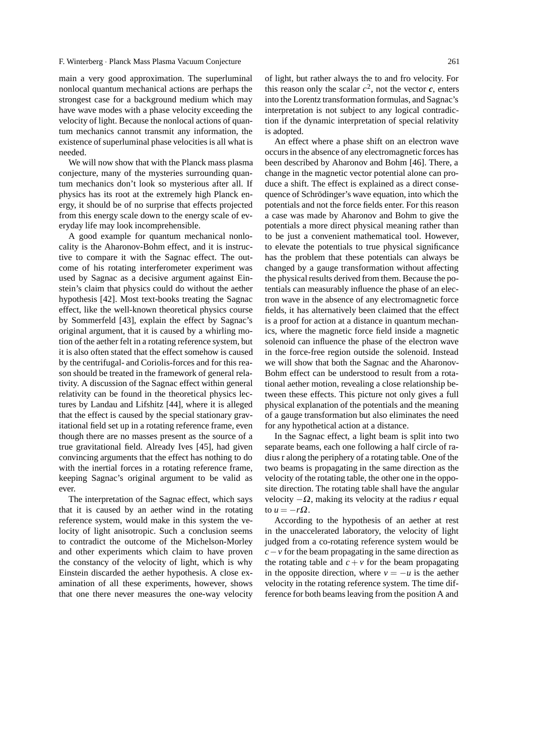main a very good approximation. The superluminal nonlocal quantum mechanical actions are perhaps the strongest case for a background medium which may have wave modes with a phase velocity exceeding the velocity of light. Because the nonlocal actions of quantum mechanics cannot transmit any information, the existence of superluminal phase velocities is all what is needed.

We will now show that with the Planck mass plasma conjecture, many of the mysteries surrounding quantum mechanics don't look so mysterious after all. If physics has its root at the extremely high Planck energy, it should be of no surprise that effects projected from this energy scale down to the energy scale of everyday life may look incomprehensible.

A good example for quantum mechanical nonlocality is the Aharonov-Bohm effect, and it is instructive to compare it with the Sagnac effect. The outcome of his rotating interferometer experiment was used by Sagnac as a decisive argument against Einstein's claim that physics could do without the aether hypothesis [42]. Most text-books treating the Sagnac effect, like the well-known theoretical physics course by Sommerfeld [43], explain the effect by Sagnac's original argument, that it is caused by a whirling motion of the aether felt in a rotating reference system, but it is also often stated that the effect somehow is caused by the centrifugal- and Coriolis-forces and for this reason should be treated in the framework of general relativity. A discussion of the Sagnac effect within general relativity can be found in the theoretical physics lectures by Landau and Lifshitz [44], where it is alleged that the effect is caused by the special stationary gravitational field set up in a rotating reference frame, even though there are no masses present as the source of a true gravitational field. Already Ives [45], had given convincing arguments that the effect has nothing to do with the inertial forces in a rotating reference frame, keeping Sagnac's original argument to be valid as ever.

The interpretation of the Sagnac effect, which says that it is caused by an aether wind in the rotating reference system, would make in this system the velocity of light anisotropic. Such a conclusion seems to contradict the outcome of the Michelson-Morley and other experiments which claim to have proven the constancy of the velocity of light, which is why Einstein discarded the aether hypothesis. A close examination of all these experiments, however, shows that one there never measures the one-way velocity of light, but rather always the to and fro velocity. For this reason only the scalar $c^2$, not the vector $\boldsymbol{c}$, enters into the Lorentz transformation formulas, and Sagnac's interpretation is not subject to any logical contradiction if the dynamic interpretation of special relativity is adopted.

An effect where a phase shift on an electron wave occurs in the absence of any electromagnetic forces has been described by Aharonov and Bohm [46]. There, a change in the magnetic vector potential alone can produce a shift. The effect is explained as a direct consequence of Schrödinger's wave equation, into which the potentials and not the force fields enter. For this reason a case was made by Aharonov and Bohm to give the potentials a more direct physical meaning rather than to be just a convenient mathematical tool. However, to elevate the potentials to true physical significance has the problem that these potentials can always be changed by a gauge transformation without affecting the physical results derived from them. Because the potentials can measurably influence the phase of an electron wave in the absence of any electromagnetic force fields, it has alternatively been claimed that the effect is a proof for action at a distance in quantum mechanics, where the magnetic force field inside a magnetic solenoid can influence the phase of the electron wave in the force-free region outside the solenoid. Instead we will show that both the Sagnac and the Aharonov-Bohm effect can be understood to result from a rotational aether motion, revealing a close relationship between these effects. This picture not only gives a full physical explanation of the potentials and the meaning of a gauge transformation but also eliminates the need for any hypothetical action at a distance.

In the Sagnac effect, a light beam is split into two separate beams, each one following a half circle of radius r along the periphery of a rotating table. One of the two beams is propagating in the same direction as the velocity of the rotating table, the other one in the opposite direction. The rotating table shall have the angular velocity $-\Omega$, making its velocity at the radius $r$ equal to $u = -r\Omega$.

According to the hypothesis of an aether at rest in the unaccelerated laboratory, the velocity of light judged from a co-rotating reference system would be $c - v$ for the beam propagating in the same direction as the rotating table and $c + v$ for the beam propagating in the opposite direction, where $v = -u$ is the aether velocity in the rotating reference system. The time difference for both beams leaving from the position A and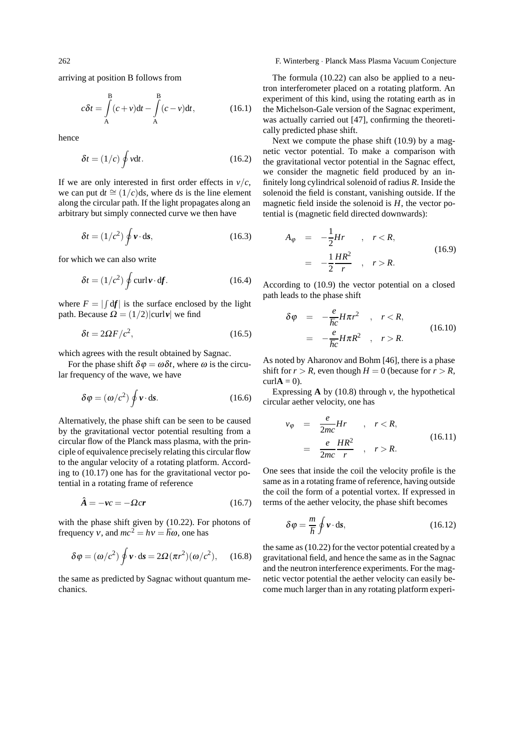arriving at position B follows from

$$c\delta t = \int_{\mathrm{A}}^{\mathrm{B}} (c+v)\mathrm{d}t - \int_{\mathrm{A}}^{\mathrm{B}} (c-v)\mathrm{d}t, \tag{16.1}$$

hence

$$\delta t = (1/c) \oint v \mathrm{d}t. \tag{16.2}$$

If we are only interested in first order effects in $v/c$, we can put $\mathrm{d}t \cong (1/c)\mathrm{d}s$, where $\mathrm{d}s$ is the line element along the circular path. If the light propagates along an arbitrary but simply connected curve we then have

$$\delta t = (1/c^2) \oint \boldsymbol{v} \cdot \mathrm{d}\boldsymbol{s}, \tag{16.3}$$

for which we can also write

$$\delta t = (1/c^2) \oint \mathrm{curl}\, \boldsymbol{v} \cdot \mathrm{d}\boldsymbol{f}. \tag{16.4}$$

where $F = |\int \mathrm{d}\boldsymbol{f}|$ is the surface enclosed by the light path. Because $\Omega = (1/2)|\mathrm{curl}\, \boldsymbol{v}|$ we find

$$\delta t = 2\Omega F/c^2, \tag{16.5}$$

which agrees with the result obtained by Sagnac.

For the phase shift $\delta\varphi = \omega\delta t$, where $\omega$ is the circular frequency of the wave, we have

$$\delta\varphi = (\omega/c^2) \oint \boldsymbol{v} \cdot \mathrm{d}\boldsymbol{s}. \tag{16.6}$$

Alternatively, the phase shift can be seen to be caused by the gravitational vector potential resulting from a circular flow of the Planck mass plasma, with the principle of equivalence precisely relating this circular flow to the angular velocity of a rotating platform. According to (10.17) one has for the gravitational vector potential in a rotating frame of reference

$$\hat{\boldsymbol{A}} = -\boldsymbol{v}c = -\boldsymbol{\Omega} c \boldsymbol{r} \tag{16.7}$$

with the phase shift given by (10.22). For photons of frequency $\nu$, and $mc^2 = h\nu = \hbar\omega$, one has

$$\delta\varphi = (\omega/c^2) \oint \boldsymbol{v} \cdot \mathrm{d}\boldsymbol{s} = 2\Omega(\pi r^2)(\omega/c^2), \tag{16.8}$$

the same as predicted by Sagnac without quantum mechanics.

The formula (10.22) can also be applied to a neutron interferometer placed on a rotating platform. An experiment of this kind, using the rotating earth as in the Michelson-Gale version of the Sagnac experiment, was actually carried out [47], confirming the theoretically predicted phase shift.

Next we compute the phase shift (10.9) by a magnetic vector potential. To make a comparison with the gravitational vector potential in the Sagnac effect, we consider the magnetic field produced by an infinitely long cylindrical solenoid of radius $R$. Inside the solenoid the field is constant, vanishing outside. If the magnetic field inside the solenoid is $H$, the vector potential is (magnetic field directed downwards):

$$\begin{aligned} A_\varphi &= -\frac{1}{2}Hr \quad , \quad r < R, \\ &= -\frac{1}{2}\frac{HR^2}{r} \quad , \quad r > R. \end{aligned} \tag{16.9}$$

According to (10.9) the vector potential on a closed path leads to the phase shift

$$\begin{aligned} \delta\varphi &= -\frac{e}{\hbar c}H\pi r^2 \quad , \quad r < R, \\ &= -\frac{e}{\hbar c}H\pi R^2 \quad , \quad r > R. \end{aligned} \tag{16.10}$$

As noted by Aharonov and Bohm [46], there is a phase shift for $r > R$, even though $H = 0$ (because for $r > R$, $\mathrm{curl}\mathbf{A} = 0$).

Expressing $\mathbf{A}$ by (10.8) through $v$, the hypothetical circular aether velocity, one has

$$\begin{aligned} v_\varphi &= \frac{e}{2mc}Hr \quad , \quad r < R, \\ &= \frac{e}{2mc}\frac{HR^2}{r} \quad , \quad r > R. \end{aligned} \tag{16.11}$$

One sees that inside the coil the velocity profile is the same as in a rotating frame of reference, having outside the coil the form of a potential vortex. If expressed in terms of the aether velocity, the phase shift becomes

$$\delta\varphi = \frac{m}{\hbar} \oint \boldsymbol{v} \cdot \mathrm{d}\boldsymbol{s}, \tag{16.12}$$

the same as (10.22) for the vector potential created by a gravitational field, and hence the same as in the Sagnac and the neutron interference experiments. For the magnetic vector potential the aether velocity can easily become much larger than in any rotating platform experi-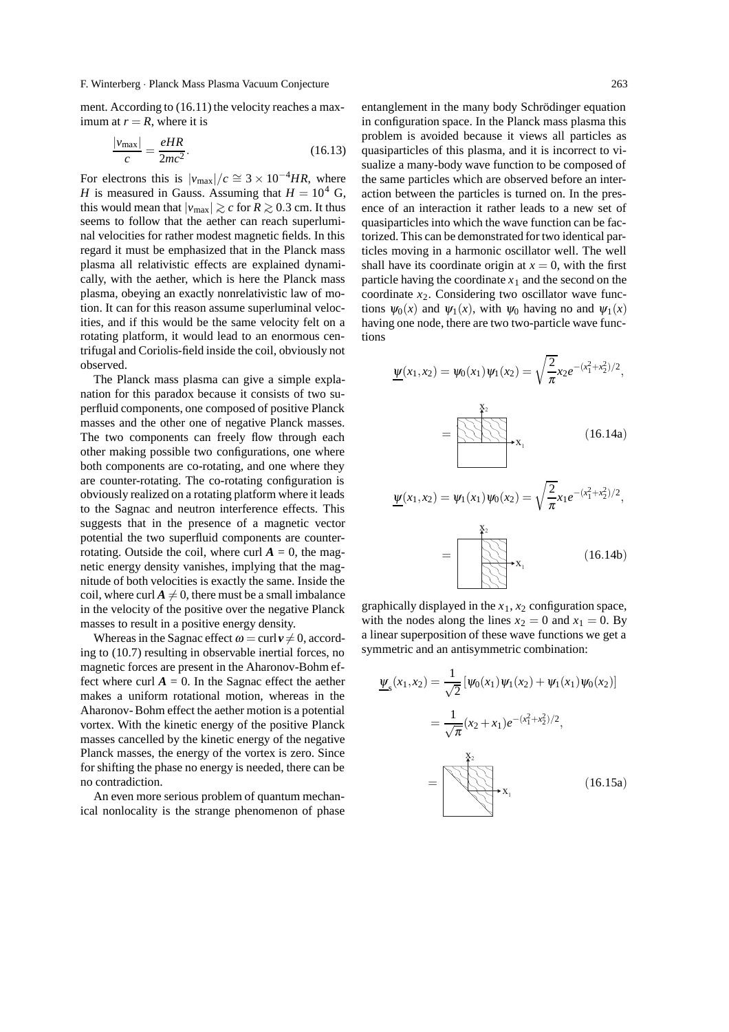ment. According to (16.11) the velocity reaches a maximum at $r = R$, where it is

$$\frac{|v_{\max}|}{c} = \frac{eHR}{2mc^2}. \tag{16.13}$$

For electrons this is $|v_{\max}|/c \cong 3 \times 10^{-4} HR$, where $H$ is measured in Gauss. Assuming that $H = 10^4$ G, this would mean that $|v_{\max}| \gtrsim c$ for $R \gtrsim 0.3$ cm. It thus seems to follow that the aether can reach superluminal velocities for rather modest magnetic fields. In this regard it must be emphasized that in the Planck mass plasma all relativistic effects are explained dynamically, with the aether, which is here the Planck mass plasma, obeying an exactly nonrelativistic law of motion. It can for this reason assume superluminal velocities, and if this would be the same velocity felt on a rotating platform, it would lead to an enormous centrifugal and Coriolis-field inside the coil, obviously not observed.

The Planck mass plasma can give a simple explanation for this paradox because it consists of two superfluid components, one composed of positive Planck masses and the other one of negative Planck masses. The two components can freely flow through each other making possible two configurations, one where both components are co-rotating, and one where they are counter-rotating. The co-rotating configuration is obviously realized on a rotating platform where it leads to the Sagnac and neutron interference effects. This suggests that in the presence of a magnetic vector potential the two superfluid components are counter-rotating. Outside the coil, where curl $\boldsymbol{A}$ = 0, the magnetic energy density vanishes, implying that the magnitude of both velocities is exactly the same. Inside the coil, where curl $\boldsymbol{A} \neq 0$, there must be a small imbalance in the velocity of the positive over the negative Planck masses to result in a positive energy density.

Whereas in the Sagnac effect $\omega = \text{curl}\, \boldsymbol{v} \neq 0$, according to (10.7) resulting in observable inertial forces, no magnetic forces are present in the Aharonov-Bohm effect where curl $\boldsymbol{A}$ = 0. In the Sagnac effect the aether makes a uniform rotational motion, whereas in the Aharonov- Bohm effect the aether motion is a potential vortex. With the kinetic energy of the positive Planck masses cancelled by the kinetic energy of the negative Planck masses, the energy of the vortex is zero. Since for shifting the phase no energy is needed, there can be no contradiction.

An even more serious problem of quantum mechanical nonlocality is the strange phenomenon of phase entanglement in the many body Schrödinger equation in configuration space. In the Planck mass plasma this problem is avoided because it views all particles as quasiparticles of this plasma, and it is incorrect to visualize a many-body wave function to be composed of the same particles which are observed before an interaction between the particles is turned on. In the presence of an interaction it rather leads to a new set of quasiparticles into which the wave function can be factorized. This can be demonstrated for two identical particles moving in a harmonic oscillator well. The well shall have its coordinate origin at $x = 0$, with the first particle having the coordinate $x_1$ and the second on the coordinate $x_2$. Considering two oscillator wave functions $\psi_0(x)$ and $\psi_1(x)$, with $\psi_0$ having no and $\psi_1(x)$ having one node, there are two two-particle wave functions

$$\underline{\psi}(x_1, x_2) = \psi_0(x_1)\psi_1(x_2) = \sqrt{\frac{2}{\pi}} x_2 e^{-(x_1^2 + x_2^2)/2},$$

$$= \tag{16.14a}$$

X2
X1

$$\underline{\psi}(x_1, x_2) = \psi_1(x_1)\psi_0(x_2) = \sqrt{\frac{2}{\pi}} x_1 e^{-(x_1^2 + x_2^2)/2},$$

$$= \tag{16.14b}$$

X2
X1

graphically displayed in the $x_1$, $x_2$ configuration space, with the nodes along the lines $x_2 = 0$ and $x_1 = 0$. By a linear superposition of these wave functions we get a symmetric and an antisymmetric combination:

$$\underline{\psi}_s(x_1, x_2) = \frac{1}{\sqrt{2}} \left[\psi_0(x_1)\psi_1(x_2) + \psi_1(x_1)\psi_0(x_2)\right]$$

$$= \frac{1}{\sqrt{\pi}} (x_2 + x_1) e^{-(x_1^2 + x_2^2)/2},$$

$$= \tag{16.15a}$$

X2
X1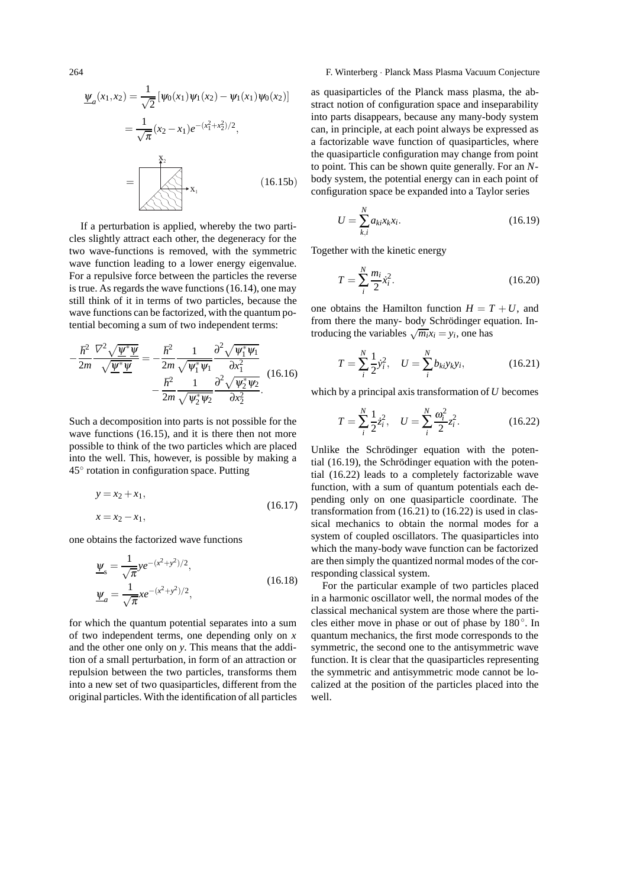$$\underline{\psi}_a(x_1, x_2) = \frac{1}{\sqrt{2}} [\psi_0(x_1)\psi_1(x_2) - \psi_1(x_1)\psi_0(x_2)]$$

$$= \frac{1}{\sqrt{\pi}} (x_2 - x_1) e^{-(x_1^2 + x_2^2)/2},$$

$$= \quad \text{(16.15b)}$$

If a perturbation is applied, whereby the two particles slightly attract each other, the degeneracy for the two wave-functions is removed, with the symmetric wave function leading to a lower energy eigenvalue. For a repulsive force between the particles the reverse is true. As regards the wave functions (16.14), one may still think of it in terms of two particles, because the wave functions can be factorized, with the quantum potential becoming a sum of two independent terms:

$$-\frac{\hbar^2}{2m} \frac{\nabla^2 \sqrt{\underline{\psi}^* \underline{\psi}}}{\sqrt{\underline{\psi}^* \underline{\psi}}} = -\frac{\hbar^2}{2m} \frac{1}{\sqrt{\psi_1^* \psi_1}} \frac{\partial^2 \sqrt{\psi_1^* \psi_1}}{\partial x_1^2} - \frac{\hbar^2}{2m} \frac{1}{\sqrt{\psi_2^* \psi_2}} \frac{\partial^2 \sqrt{\psi_2^* \psi_2}}{\partial x_2^2}. \quad (16.16)$$

Such a decomposition into parts is not possible for the wave functions (16.15), and it is there then not more possible to think of the two particles which are placed into the well. This, however, is possible by making a 45° rotation in configuration space. Putting

$$y = x_2 + x_1,$$
$$x = x_2 - x_1, \quad (16.17)$$

one obtains the factorized wave functions

$$\underline{\psi}_s = \frac{1}{\sqrt{\pi}} y e^{-(x^2+y^2)/2},$$
$$\underline{\psi}_a = \frac{1}{\sqrt{\pi}} x e^{-(x^2+y^2)/2}, \quad (16.18)$$

for which the quantum potential separates into a sum of two independent terms, one depending only on $x$ and the other one only on $y$. This means that the addition of a small perturbation, in form of an attraction or repulsion between the two particles, transforms them into a new set of two quasiparticles, different from the original particles. With the identification of all particles as quasiparticles of the Planck mass plasma, the abstract notion of configuration space and inseparability into parts disappears, because any many-body system can, in principle, at each point always be expressed as a factorizable wave function of quasiparticles, where the quasiparticle configuration may change from point to point. This can be shown quite generally. For an $N$-body system, the potential energy can in each point of configuration space be expanded into a Taylor series

$$U = \sum_{k,i}^{N} a_{ki} x_k x_i. \quad (16.19)$$

Together with the kinetic energy

$$T = \sum_{i}^{N} \frac{m_i}{2} \dot{x}_i^2. \quad (16.20)$$

one obtains the Hamilton function $H = T + U$, and from there the many- body Schrödinger equation. Introducing the variables $\sqrt{m_i} x_i = y_i$, one has

$$T = \sum_{i}^{N} \frac{1}{2} \dot{y}_i^2, \quad U = \sum_{i}^{N} b_{ki} y_k y_i, \quad (16.21)$$

which by a principal axis transformation of $U$ becomes

$$T = \sum_{i}^{N} \frac{1}{2} \dot{z}_i^2, \quad U = \sum_{i}^{N} \frac{\omega_i^2}{2} z_i^2. \quad (16.22)$$

Unlike the Schrödinger equation with the potential (16.19), the Schrödinger equation with the potential (16.22) leads to a completely factorizable wave function, with a sum of quantum potentials each depending only on one quasiparticle coordinate. The transformation from (16.21) to (16.22) is used in classical mechanics to obtain the normal modes for a system of coupled oscillators. The quasiparticles into which the many-body wave function can be factorized are then simply the quantized normal modes of the corresponding classical system.

For the particular example of two particles placed in a harmonic oscillator well, the normal modes of the classical mechanical system are those where the particles either move in phase or out of phase by 180°. In quantum mechanics, the first mode corresponds to the symmetric, the second one to the antisymmetric wave function. It is clear that the quasiparticles representing the symmetric and antisymmetric mode cannot be localized at the position of the particles placed into the well.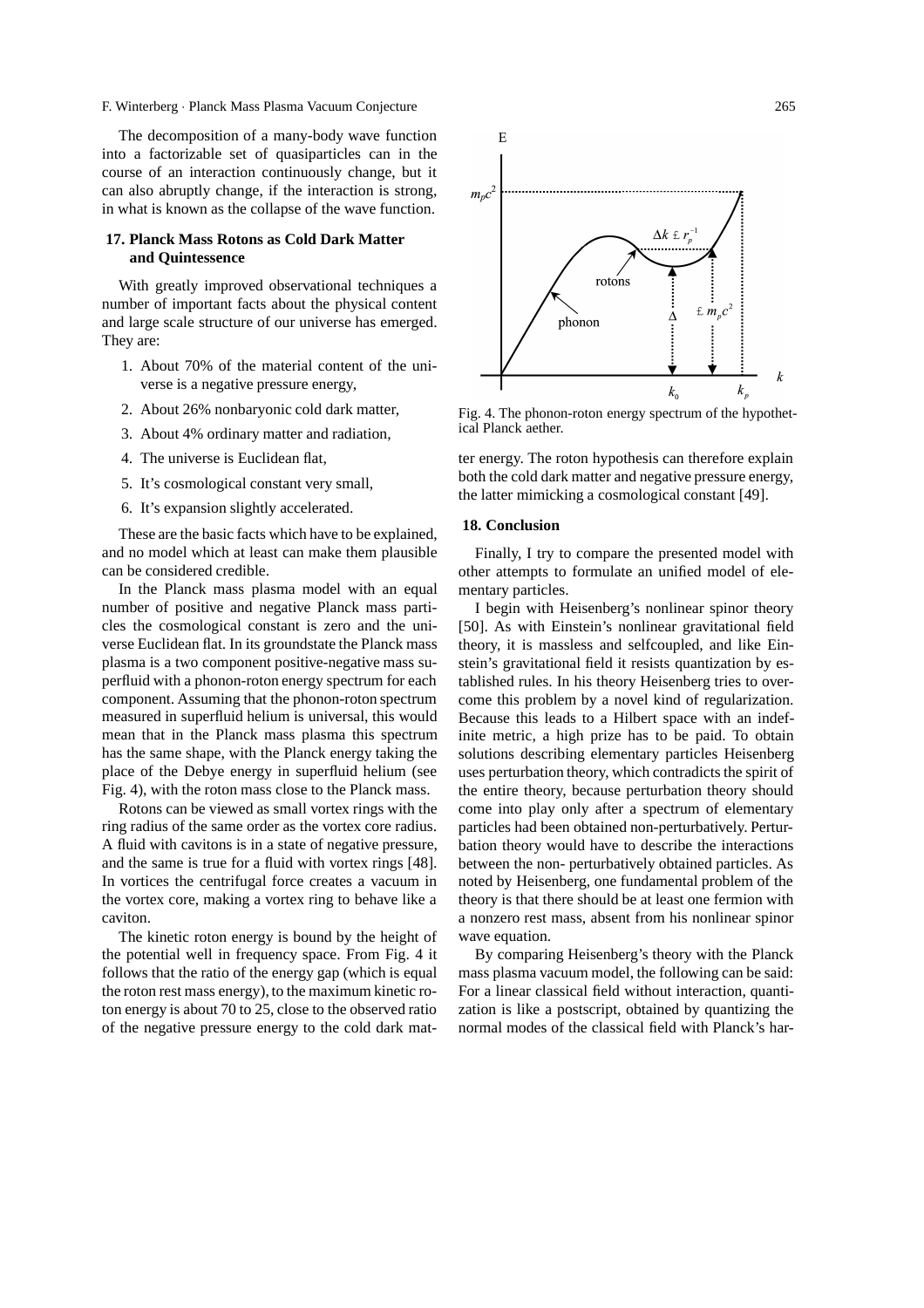The decomposition of a many-body wave function into a factorizable set of quasiparticles can in the course of an interaction continuously change, but it can also abruptly change, if the interaction is strong, in what is known as the collapse of the wave function.

## 17. Planck Mass Rotons as Cold Dark Matter and Quintessence

With greatly improved observational techniques a number of important facts about the physical content and large scale structure of our universe has emerged. They are:

1. About 70% of the material content of the universe is a negative pressure energy,
2. About 26% nonbaryonic cold dark matter,
3. About 4% ordinary matter and radiation,
4. The universe is Euclidean flat,
5. It's cosmological constant very small,
6. It's expansion slightly accelerated.

These are the basic facts which have to be explained, and no model which at least can make them plausible can be considered credible.

In the Planck mass plasma model with an equal number of positive and negative Planck mass particles the cosmological constant is zero and the universe Euclidean flat. In its groundstate the Planck mass plasma is a two component positive-negative mass superfluid with a phonon-roton energy spectrum for each component. Assuming that the phonon-roton spectrum measured in superfluid helium is universal, this would mean that in the Planck mass plasma this spectrum has the same shape, with the Planck energy taking the place of the Debye energy in superfluid helium (see Fig. 4), with the roton mass close to the Planck mass.

Rotons can be viewed as small vortex rings with the ring radius of the same order as the vortex core radius. A fluid with cavitons is in a state of negative pressure, and the same is true for a fluid with vortex rings [48]. In vortices the centrifugal force creates a vacuum in the vortex core, making a vortex ring to behave like a caviton.

The kinetic roton energy is bound by the height of the potential well in frequency space. From Fig. 4 it follows that the ratio of the energy gap (which is equal the roton rest mass energy), to the maximum kinetic roton energy is about 70 to 25, close to the observed ratio of the negative pressure energy to the cold dark matter energy. The roton hypothesis can therefore explain both the cold dark matter and negative pressure energy, the latter mimicking a cosmological constant [49].

Fig. 4. The phonon-roton energy spectrum of the hypothetical Planck aether.

## 18. Conclusion

Finally, I try to compare the presented model with other attempts to formulate an unified model of elementary particles.

I begin with Heisenberg's nonlinear spinor theory [50]. As with Einstein's nonlinear gravitational field theory, it is massless and selfcoupled, and like Einstein's gravitational field it resists quantization by established rules. In his theory Heisenberg tries to overcome this problem by a novel kind of regularization. Because this leads to a Hilbert space with an indefinite metric, a high prize has to be paid. To obtain solutions describing elementary particles Heisenberg uses perturbation theory, which contradicts the spirit of the entire theory, because perturbation theory should come into play only after a spectrum of elementary particles had been obtained non-perturbatively. Perturbation theory would have to describe the interactions between the non- perturbatively obtained particles. As noted by Heisenberg, one fundamental problem of the theory is that there should be at least one fermion with a nonzero rest mass, absent from his nonlinear spinor wave equation.

By comparing Heisenberg's theory with the Planck mass plasma vacuum model, the following can be said: For a linear classical field without interaction, quantization is like a postscript, obtained by quantizing the normal modes of the classical field with Planck's har-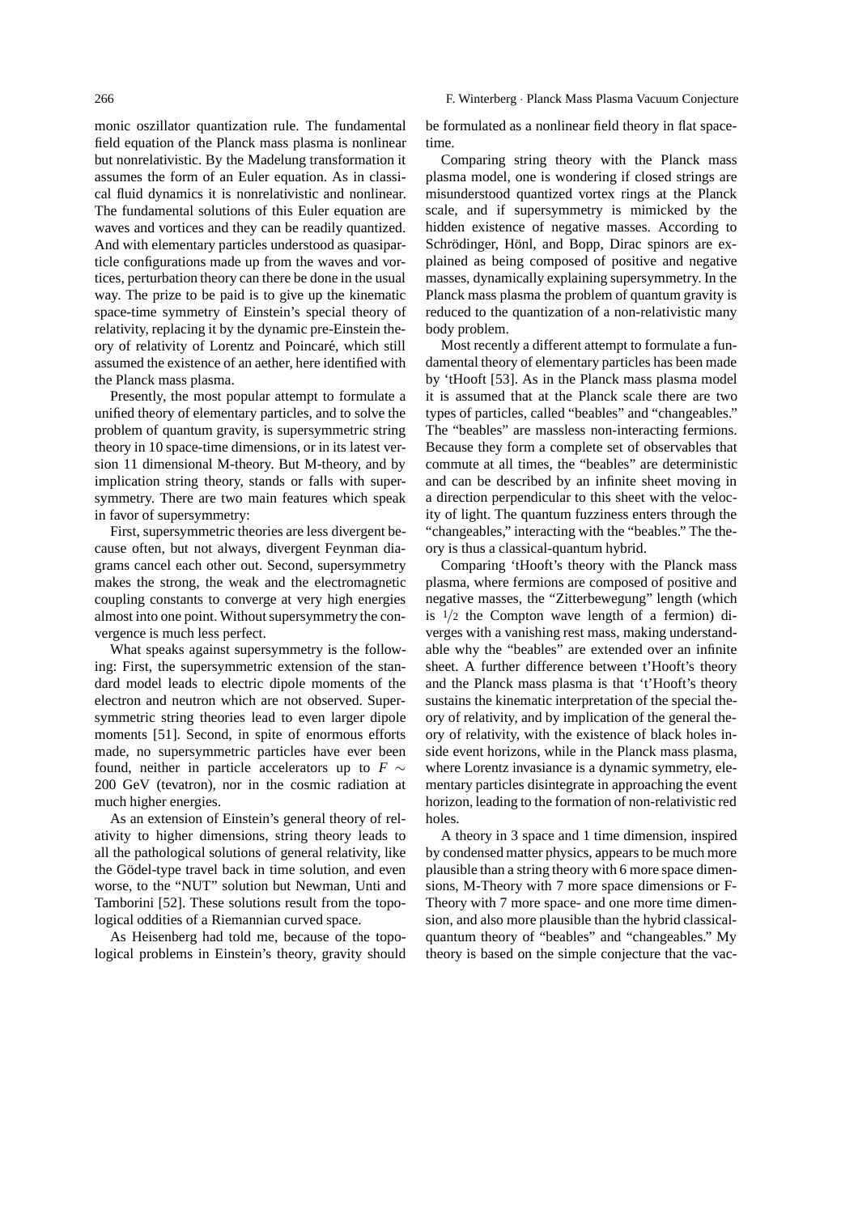monic oszillator quantization rule. The fundamental field equation of the Planck mass plasma is nonlinear but nonrelativistic. By the Madelung transformation it assumes the form of an Euler equation. As in classical fluid dynamics it is nonrelativistic and nonlinear. The fundamental solutions of this Euler equation are waves and vortices and they can be readily quantized. And with elementary particles understood as quasiparticle configurations made up from the waves and vortices, perturbation theory can there be done in the usual way. The prize to be paid is to give up the kinematic space-time symmetry of Einstein's special theory of relativity, replacing it by the dynamic pre-Einstein theory of relativity of Lorentz and Poincaré, which still assumed the existence of an aether, here identified with the Planck mass plasma.

Presently, the most popular attempt to formulate a unified theory of elementary particles, and to solve the problem of quantum gravity, is supersymmetric string theory in 10 space-time dimensions, or in its latest version 11 dimensional M-theory. But M-theory, and by implication string theory, stands or falls with supersymmetry. There are two main features which speak in favor of supersymmetry:

First, supersymmetric theories are less divergent because often, but not always, divergent Feynman diagrams cancel each other out. Second, supersymmetry makes the strong, the weak and the electromagnetic coupling constants to converge at very high energies almost into one point. Without supersymmetry the convergence is much less perfect.

What speaks against supersymmetry is the following: First, the supersymmetric extension of the standard model leads to electric dipole moments of the electron and neutron which are not observed. Supersymmetric string theories lead to even larger dipole moments [51]. Second, in spite of enormous efforts made, no supersymmetric particles have ever been found, neither in particle accelerators up to $F \sim$ 200 GeV (tevatron), nor in the cosmic radiation at much higher energies.

As an extension of Einstein's general theory of relativity to higher dimensions, string theory leads to all the pathological solutions of general relativity, like the Gödel-type travel back in time solution, and even worse, to the "NUT" solution but Newman, Unti and Tamborini [52]. These solutions result from the topological oddities of a Riemannian curved space.

As Heisenberg had told me, because of the topological problems in Einstein's theory, gravity should be formulated as a nonlinear field theory in flat spacetime.

Comparing string theory with the Planck mass plasma model, one is wondering if closed strings are misunderstood quantized vortex rings at the Planck scale, and if supersymmetry is mimicked by the hidden existence of negative masses. According to Schrödinger, Hönl, and Bopp, Dirac spinors are explained as being composed of positive and negative masses, dynamically explaining supersymmetry. In the Planck mass plasma the problem of quantum gravity is reduced to the quantization of a non-relativistic many body problem.

Most recently a different attempt to formulate a fundamental theory of elementary particles has been made by 'tHooft [53]. As in the Planck mass plasma model it is assumed that at the Planck scale there are two types of particles, called "beables" and "changeables." The "beables" are massless non-interacting fermions. Because they form a complete set of observables that commute at all times, the "beables" are deterministic and can be described by an infinite sheet moving in a direction perpendicular to this sheet with the velocity of light. The quantum fuzziness enters through the "changeables," interacting with the "beables." The theory is thus a classical-quantum hybrid.

Comparing 'tHooft's theory with the Planck mass plasma, where fermions are composed of positive and negative masses, the "Zitterbewegung" length (which is $1/2$ the Compton wave length of a fermion) diverges with a vanishing rest mass, making understandable why the "beables" are extended over an infinite sheet. A further difference between t'Hooft's theory and the Planck mass plasma is that 't'Hooft's theory sustains the kinematic interpretation of the special theory of relativity, and by implication of the general theory of relativity, with the existence of black holes inside event horizons, while in the Planck mass plasma, where Lorentz invasiance is a dynamic symmetry, elementary particles disintegrate in approaching the event horizon, leading to the formation of non-relativistic red holes.

A theory in 3 space and 1 time dimension, inspired by condensed matter physics, appears to be much more plausible than a string theory with 6 more space dimensions, M-Theory with 7 more space dimensions or F-Theory with 7 more space- and one more time dimension, and also more plausible than the hybrid classical-quantum theory of "beables" and "changeables." My theory is based on the simple conjecture that the vac-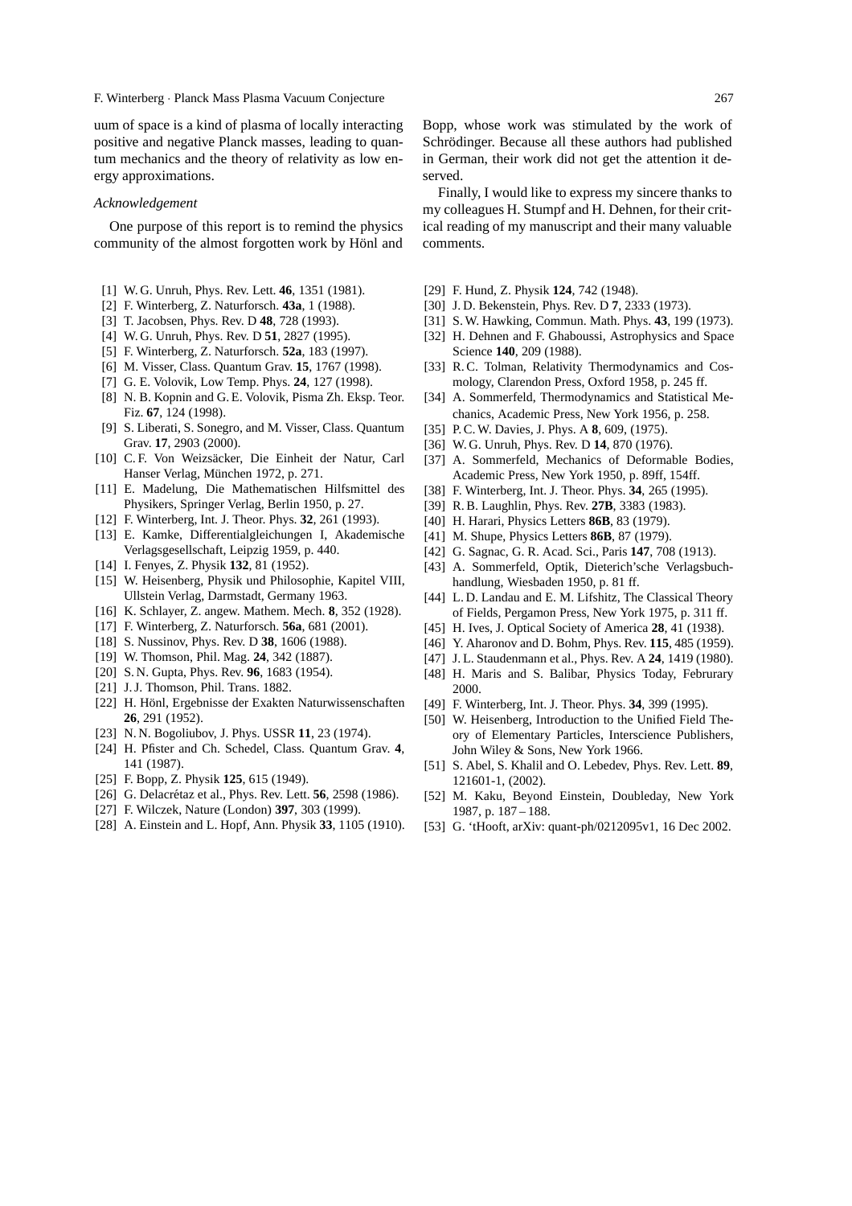uum of space is a kind of plasma of locally interacting positive and negative Planck masses, leading to quantum mechanics and the theory of relativity as low energy approximations.

*Acknowledgement*

One purpose of this report is to remind the physics community of the almost forgotten work by Hönl and Bopp, whose work was stimulated by the work of Schrödinger. Because all these authors had published in German, their work did not get the attention it deserved.

Finally, I would like to express my sincere thanks to my colleagues H. Stumpf and H. Dehnen, for their critical reading of my manuscript and their many valuable comments.

- [1] W. G. Unruh, Phys. Rev. Lett. **46**, 1351 (1981).
- [2] F. Winterberg, Z. Naturforsch. **43a**, 1 (1988).
- [3] T. Jacobsen, Phys. Rev. D **48**, 728 (1993).
- [4] W. G. Unruh, Phys. Rev. D **51**, 2827 (1995).
- [5] F. Winterberg, Z. Naturforsch. **52a**, 183 (1997).
- [6] M. Visser, Class. Quantum Grav. **15**, 1767 (1998).
- [7] G. E. Volovik, Low Temp. Phys. **24**, 127 (1998).
- [8] N. B. Kopnin and G. E. Volovik, Pisma Zh. Eksp. Teor. Fiz. **67**, 124 (1998).
- [9] S. Liberati, S. Sonegro, and M. Visser, Class. Quantum Grav. **17**, 2903 (2000).
- [10] C. F. Von Weizsäcker, Die Einheit der Natur, Carl Hanser Verlag, München 1972, p. 271.
- [11] E. Madelung, Die Mathematischen Hilfsmittel des Physikers, Springer Verlag, Berlin 1950, p. 27.
- [12] F. Winterberg, Int. J. Theor. Phys. **32**, 261 (1993).
- [13] E. Kamke, Differentialgleichungen I, Akademische Verlagsgesellschaft, Leipzig 1959, p. 440.
- [14] I. Fenyes, Z. Physik **132**, 81 (1952).
- [15] W. Heisenberg, Physik und Philosophie, Kapitel VIII, Ullstein Verlag, Darmstadt, Germany 1963.
- [16] K. Schlayer, Z. angew. Mathem. Mech. **8**, 352 (1928).
- [17] F. Winterberg, Z. Naturforsch. **56a**, 681 (2001).
- [18] S. Nussinov, Phys. Rev. D **38**, 1606 (1988).
- [19] W. Thomson, Phil. Mag. **24**, 342 (1887).
- [20] S. N. Gupta, Phys. Rev. **96**, 1683 (1954).
- [21] J. J. Thomson, Phil. Trans. 1882.
- [22] H. Hönl, Ergebnisse der Exakten Naturwissenschaften **26**, 291 (1952).
- [23] N. N. Bogoliubov, J. Phys. USSR **11**, 23 (1974).
- [24] H. Pfister and Ch. Schedel, Class. Quantum Grav. **4**, 141 (1987).
- [25] F. Bopp, Z. Physik **125**, 615 (1949).
- [26] G. Delacrétaz et al., Phys. Rev. Lett. **56**, 2598 (1986).
- [27] F. Wilczek, Nature (London) **397**, 303 (1999).
- [28] A. Einstein and L. Hopf, Ann. Physik **33**, 1105 (1910).
- [29] F. Hund, Z. Physik **124**, 742 (1948).
- [30] J. D. Bekenstein, Phys. Rev. D **7**, 2333 (1973).
- [31] S. W. Hawking, Commun. Math. Phys. **43**, 199 (1973).
- [32] H. Dehnen and F. Ghaboussi, Astrophysics and Space Science **140**, 209 (1988).
- [33] R. C. Tolman, Relativity Thermodynamics and Cosmology, Clarendon Press, Oxford 1958, p. 245 ff.
- [34] A. Sommerfeld, Thermodynamics and Statistical Mechanics, Academic Press, New York 1956, p. 258.
- [35] P. C. W. Davies, J. Phys. A **8**, 609, (1975).
- [36] W. G. Unruh, Phys. Rev. D **14**, 870 (1976).
- [37] A. Sommerfeld, Mechanics of Deformable Bodies, Academic Press, New York 1950, p. 89ff, 154ff.
- [38] F. Winterberg, Int. J. Theor. Phys. **34**, 265 (1995).
- [39] R. B. Laughlin, Phys. Rev. **27B**, 3383 (1983).
- [40] H. Harari, Physics Letters **86B**, 83 (1979).
- [41] M. Shupe, Physics Letters **86B**, 87 (1979).
- [42] G. Sagnac, G. R. Acad. Sci., Paris **147**, 708 (1913).
- [43] A. Sommerfeld, Optik, Dieterich'sche Verlagsbuchhandlung, Wiesbaden 1950, p. 81 ff.
- [44] L. D. Landau and E. M. Lifshitz, The Classical Theory of Fields, Pergamon Press, New York 1975, p. 311 ff.
- [45] H. Ives, J. Optical Society of America **28**, 41 (1938).
- [46] Y. Aharonov and D. Bohm, Phys. Rev. **115**, 485 (1959).
- [47] J. L. Staudenmann et al., Phys. Rev. A **24**, 1419 (1980).
- [48] H. Maris and S. Balibar, Physics Today, Februrary 2000.
- [49] F. Winterberg, Int. J. Theor. Phys. **34**, 399 (1995).
- [50] W. Heisenberg, Introduction to the Unified Field Theory of Elementary Particles, Interscience Publishers, John Wiley & Sons, New York 1966.
- [51] S. Abel, S. Khalil and O. Lebedev, Phys. Rev. Lett. **89**, 121601-1, (2002).
- [52] M. Kaku, Beyond Einstein, Doubleday, New York 1987, p. 187 – 188.
- [53] G. 'tHooft, arXiv: quant-ph/0212095v1, 16 Dec 2002.